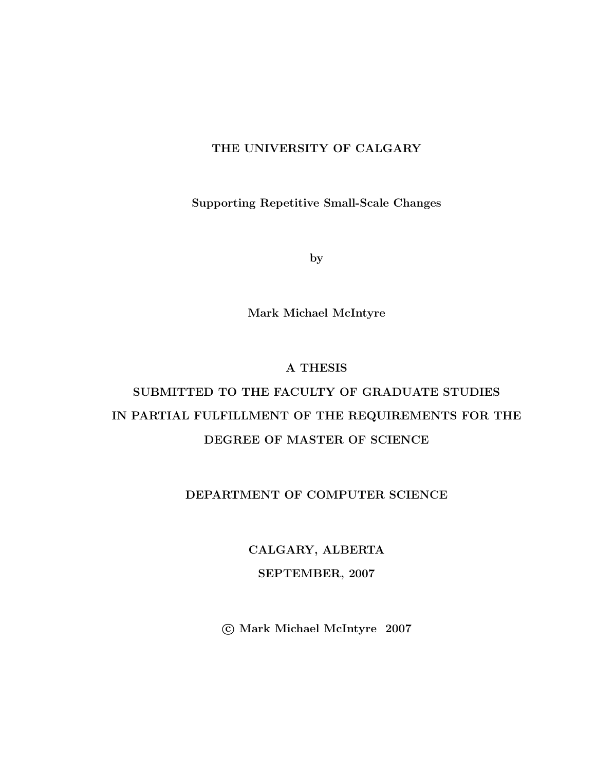THE UNIVERSITY OF CALGARY

# Supporting Repetitive Small-Scale Changes

by

**Mark Michael McIntyre**

A THESIS

SUBMITTED TO THE FACULTY OF GRADUATE STUDIES

IN PARTIAL FULFILLMENT OF THE REQUIREMENTS FOR THE

DEGREE OF MASTER OF SCIENCE

DEPARTMENT OF COMPUTER SCIENCE

CALGARY, ALBERTA

SEPTEMBER, 2007

© Mark Michael McIntyre 2007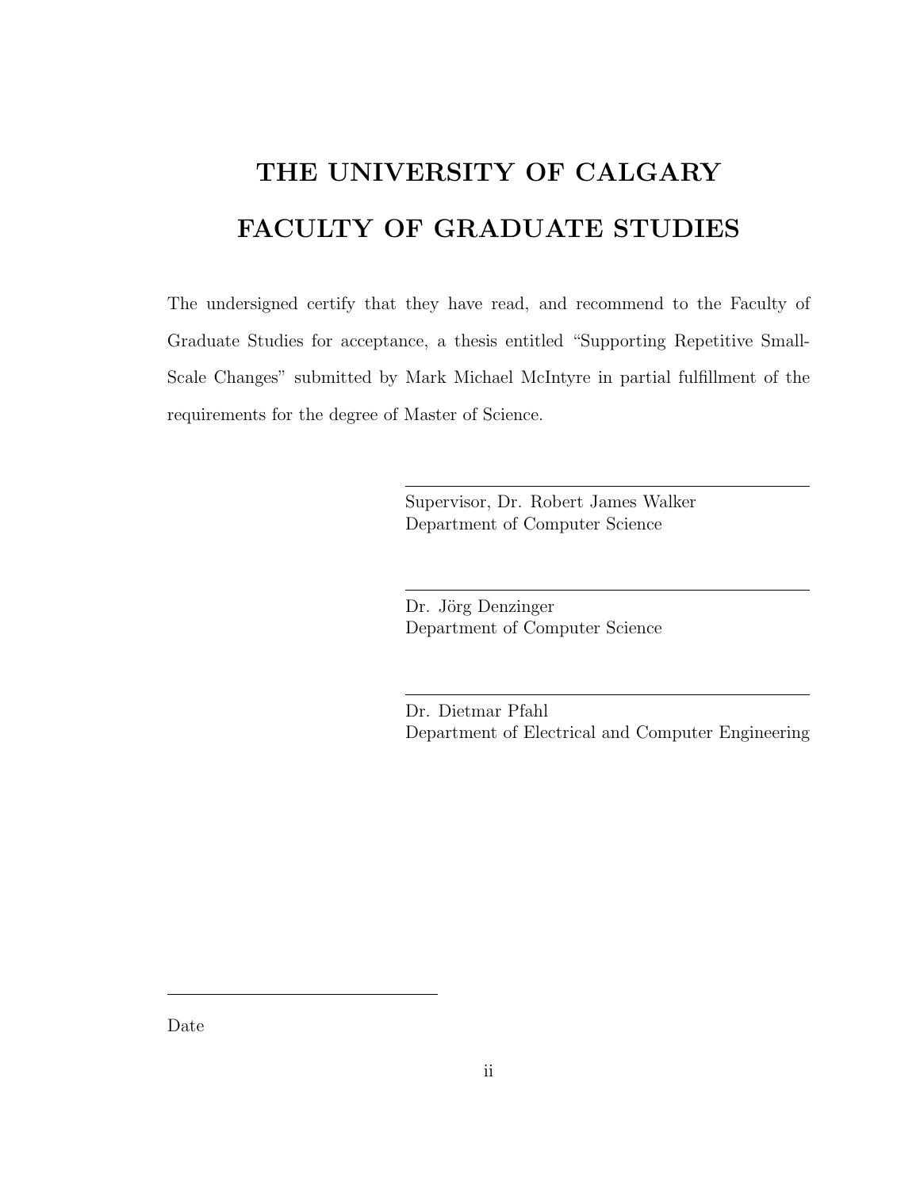# THE UNIVERSITY OF CALGARY

# FACULTY OF GRADUATE STUDIES

The undersigned certify that they have read, and recommend to the Faculty of Graduate Studies for acceptance, a thesis entitled "Supporting Repetitive Small-Scale Changes" submitted by Mark Michael McIntyre in partial fulfillment of the requirements for the degree of Master of Science.

---

Supervisor, Dr. Robert James Walker
Department of Computer Science

---

Dr. Jörg Denzinger
Department of Computer Science

---

Dr. Dietmar Pfahl
Department of Electrical and Computer Engineering

---

Date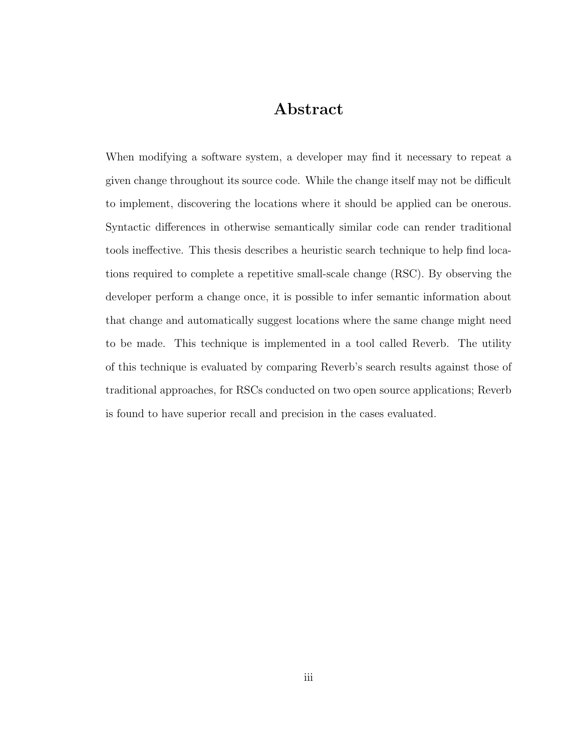# Abstract

When modifying a software system, a developer may find it necessary to repeat a given change throughout its source code. While the change itself may not be difficult to implement, discovering the locations where it should be applied can be onerous. Syntactic differences in otherwise semantically similar code can render traditional tools ineffective. This thesis describes a heuristic search technique to help find locations required to complete a repetitive small-scale change (RSC). By observing the developer perform a change once, it is possible to infer semantic information about that change and automatically suggest locations where the same change might need to be made. This technique is implemented in a tool called Reverb. The utility of this technique is evaluated by comparing Reverb's search results against those of traditional approaches, for RSCs conducted on two open source applications; Reverb is found to have superior recall and precision in the cases evaluated.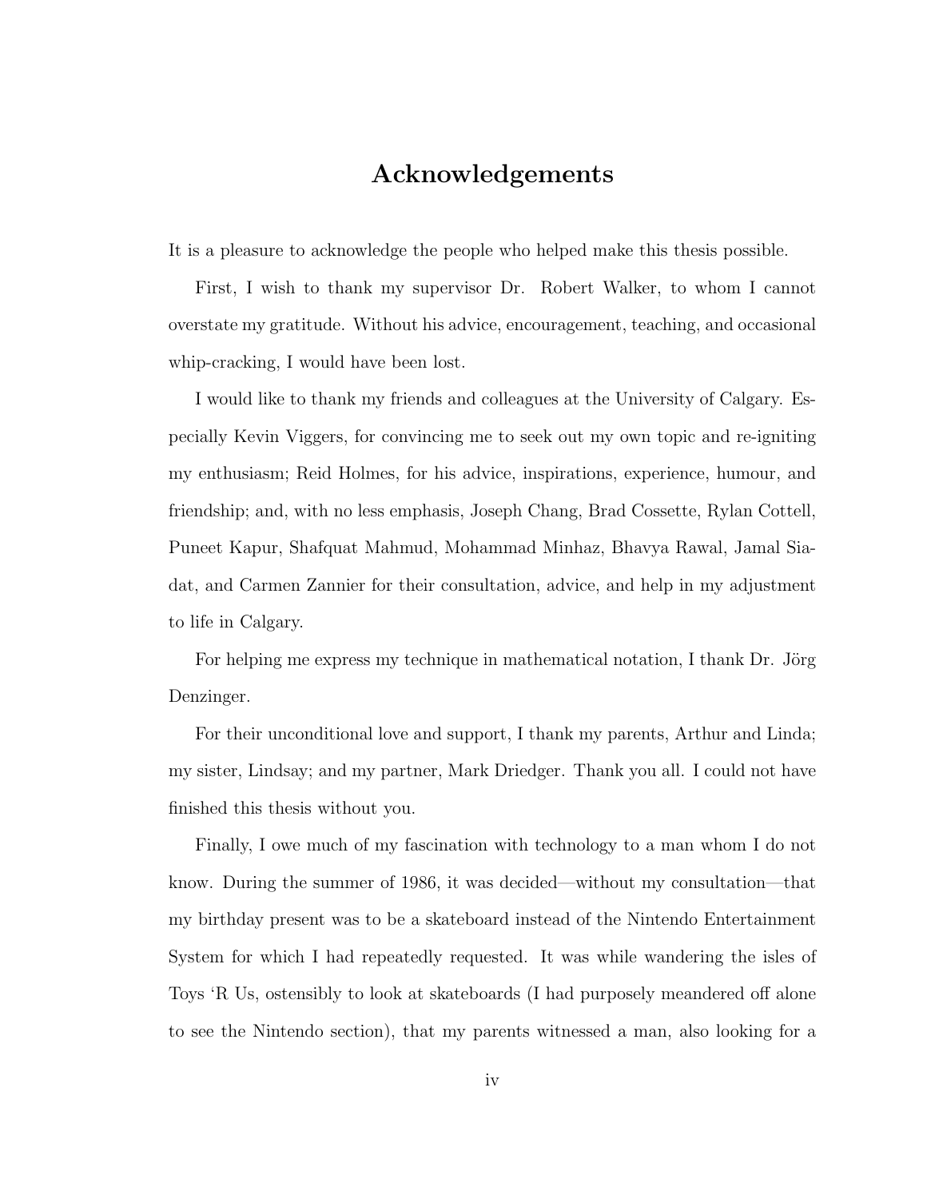# Acknowledgements

It is a pleasure to acknowledge the people who helped make this thesis possible.

First, I wish to thank my supervisor Dr. Robert Walker, to whom I cannot overstate my gratitude. Without his advice, encouragement, teaching, and occasional whip-cracking, I would have been lost.

I would like to thank my friends and colleagues at the University of Calgary. Especially Kevin Viggers, for convincing me to seek out my own topic and re-igniting my enthusiasm; Reid Holmes, for his advice, inspirations, experience, humour, and friendship; and, with no less emphasis, Joseph Chang, Brad Cossette, Rylan Cottell, Puneet Kapur, Shafquat Mahmud, Mohammad Minhaz, Bhavya Rawal, Jamal Siadat, and Carmen Zannier for their consultation, advice, and help in my adjustment to life in Calgary.

For helping me express my technique in mathematical notation, I thank Dr. Jörg Denzinger.

For their unconditional love and support, I thank my parents, Arthur and Linda; my sister, Lindsay; and my partner, Mark Driedger. Thank you all. I could not have finished this thesis without you.

Finally, I owe much of my fascination with technology to a man whom I do not know. During the summer of 1986, it was decided—without my consultation—that my birthday present was to be a skateboard instead of the Nintendo Entertainment System for which I had repeatedly requested. It was while wandering the isles of Toys 'R Us, ostensibly to look at skateboards (I had purposely meandered off alone to see the Nintendo section), that my parents witnessed a man, also looking for a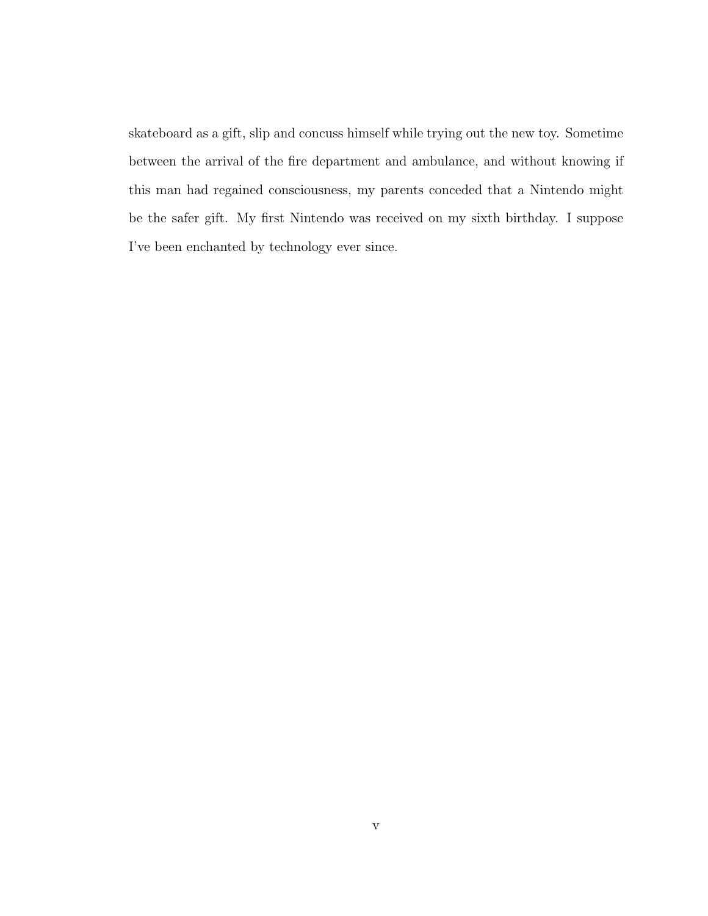skateboard as a gift, slip and concuss himself while trying out the new toy. Sometime between the arrival of the fire department and ambulance, and without knowing if this man had regained consciousness, my parents conceded that a Nintendo might be the safer gift. My first Nintendo was received on my sixth birthday. I suppose I've been enchanted by technology ever since.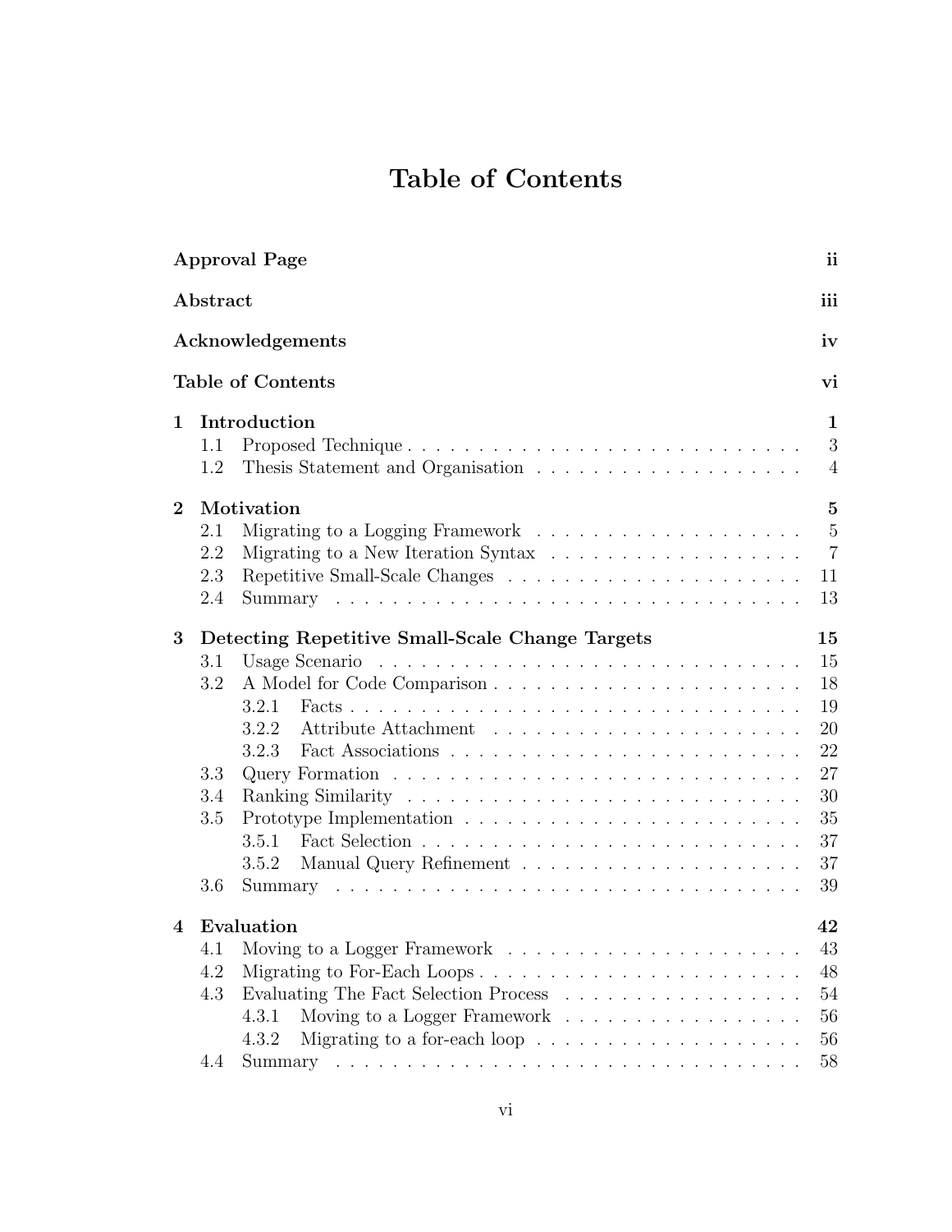# Table of Contents

| | |
|---|---|
| **Approval Page** | **ii** |
| **Abstract** | **iii** |
| **Acknowledgements** | **iv** |
| **Table of Contents** | **vi** |
| **1 Introduction** | **1** |
| 1.1 Proposed Technique | 3 |
| 1.2 Thesis Statement and Organisation | 4 |
| **2 Motivation** | **5** |
| 2.1 Migrating to a Logging Framework | 5 |
| 2.2 Migrating to a New Iteration Syntax | 7 |
| 2.3 Repetitive Small-Scale Changes | 11 |
| 2.4 Summary | 13 |
| **3 Detecting Repetitive Small-Scale Change Targets** | **15** |
| 3.1 Usage Scenario | 15 |
| 3.2 A Model for Code Comparison | 18 |
| 3.2.1 Facts | 19 |
| 3.2.2 Attribute Attachment | 20 |
| 3.2.3 Fact Associations | 22 |
| 3.3 Query Formation | 27 |
| 3.4 Ranking Similarity | 30 |
| 3.5 Prototype Implementation | 35 |
| 3.5.1 Fact Selection | 37 |
| 3.5.2 Manual Query Refinement | 37 |
| 3.6 Summary | 39 |
| **4 Evaluation** | **42** |
| 4.1 Moving to a Logger Framework | 43 |
| 4.2 Migrating to For-Each Loops | 48 |
| 4.3 Evaluating The Fact Selection Process | 54 |
| 4.3.1 Moving to a Logger Framework | 56 |
| 4.3.2 Migrating to a for-each loop | 56 |
| 4.4 Summary | 58 |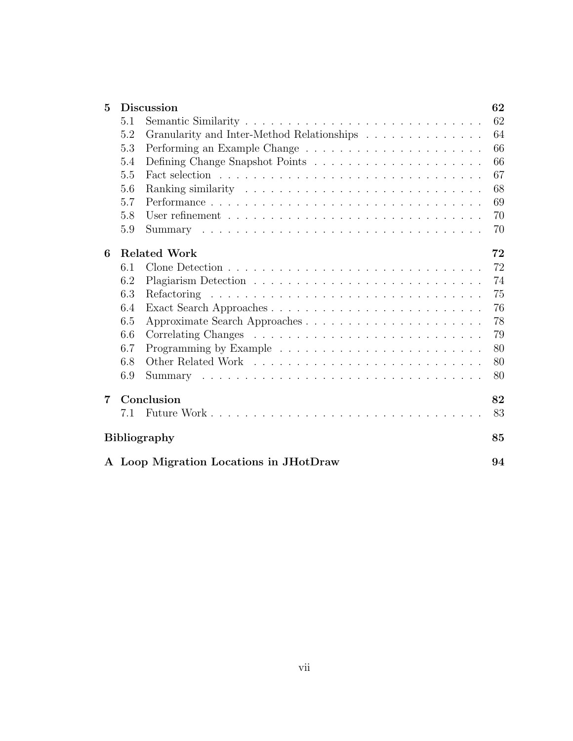| | | |
|---|---|---|
| **5** | **Discussion** | **62** |
| 5.1 | Semantic Similarity | 62 |
| 5.2 | Granularity and Inter-Method Relationships | 64 |
| 5.3 | Performing an Example Change | 66 |
| 5.4 | Defining Change Snapshot Points | 66 |
| 5.5 | Fact selection | 67 |
| 5.6 | Ranking similarity | 68 |
| 5.7 | Performance | 69 |
| 5.8 | User refinement | 70 |
| 5.9 | Summary | 70 |
| **6** | **Related Work** | **72** |
| 6.1 | Clone Detection | 72 |
| 6.2 | Plagiarism Detection | 74 |
| 6.3 | Refactoring | 75 |
| 6.4 | Exact Search Approaches | 76 |
| 6.5 | Approximate Search Approaches | 78 |
| 6.6 | Correlating Changes | 79 |
| 6.7 | Programming by Example | 80 |
| 6.8 | Other Related Work | 80 |
| 6.9 | Summary | 80 |
| **7** | **Conclusion** | **82** |
| 7.1 | Future Work | 83 |
| | **Bibliography** | **85** |
| **A** | **Loop Migration Locations in JHotDraw** | **94** |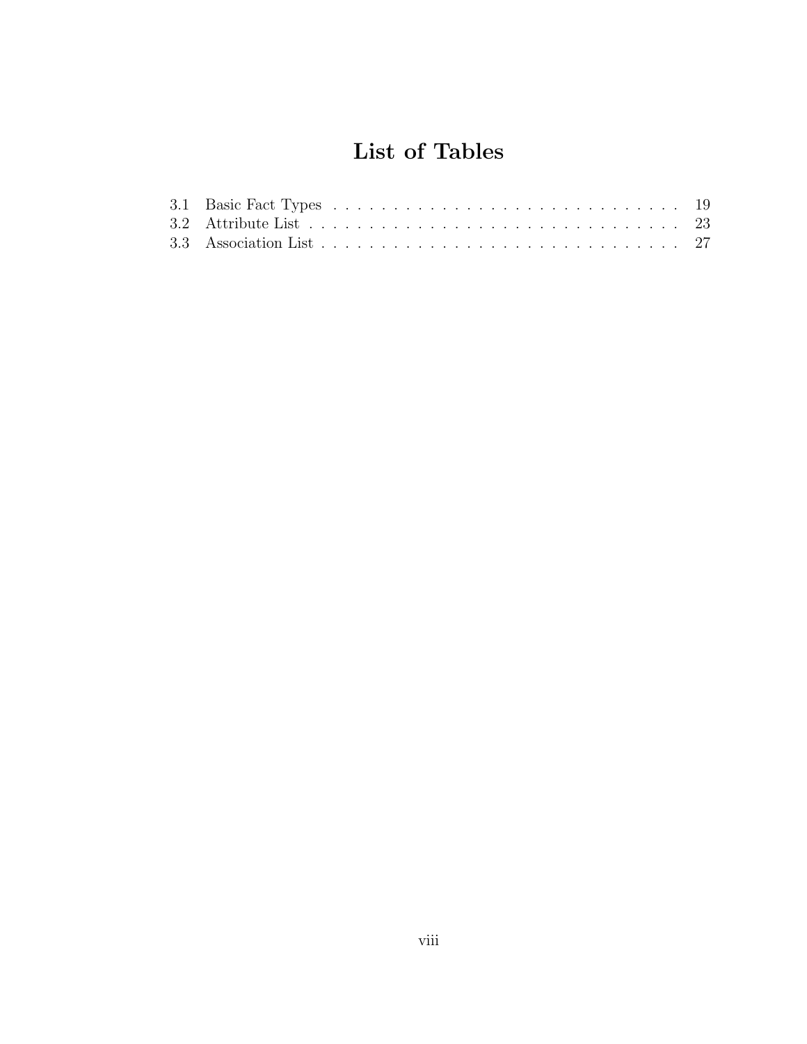# List of Tables

3.1 Basic Fact Types . . . . . . . . . . . . . . . . . . . . . . . . . . . . . . 19
3.2 Attribute List . . . . . . . . . . . . . . . . . . . . . . . . . . . . . . . . 23
3.3 Association List . . . . . . . . . . . . . . . . . . . . . . . . . . . . . . . 27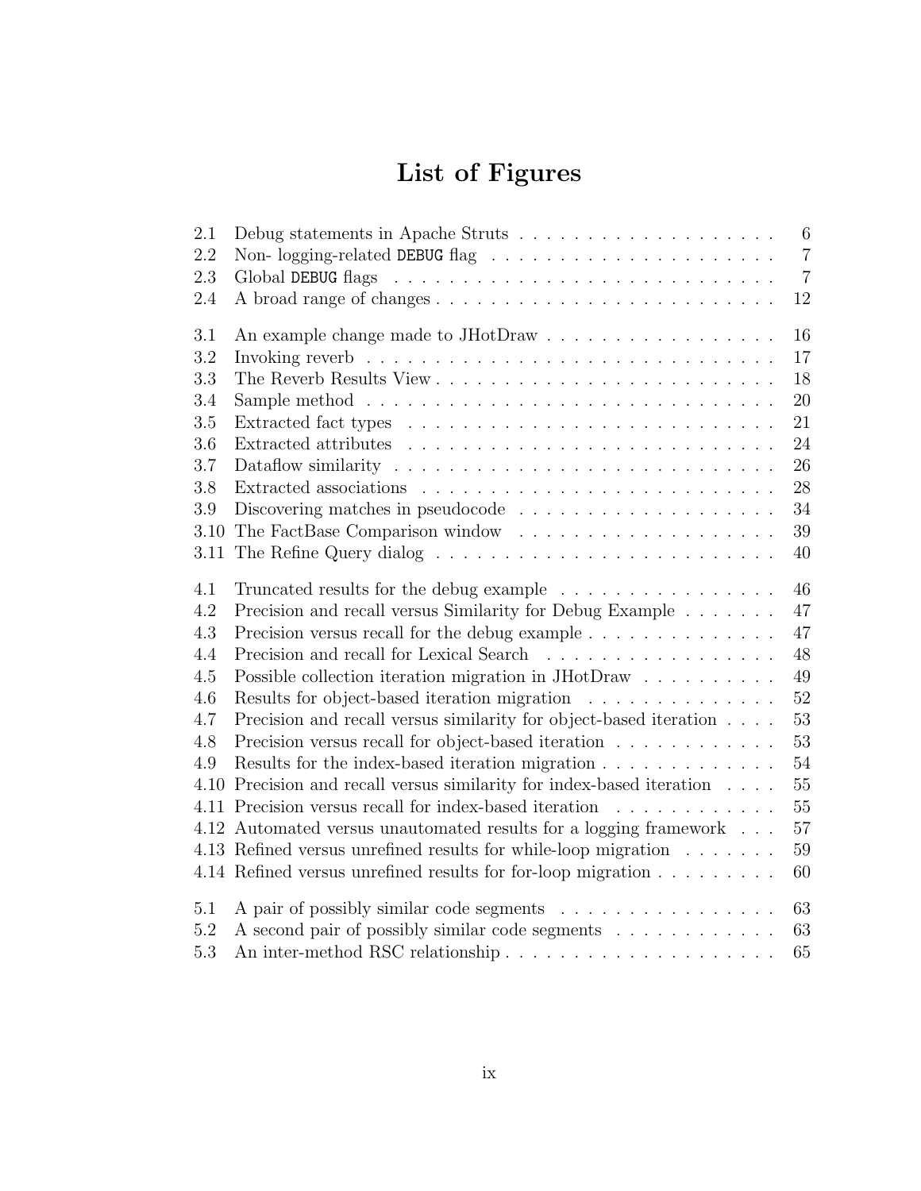# List of Figures

2.1 Debug statements in Apache Struts . . . . . . . . . . . . . . . . . . . 6
2.2 Non- logging-related `DEBUG` flag . . . . . . . . . . . . . . . . . . . . 7
2.3 Global `DEBUG` flags . . . . . . . . . . . . . . . . . . . . . . . . . . . 7
2.4 A broad range of changes . . . . . . . . . . . . . . . . . . . . . . . . . 12

3.1 An example change made to JHotDraw . . . . . . . . . . . . . . . . . 16
3.2 Invoking reverb . . . . . . . . . . . . . . . . . . . . . . . . . . . . . . 17
3.3 The Reverb Results View . . . . . . . . . . . . . . . . . . . . . . . . . 18
3.4 Sample method . . . . . . . . . . . . . . . . . . . . . . . . . . . . . . 20
3.5 Extracted fact types . . . . . . . . . . . . . . . . . . . . . . . . . . . 21
3.6 Extracted attributes . . . . . . . . . . . . . . . . . . . . . . . . . . . 24
3.7 Dataflow similarity . . . . . . . . . . . . . . . . . . . . . . . . . . . . 26
3.8 Extracted associations . . . . . . . . . . . . . . . . . . . . . . . . . . 28
3.9 Discovering matches in pseudocode . . . . . . . . . . . . . . . . . . . 34
3.10 The FactBase Comparison window . . . . . . . . . . . . . . . . . . . 39
3.11 The Refine Query dialog . . . . . . . . . . . . . . . . . . . . . . . . . 40

4.1 Truncated results for the debug example . . . . . . . . . . . . . . . . 46
4.2 Precision and recall versus Similarity for Debug Example . . . . . . . 47
4.3 Precision versus recall for the debug example . . . . . . . . . . . . . . 47
4.4 Precision and recall for Lexical Search . . . . . . . . . . . . . . . . . 48
4.5 Possible collection iteration migration in JHotDraw . . . . . . . . . . 49
4.6 Results for object-based iteration migration . . . . . . . . . . . . . . 52
4.7 Precision and recall versus similarity for object-based iteration . . . . 53
4.8 Precision versus recall for object-based iteration . . . . . . . . . . . . 53
4.9 Results for the index-based iteration migration . . . . . . . . . . . . . 54
4.10 Precision and recall versus similarity for index-based iteration . . . . 55
4.11 Precision versus recall for index-based iteration . . . . . . . . . . . . 55
4.12 Automated versus unautomated results for a logging framework . . . 57
4.13 Refined versus unrefined results for while-loop migration . . . . . . . 59
4.14 Refined versus unrefined results for for-loop migration . . . . . . . . . 60

5.1 A pair of possibly similar code segments . . . . . . . . . . . . . . . . 63
5.2 A second pair of possibly similar code segments . . . . . . . . . . . . 63
5.3 An inter-method RSC relationship . . . . . . . . . . . . . . . . . . . . 65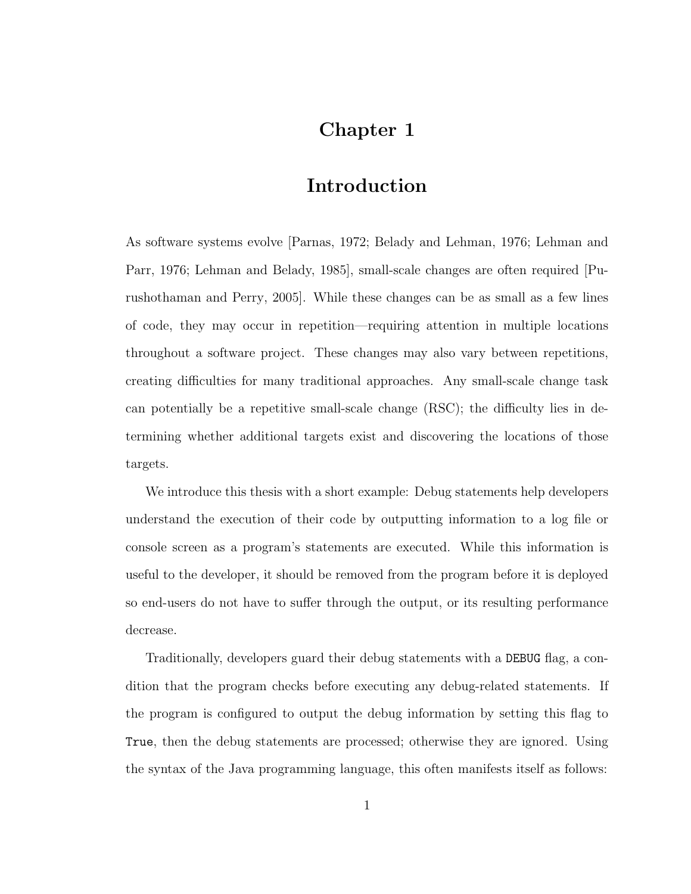# Chapter 1

# Introduction

As software systems evolve [Parnas, 1972; Belady and Lehman, 1976; Lehman and Parr, 1976; Lehman and Belady, 1985], small-scale changes are often required [Purushothaman and Perry, 2005]. While these changes can be as small as a few lines of code, they may occur in repetition—requiring attention in multiple locations throughout a software project. These changes may also vary between repetitions, creating difficulties for many traditional approaches. Any small-scale change task can potentially be a repetitive small-scale change (RSC); the difficulty lies in determining whether additional targets exist and discovering the locations of those targets.

We introduce this thesis with a short example: Debug statements help developers understand the execution of their code by outputting information to a log file or console screen as a program's statements are executed. While this information is useful to the developer, it should be removed from the program before it is deployed so end-users do not have to suffer through the output, or its resulting performance decrease.

Traditionally, developers guard their debug statements with a `DEBUG` flag, a condition that the program checks before executing any debug-related statements. If the program is configured to output the debug information by setting this flag to `True`, then the debug statements are processed; otherwise they are ignored. Using the syntax of the Java programming language, this often manifests itself as follows: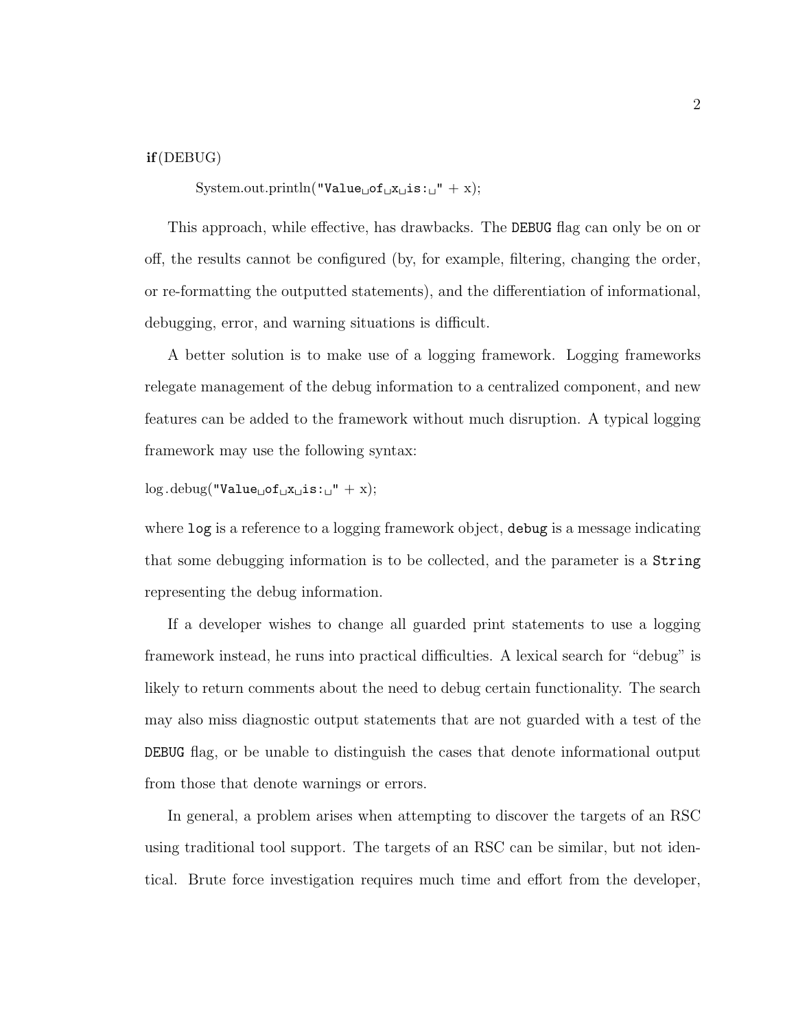```
if(DEBUG)
    System.out.println("Value of x is: " + x);
```

This approach, while effective, has drawbacks. The DEBUG flag can only be on or off, the results cannot be configured (by, for example, filtering, changing the order, or re-formatting the outputted statements), and the differentiation of informational, debugging, error, and warning situations is difficult.

A better solution is to make use of a logging framework. Logging frameworks relegate management of the debug information to a centralized component, and new features can be added to the framework without much disruption. A typical logging framework may use the following syntax:

```
log.debug("Value of x is: " + x);
```

where `log` is a reference to a logging framework object, `debug` is a message indicating that some debugging information is to be collected, and the parameter is a `String` representing the debug information.

If a developer wishes to change all guarded print statements to use a logging framework instead, he runs into practical difficulties. A lexical search for "debug" is likely to return comments about the need to debug certain functionality. The search may also miss diagnostic output statements that are not guarded with a test of the DEBUG flag, or be unable to distinguish the cases that denote informational output from those that denote warnings or errors.

In general, a problem arises when attempting to discover the targets of an RSC using traditional tool support. The targets of an RSC can be similar, but not identical. Brute force investigation requires much time and effort from the developer,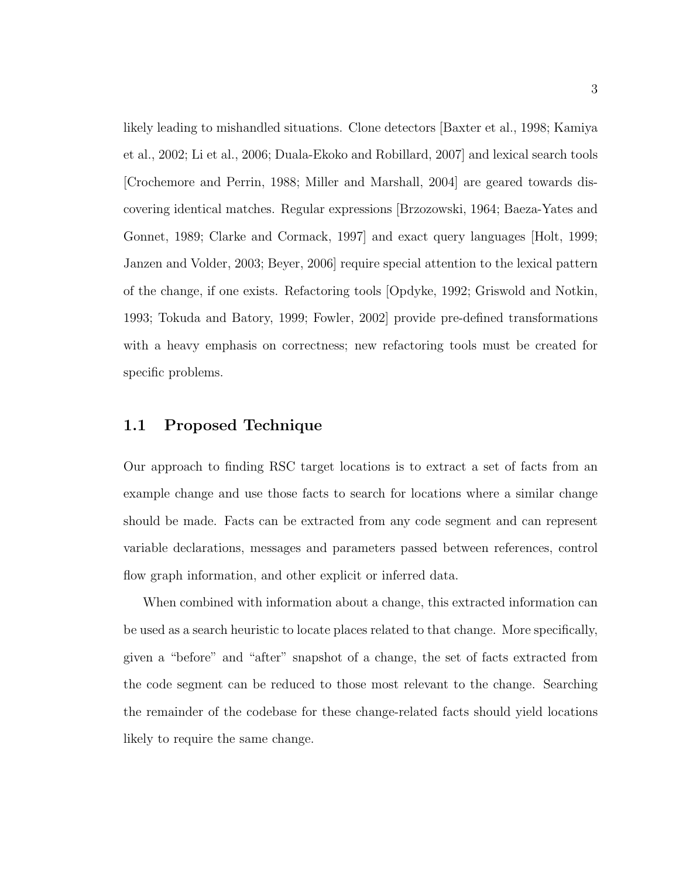likely leading to mishandled situations. Clone detectors [Baxter et al., 1998; Kamiya et al., 2002; Li et al., 2006; Duala-Ekoko and Robillard, 2007] and lexical search tools [Crochemore and Perrin, 1988; Miller and Marshall, 2004] are geared towards discovering identical matches. Regular expressions [Brzozowski, 1964; Baeza-Yates and Gonnet, 1989; Clarke and Cormack, 1997] and exact query languages [Holt, 1999; Janzen and Volder, 2003; Beyer, 2006] require special attention to the lexical pattern of the change, if one exists. Refactoring tools [Opdyke, 1992; Griswold and Notkin, 1993; Tokuda and Batory, 1999; Fowler, 2002] provide pre-defined transformations with a heavy emphasis on correctness; new refactoring tools must be created for specific problems.

## 1.1 Proposed Technique

Our approach to finding RSC target locations is to extract a set of facts from an example change and use those facts to search for locations where a similar change should be made. Facts can be extracted from any code segment and can represent variable declarations, messages and parameters passed between references, control flow graph information, and other explicit or inferred data.

When combined with information about a change, this extracted information can be used as a search heuristic to locate places related to that change. More specifically, given a "before" and "after" snapshot of a change, the set of facts extracted from the code segment can be reduced to those most relevant to the change. Searching the remainder of the codebase for these change-related facts should yield locations likely to require the same change.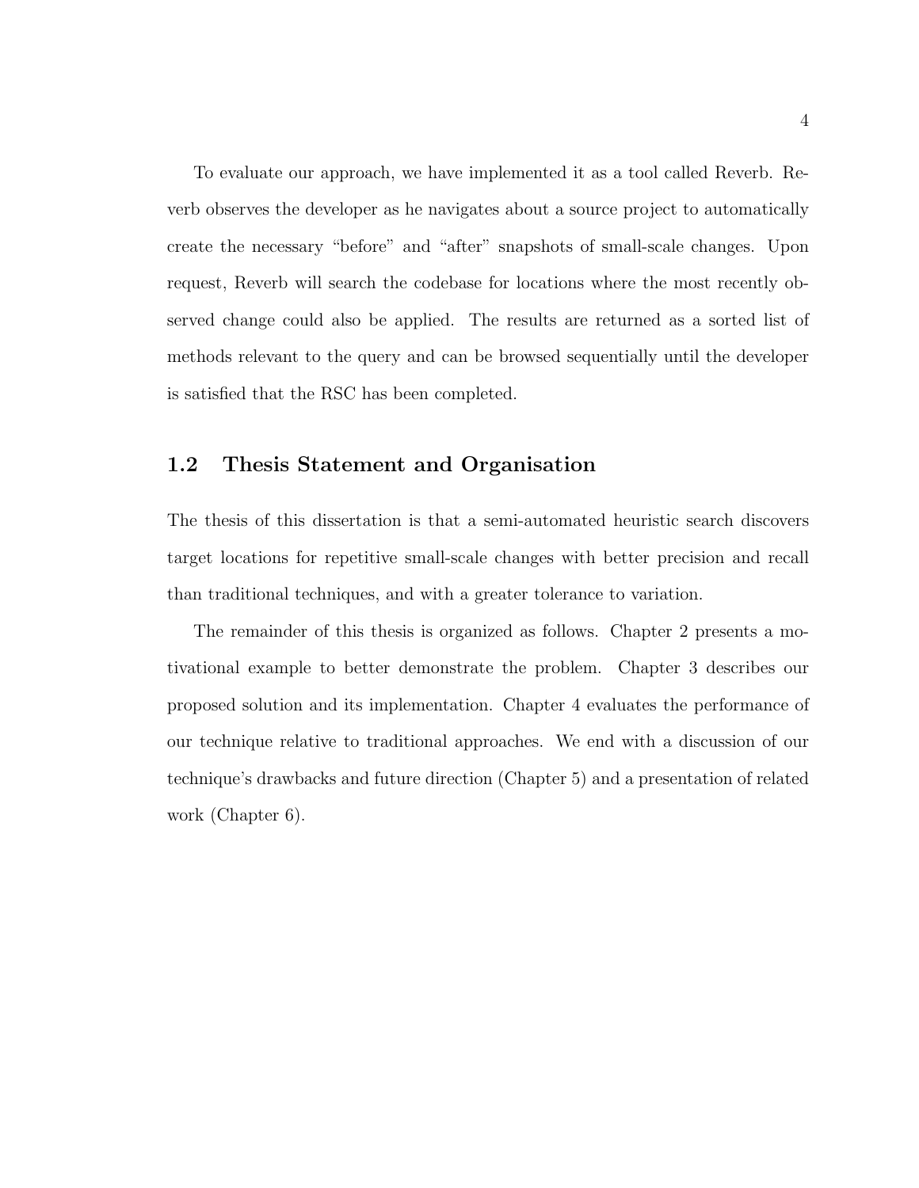To evaluate our approach, we have implemented it as a tool called Reverb. Reverb observes the developer as he navigates about a source project to automatically create the necessary "before" and "after" snapshots of small-scale changes. Upon request, Reverb will search the codebase for locations where the most recently observed change could also be applied. The results are returned as a sorted list of methods relevant to the query and can be browsed sequentially until the developer is satisfied that the RSC has been completed.

## 1.2 Thesis Statement and Organisation

The thesis of this dissertation is that a semi-automated heuristic search discovers target locations for repetitive small-scale changes with better precision and recall than traditional techniques, and with a greater tolerance to variation.

The remainder of this thesis is organized as follows. Chapter 2 presents a motivational example to better demonstrate the problem. Chapter 3 describes our proposed solution and its implementation. Chapter 4 evaluates the performance of our technique relative to traditional approaches. We end with a discussion of our technique's drawbacks and future direction (Chapter 5) and a presentation of related work (Chapter 6).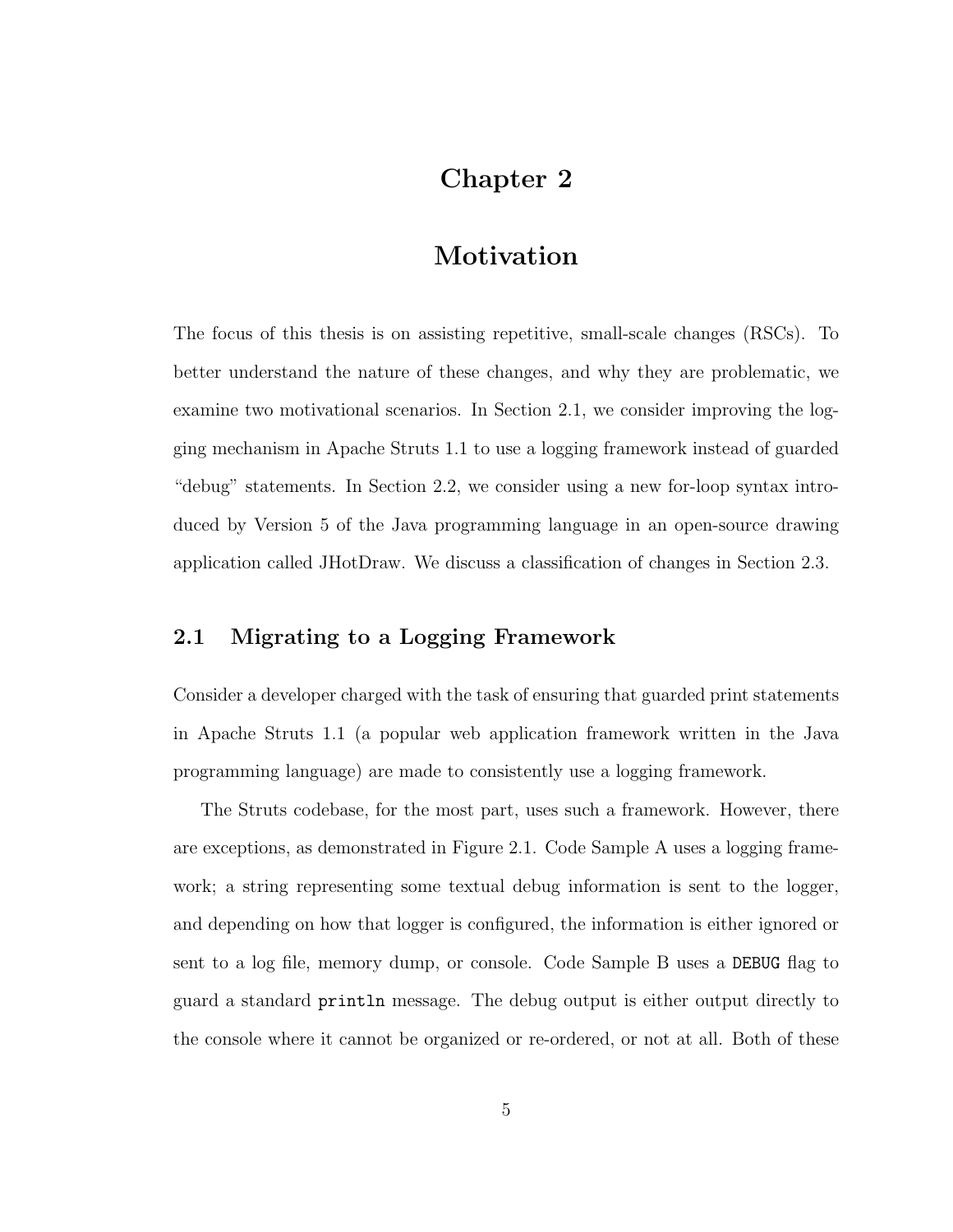# Chapter 2

# Motivation

The focus of this thesis is on assisting repetitive, small-scale changes (RSCs). To better understand the nature of these changes, and why they are problematic, we examine two motivational scenarios. In Section 2.1, we consider improving the logging mechanism in Apache Struts 1.1 to use a logging framework instead of guarded "debug" statements. In Section 2.2, we consider using a new for-loop syntax introduced by Version 5 of the Java programming language in an open-source drawing application called JHotDraw. We discuss a classification of changes in Section 2.3.

## 2.1 Migrating to a Logging Framework

Consider a developer charged with the task of ensuring that guarded print statements in Apache Struts 1.1 (a popular web application framework written in the Java programming language) are made to consistently use a logging framework.

The Struts codebase, for the most part, uses such a framework. However, there are exceptions, as demonstrated in Figure 2.1. Code Sample A uses a logging framework; a string representing some textual debug information is sent to the logger, and depending on how that logger is configured, the information is either ignored or sent to a log file, memory dump, or console. Code Sample B uses a `DEBUG` flag to guard a standard `println` message. The debug output is either output directly to the console where it cannot be organized or re-ordered, or not at all. Both of these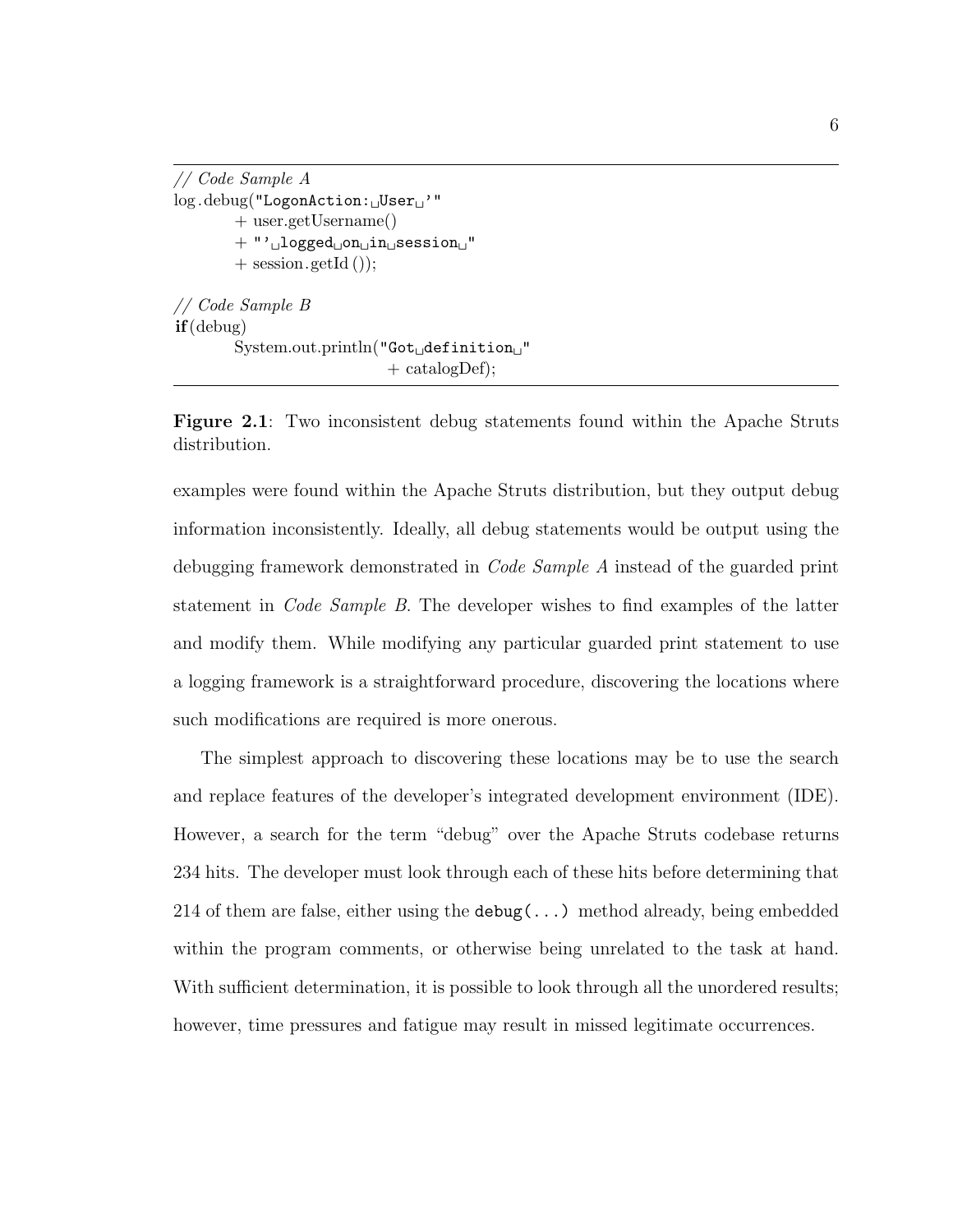```java
// Code Sample A
log.debug("LogonAction: User '"
        + user.getUsername()
        + "' logged on in session "
        + session.getId());

// Code Sample B
if(debug)
        System.out.println("Got definition "
                           + catalogDef);
```

**Figure 2.1**: Two inconsistent debug statements found within the Apache Struts distribution.

examples were found within the Apache Struts distribution, but they output debug information inconsistently. Ideally, all debug statements would be output using the debugging framework demonstrated in *Code Sample A* instead of the guarded print statement in *Code Sample B*. The developer wishes to find examples of the latter and modify them. While modifying any particular guarded print statement to use a logging framework is a straightforward procedure, discovering the locations where such modifications are required is more onerous.

The simplest approach to discovering these locations may be to use the search and replace features of the developer's integrated development environment (IDE). However, a search for the term "debug" over the Apache Struts codebase returns 234 hits. The developer must look through each of these hits before determining that 214 of them are false, either using the `debug(...)` method already, being embedded within the program comments, or otherwise being unrelated to the task at hand. With sufficient determination, it is possible to look through all the unordered results; however, time pressures and fatigue may result in missed legitimate occurrences.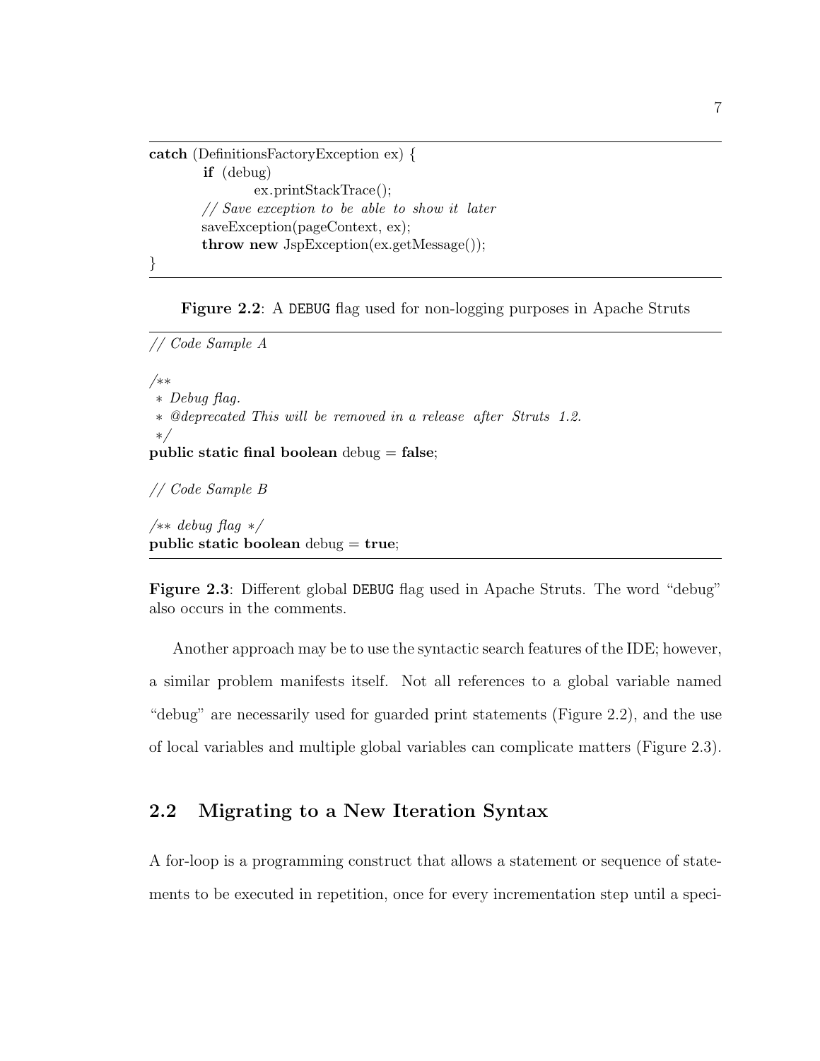```java
catch (DefinitionsFactoryException ex) {
    if (debug)
        ex.printStackTrace();
    // Save exception to be able to show it later
    saveException(pageContext, ex);
    throw new JspException(ex.getMessage());
}
```

**Figure 2.2**: A `DEBUG` flag used for non-logging purposes in Apache Struts

```java
// Code Sample A

/**
 * Debug flag.
 * @deprecated This will be removed in a release after Struts 1.2.
 */
public static final boolean debug = false;

// Code Sample B

/** debug flag */
public static boolean debug = true;
```

**Figure 2.3**: Different global `DEBUG` flag used in Apache Struts. The word "debug" also occurs in the comments.

Another approach may be to use the syntactic search features of the IDE; however, a similar problem manifests itself. Not all references to a global variable named "debug" are necessarily used for guarded print statements (Figure 2.2), and the use of local variables and multiple global variables can complicate matters (Figure 2.3).

## 2.2 Migrating to a New Iteration Syntax

A for-loop is a programming construct that allows a statement or sequence of statements to be executed in repetition, once for every incrementation step until a speci-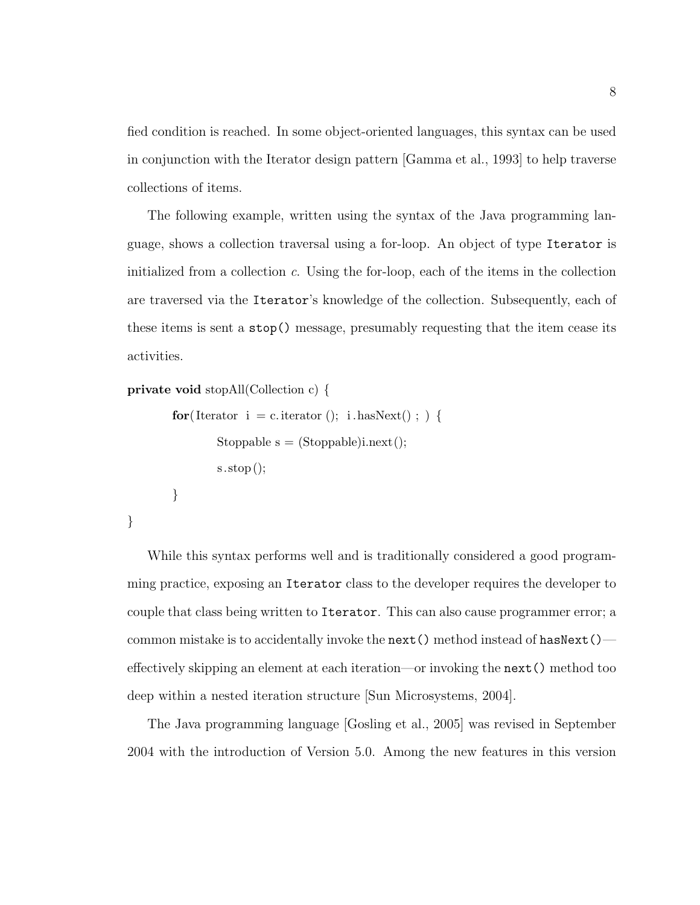fied condition is reached. In some object-oriented languages, this syntax can be used in conjunction with the Iterator design pattern [Gamma et al., 1993] to help traverse collections of items.

The following example, written using the syntax of the Java programming language, shows a collection traversal using a for-loop. An object of type `Iterator` is initialized from a collection *c*. Using the for-loop, each of the items in the collection are traversed via the `Iterator`'s knowledge of the collection. Subsequently, each of these items is sent a `stop()` message, presumably requesting that the item cease its activities.

```
private void stopAll(Collection c) {
        for(Iterator i = c.iterator(); i.hasNext(); ) {
                Stoppable s = (Stoppable)i.next();
                s.stop();
        }
}
```

While this syntax performs well and is traditionally considered a good programming practice, exposing an `Iterator` class to the developer requires the developer to couple that class being written to `Iterator`. This can also cause programmer error; a common mistake is to accidentally invoke the `next()` method instead of `hasNext()`—effectively skipping an element at each iteration—or invoking the `next()` method too deep within a nested iteration structure [Sun Microsystems, 2004].

The Java programming language [Gosling et al., 2005] was revised in September 2004 with the introduction of Version 5.0. Among the new features in this version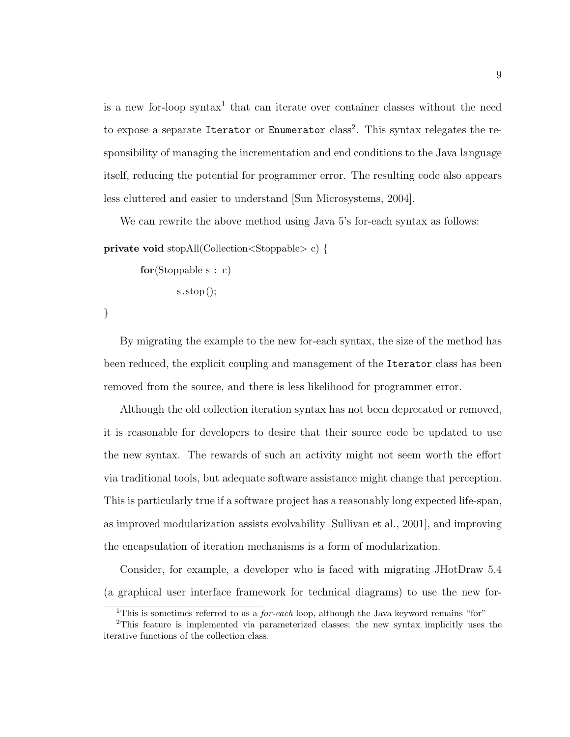is a new for-loop syntax[1] that can iterate over container classes without the need to expose a separate `Iterator` or `Enumerator` class[2]. This syntax relegates the responsibility of managing the incrementation and end conditions to the Java language itself, reducing the potential for programmer error. The resulting code also appears less cluttered and easier to understand [Sun Microsystems, 2004].

We can rewrite the above method using Java 5's for-each syntax as follows:

```
private void stopAll(Collection<Stoppable> c) {
    for(Stoppable s : c)
        s.stop();
}
```

By migrating the example to the new for-each syntax, the size of the method has been reduced, the explicit coupling and management of the `Iterator` class has been removed from the source, and there is less likelihood for programmer error.

Although the old collection iteration syntax has not been deprecated or removed, it is reasonable for developers to desire that their source code be updated to use the new syntax. The rewards of such an activity might not seem worth the effort via traditional tools, but adequate software assistance might change that perception. This is particularly true if a software project has a reasonably long expected life-span, as improved modularization assists evolvability [Sullivan et al., 2001], and improving the encapsulation of iteration mechanisms is a form of modularization.

Consider, for example, a developer who is faced with migrating JHotDraw 5.4 (a graphical user interface framework for technical diagrams) to use the new for-

[1] This is sometimes referred to as a *for-each* loop, although the Java keyword remains "for"

[2] This feature is implemented via parameterized classes; the new syntax implicitly uses the iterative functions of the collection class.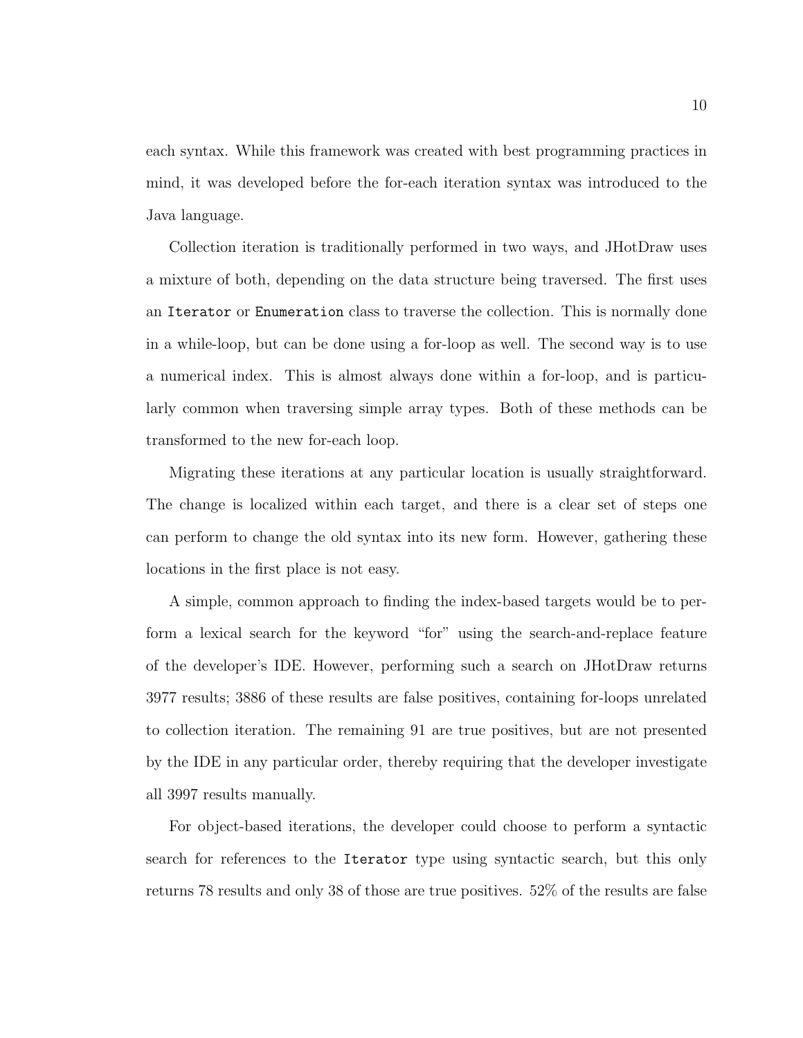each syntax. While this framework was created with best programming practices in mind, it was developed before the for-each iteration syntax was introduced to the Java language.

Collection iteration is traditionally performed in two ways, and JHotDraw uses a mixture of both, depending on the data structure being traversed. The first uses an `Iterator` or `Enumeration` class to traverse the collection. This is normally done in a while-loop, but can be done using a for-loop as well. The second way is to use a numerical index. This is almost always done within a for-loop, and is particularly common when traversing simple array types. Both of these methods can be transformed to the new for-each loop.

Migrating these iterations at any particular location is usually straightforward. The change is localized within each target, and there is a clear set of steps one can perform to change the old syntax into its new form. However, gathering these locations in the first place is not easy.

A simple, common approach to finding the index-based targets would be to perform a lexical search for the keyword "for" using the search-and-replace feature of the developer's IDE. However, performing such a search on JHotDraw returns 3977 results; 3886 of these results are false positives, containing for-loops unrelated to collection iteration. The remaining 91 are true positives, but are not presented by the IDE in any particular order, thereby requiring that the developer investigate all 3997 results manually.

For object-based iterations, the developer could choose to perform a syntactic search for references to the `Iterator` type using syntactic search, but this only returns 78 results and only 38 of those are true positives. 52% of the results are false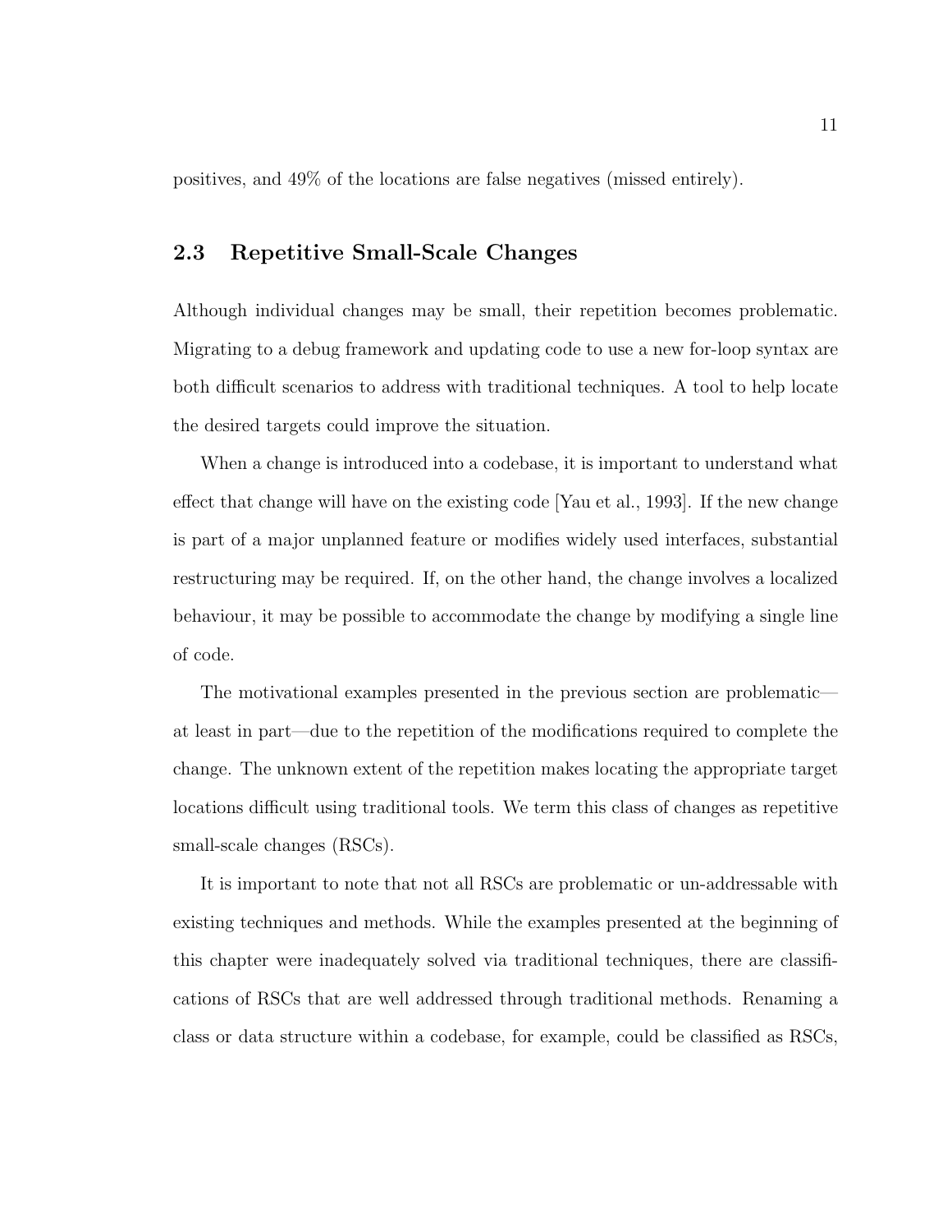positives, and 49% of the locations are false negatives (missed entirely).

## 2.3 Repetitive Small-Scale Changes

Although individual changes may be small, their repetition becomes problematic. Migrating to a debug framework and updating code to use a new for-loop syntax are both difficult scenarios to address with traditional techniques. A tool to help locate the desired targets could improve the situation.

When a change is introduced into a codebase, it is important to understand what effect that change will have on the existing code [Yau et al., 1993]. If the new change is part of a major unplanned feature or modifies widely used interfaces, substantial restructuring may be required. If, on the other hand, the change involves a localized behaviour, it may be possible to accommodate the change by modifying a single line of code.

The motivational examples presented in the previous section are problematic—at least in part—due to the repetition of the modifications required to complete the change. The unknown extent of the repetition makes locating the appropriate target locations difficult using traditional tools. We term this class of changes as repetitive small-scale changes (RSCs).

It is important to note that not all RSCs are problematic or un-addressable with existing techniques and methods. While the examples presented at the beginning of this chapter were inadequately solved via traditional techniques, there are classifications of RSCs that are well addressed through traditional methods. Renaming a class or data structure within a codebase, for example, could be classified as RSCs,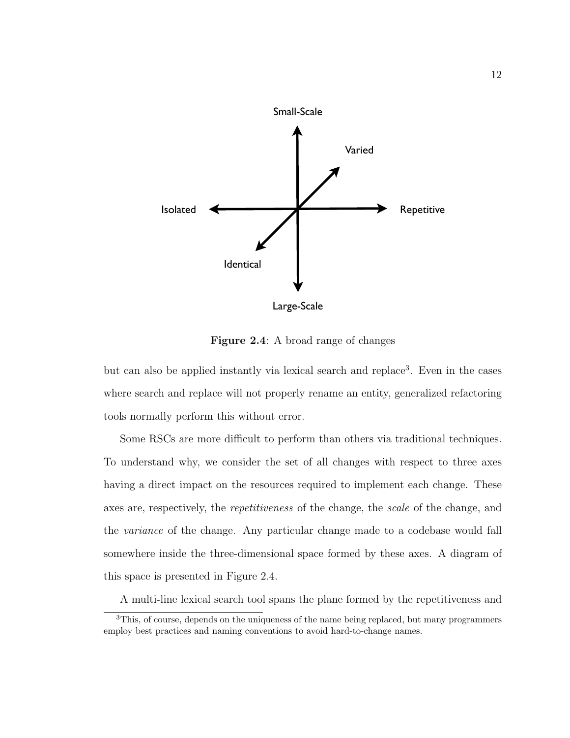Small-Scale

Varied

Isolated

Repetitive

Identical

Large-Scale

**Figure 2.4**: A broad range of changes

but can also be applied instantly via lexical search and replace[3]. Even in the cases where search and replace will not properly rename an entity, generalized refactoring tools normally perform this without error.

Some RSCs are more difficult to perform than others via traditional techniques. To understand why, we consider the set of all changes with respect to three axes having a direct impact on the resources required to implement each change. These axes are, respectively, the *repetitiveness* of the change, the *scale* of the change, and the *variance* of the change. Any particular change made to a codebase would fall somewhere inside the three-dimensional space formed by these axes. A diagram of this space is presented in Figure 2.4.

A multi-line lexical search tool spans the plane formed by the repetitiveness and

[3]This, of course, depends on the uniqueness of the name being replaced, but many programmers employ best practices and naming conventions to avoid hard-to-change names.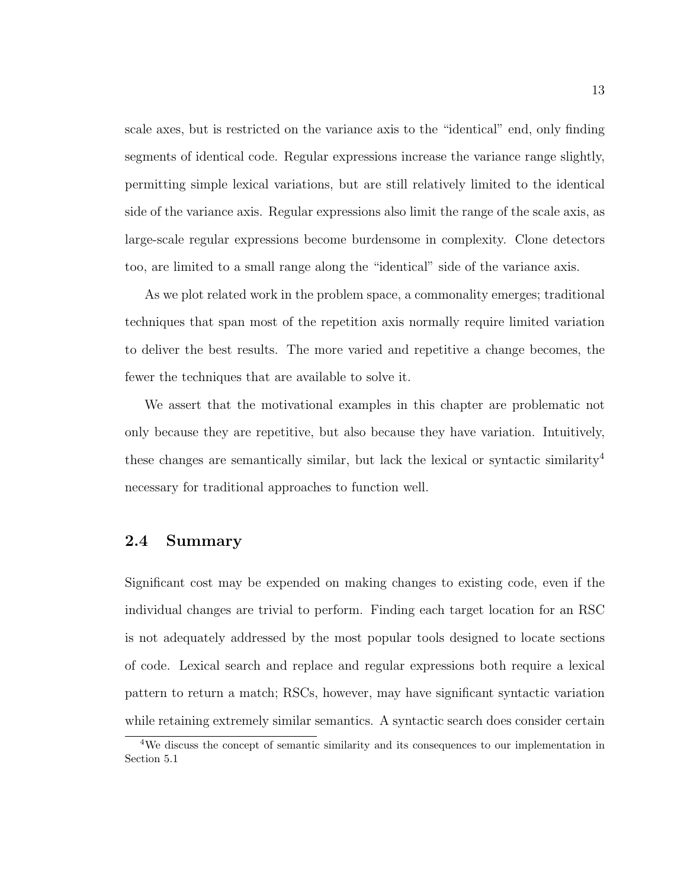scale axes, but is restricted on the variance axis to the "identical" end, only finding segments of identical code. Regular expressions increase the variance range slightly, permitting simple lexical variations, but are still relatively limited to the identical side of the variance axis. Regular expressions also limit the range of the scale axis, as large-scale regular expressions become burdensome in complexity. Clone detectors too, are limited to a small range along the "identical" side of the variance axis.

As we plot related work in the problem space, a commonality emerges; traditional techniques that span most of the repetition axis normally require limited variation to deliver the best results. The more varied and repetitive a change becomes, the fewer the techniques that are available to solve it.

We assert that the motivational examples in this chapter are problematic not only because they are repetitive, but also because they have variation. Intuitively, these changes are semantically similar, but lack the lexical or syntactic similarity[4] necessary for traditional approaches to function well.

## 2.4 Summary

Significant cost may be expended on making changes to existing code, even if the individual changes are trivial to perform. Finding each target location for an RSC is not adequately addressed by the most popular tools designed to locate sections of code. Lexical search and replace and regular expressions both require a lexical pattern to return a match; RSCs, however, may have significant syntactic variation while retaining extremely similar semantics. A syntactic search does consider certain

[4] We discuss the concept of semantic similarity and its consequences to our implementation in Section 5.1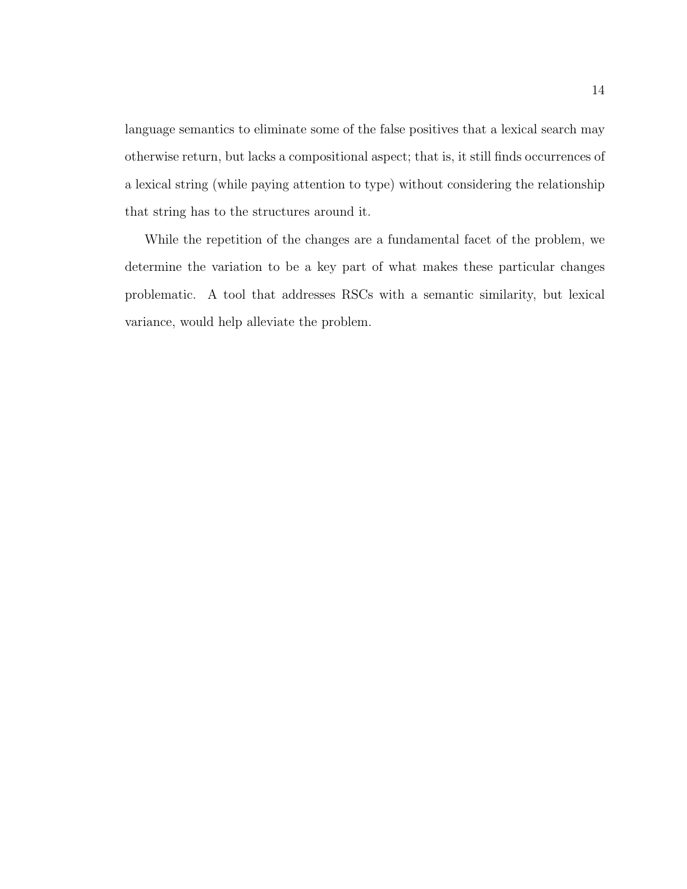language semantics to eliminate some of the false positives that a lexical search may otherwise return, but lacks a compositional aspect; that is, it still finds occurrences of a lexical string (while paying attention to type) without considering the relationship that string has to the structures around it.

While the repetition of the changes are a fundamental facet of the problem, we determine the variation to be a key part of what makes these particular changes problematic. A tool that addresses RSCs with a semantic similarity, but lexical variance, would help alleviate the problem.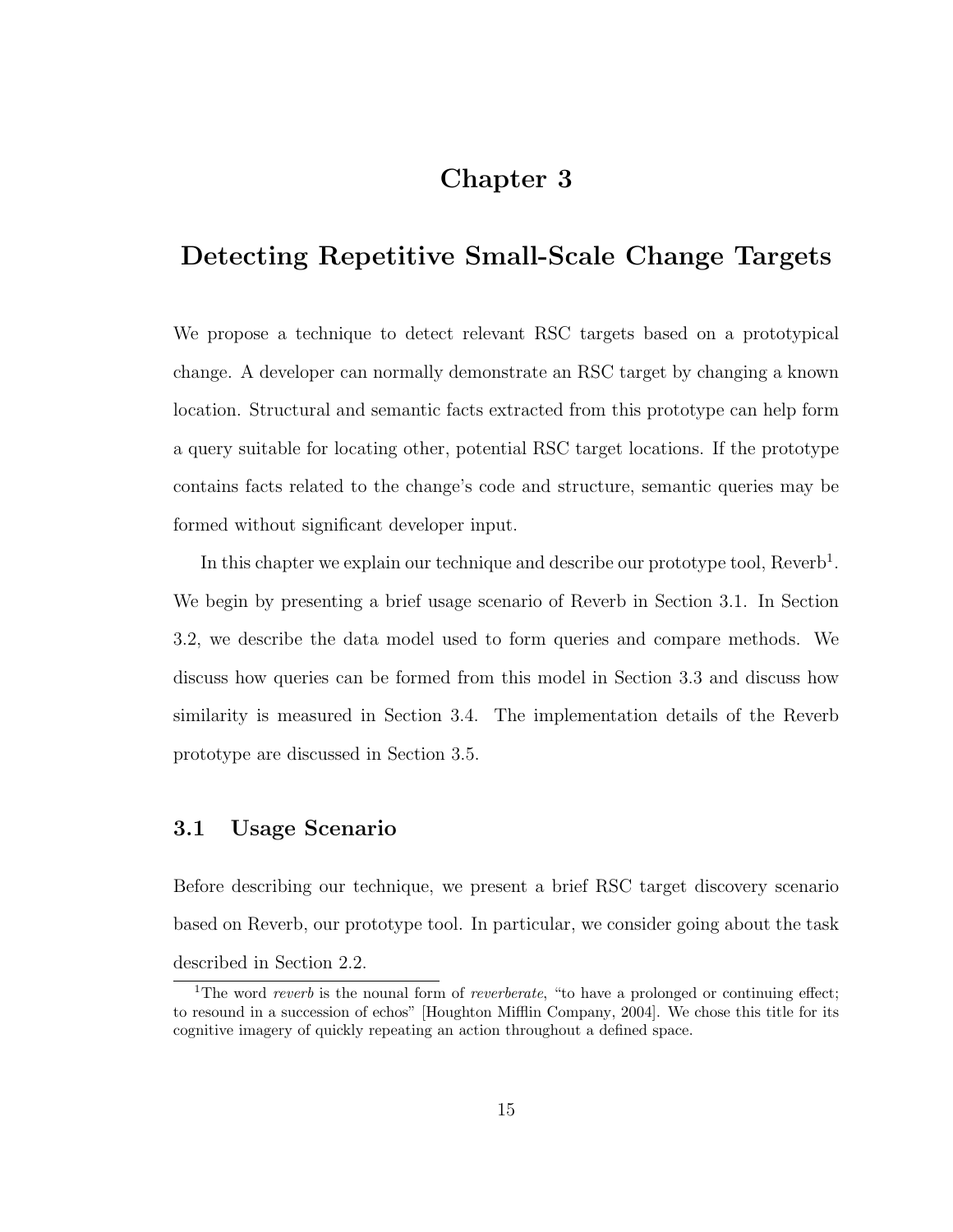# Chapter 3

# Detecting Repetitive Small-Scale Change Targets

We propose a technique to detect relevant RSC targets based on a prototypical change. A developer can normally demonstrate an RSC target by changing a known location. Structural and semantic facts extracted from this prototype can help form a query suitable for locating other, potential RSC target locations. If the prototype contains facts related to the change's code and structure, semantic queries may be formed without significant developer input.

In this chapter we explain our technique and describe our prototype tool, Reverb[1]. We begin by presenting a brief usage scenario of Reverb in Section 3.1. In Section 3.2, we describe the data model used to form queries and compare methods. We discuss how queries can be formed from this model in Section 3.3 and discuss how similarity is measured in Section 3.4. The implementation details of the Reverb prototype are discussed in Section 3.5.

## 3.1 Usage Scenario

Before describing our technique, we present a brief RSC target discovery scenario based on Reverb, our prototype tool. In particular, we consider going about the task described in Section 2.2.

[1] The word *reverb* is the nounal form of *reverberate*, "to have a prolonged or continuing effect; to resound in a succession of echos" [Houghton Mifflin Company, 2004]. We chose this title for its cognitive imagery of quickly repeating an action throughout a defined space.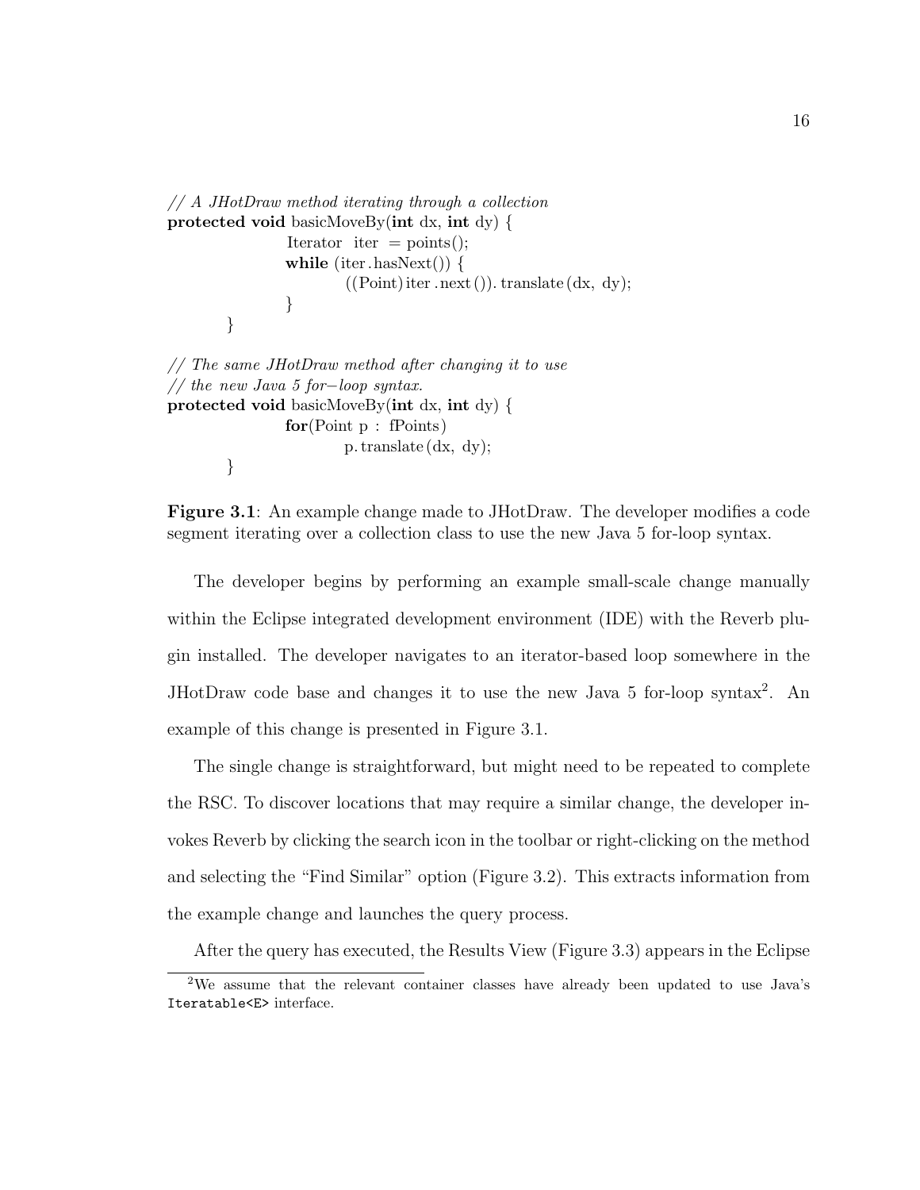```java
// A JHotDraw method iterating through a collection
protected void basicMoveBy(int dx, int dy) {
                Iterator iter = points();
                while (iter.hasNext()) {
                        ((Point)iter.next()).translate(dx, dy);
                }
        }

// The same JHotDraw method after changing it to use
// the new Java 5 for-loop syntax.
protected void basicMoveBy(int dx, int dy) {
                for(Point p : fPoints)
                        p.translate(dx, dy);
        }
```

**Figure 3.1**: An example change made to JHotDraw. The developer modifies a code segment iterating over a collection class to use the new Java 5 for-loop syntax.

The developer begins by performing an example small-scale change manually within the Eclipse integrated development environment (IDE) with the Reverb plugin installed. The developer navigates to an iterator-based loop somewhere in the JHotDraw code base and changes it to use the new Java 5 for-loop syntax[2]. An example of this change is presented in Figure 3.1.

The single change is straightforward, but might need to be repeated to complete the RSC. To discover locations that may require a similar change, the developer invokes Reverb by clicking the search icon in the toolbar or right-clicking on the method and selecting the "Find Similar" option (Figure 3.2). This extracts information from the example change and launches the query process.

After the query has executed, the Results View (Figure 3.3) appears in the Eclipse

[2] We assume that the relevant container classes have already been updated to use Java's `Iteratable<E>` interface.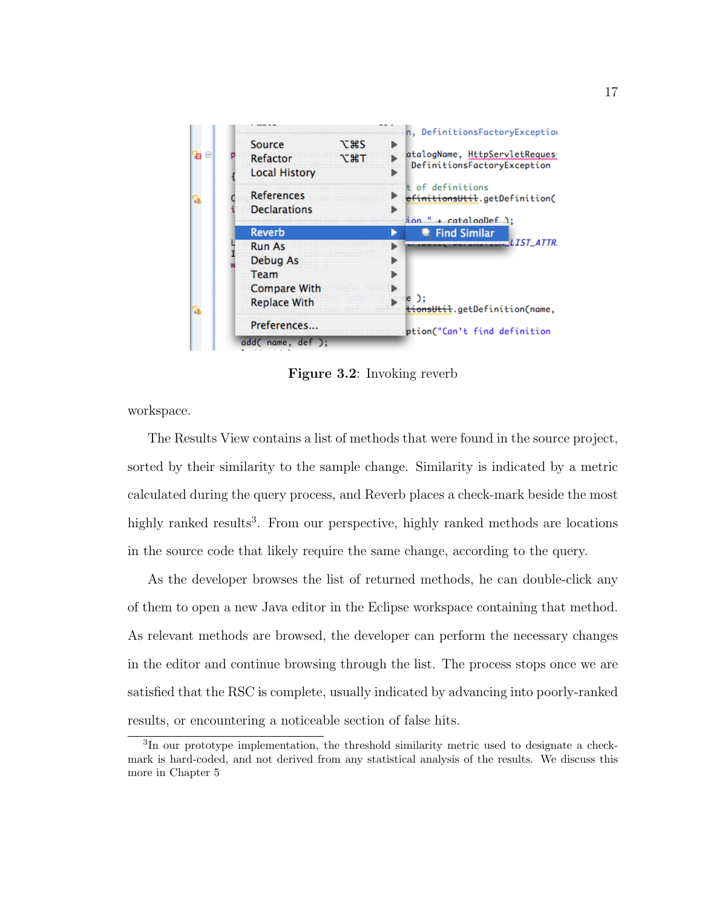Figure 3.2: Invoking reverb

workspace.

The Results View contains a list of methods that were found in the source project, sorted by their similarity to the sample change. Similarity is indicated by a metric calculated during the query process, and Reverb places a check-mark beside the most highly ranked results[3]. From our perspective, highly ranked methods are locations in the source code that likely require the same change, according to the query.

As the developer browses the list of returned methods, he can double-click any of them to open a new Java editor in the Eclipse workspace containing that method. As relevant methods are browsed, the developer can perform the necessary changes in the editor and continue browsing through the list. The process stops once we are satisfied that the RSC is complete, usually indicated by advancing into poorly-ranked results, or encountering a noticeable section of false hits.

[3] In our prototype implementation, the threshold similarity metric used to designate a check-mark is hard-coded, and not derived from any statistical analysis of the results. We discuss this more in Chapter 5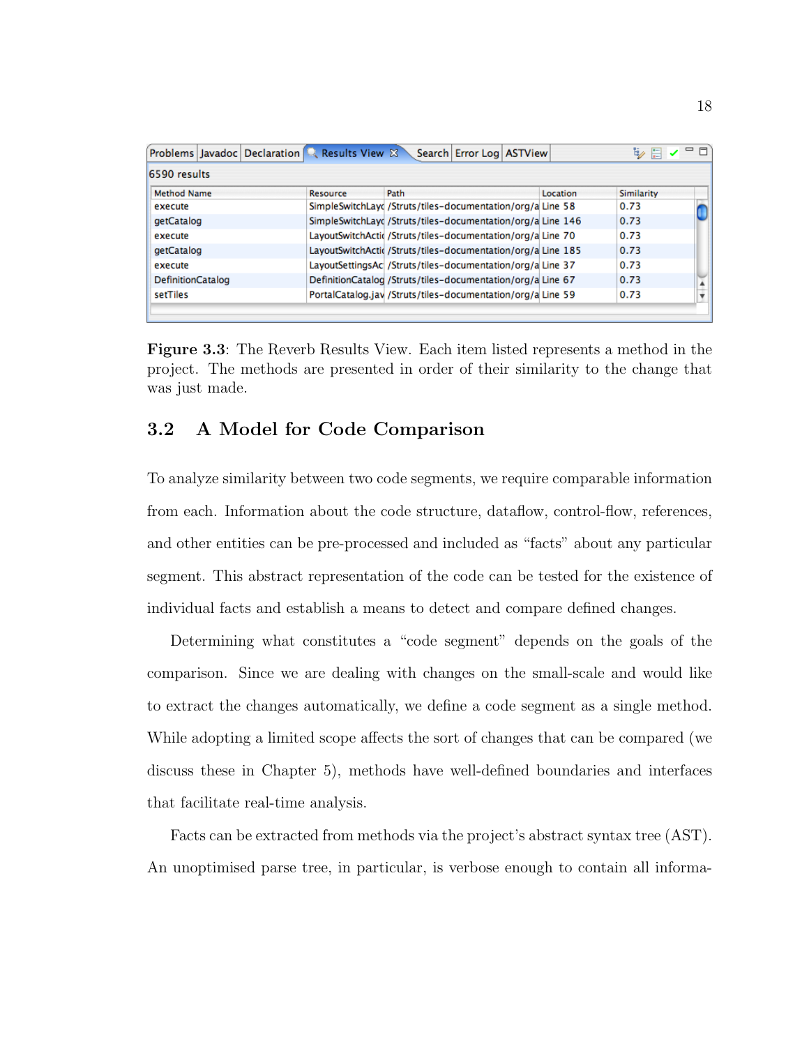Problems | Javadoc | Declaration | Results View | Search | Error Log | ASTView

6590 results

| Method Name | Resource | Path | Location | Similarity |
|---|---|---|---|---|
| execute | SimpleSwitchLayc | /Struts/tiles-documentation/org/a | Line 58 | 0.73 |
| getCatalog | SimpleSwitchLayc | /Struts/tiles-documentation/org/a | Line 146 | 0.73 |
| execute | LayoutSwitchActi | /Struts/tiles-documentation/org/a | Line 70 | 0.73 |
| getCatalog | LayoutSwitchActi | /Struts/tiles-documentation/org/a | Line 185 | 0.73 |
| execute | LayoutSettingsAc | /Struts/tiles-documentation/org/a | Line 37 | 0.73 |
| DefinitionCatalog | DefinitionCatalog | /Struts/tiles-documentation/org/a | Line 67 | 0.73 |
| setTiles | PortalCatalog.jav | /Struts/tiles-documentation/org/a | Line 59 | 0.73 |

**Figure 3.3**: The Reverb Results View. Each item listed represents a method in the project. The methods are presented in order of their similarity to the change that was just made.

## 3.2 A Model for Code Comparison

To analyze similarity between two code segments, we require comparable information from each. Information about the code structure, dataflow, control-flow, references, and other entities can be pre-processed and included as "facts" about any particular segment. This abstract representation of the code can be tested for the existence of individual facts and establish a means to detect and compare defined changes.

Determining what constitutes a "code segment" depends on the goals of the comparison. Since we are dealing with changes on the small-scale and would like to extract the changes automatically, we define a code segment as a single method. While adopting a limited scope affects the sort of changes that can be compared (we discuss these in Chapter 5), methods have well-defined boundaries and interfaces that facilitate real-time analysis.

Facts can be extracted from methods via the project's abstract syntax tree (AST). An unoptimised parse tree, in particular, is verbose enough to contain all informa-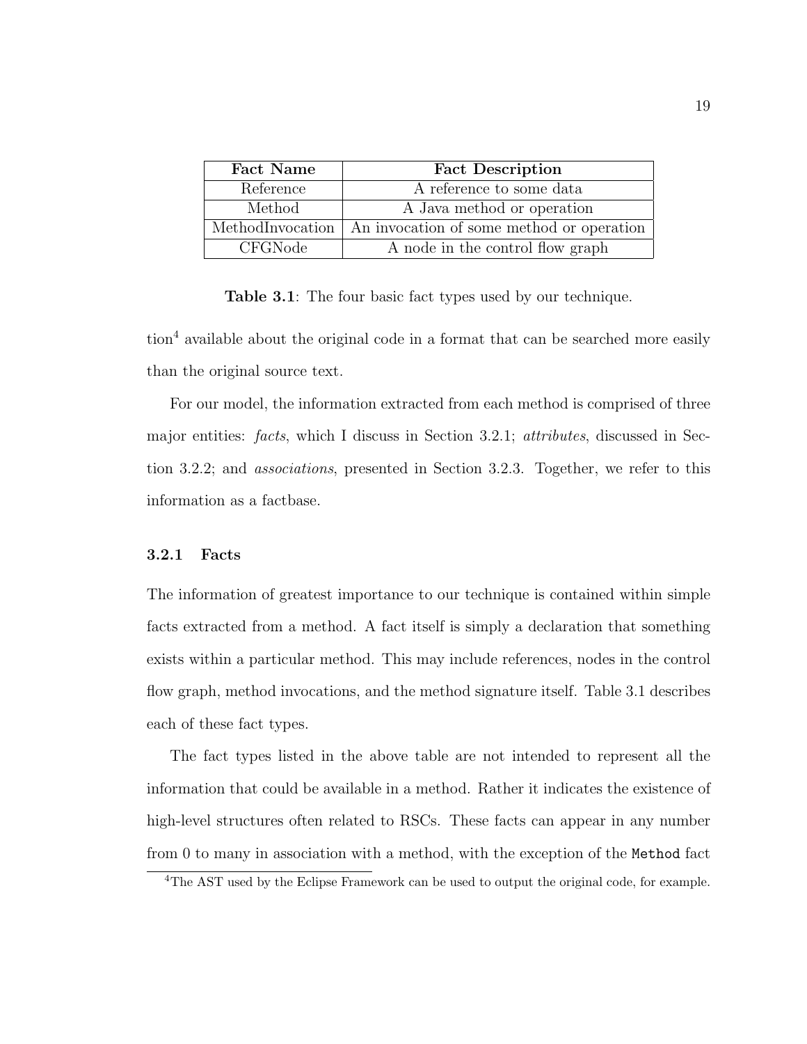| Fact Name | Fact Description |
|---|---|
| Reference | A reference to some data |
| Method | A Java method or operation |
| MethodInvocation | An invocation of some method or operation |
| CFGNode | A node in the control flow graph |

**Table 3.1**: The four basic fact types used by our technique.

tion[4] available about the original code in a format that can be searched more easily than the original source text.

For our model, the information extracted from each method is comprised of three major entities: *facts*, which I discuss in Section 3.2.1; *attributes*, discussed in Section 3.2.2; and *associations*, presented in Section 3.2.3. Together, we refer to this information as a factbase.

### 3.2.1 Facts

The information of greatest importance to our technique is contained within simple facts extracted from a method. A fact itself is simply a declaration that something exists within a particular method. This may include references, nodes in the control flow graph, method invocations, and the method signature itself. Table 3.1 describes each of these fact types.

The fact types listed in the above table are not intended to represent all the information that could be available in a method. Rather it indicates the existence of high-level structures often related to RSCs. These facts can appear in any number from 0 to many in association with a method, with the exception of the `Method` fact

[4]The AST used by the Eclipse Framework can be used to output the original code, for example.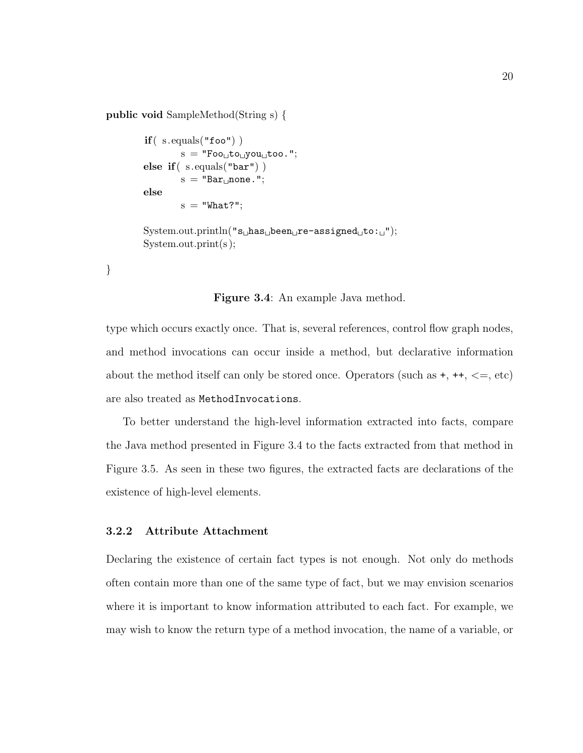```java
public void SampleMethod(String s) {

        if( s.equals("foo") )
                s = "Foo to you too.";
        else if( s.equals("bar") )
                s = "Bar none.";
        else
                s = "What?";

        System.out.println("s has been re-assigned to: ");
        System.out.print(s);

}
```

**Figure 3.4**: An example Java method.

type which occurs exactly once. That is, several references, control flow graph nodes, and method invocations can occur inside a method, but declarative information about the method itself can only be stored once. Operators (such as `+`, `++`, <=, etc) are also treated as `MethodInvocations`.

To better understand the high-level information extracted into facts, compare the Java method presented in Figure 3.4 to the facts extracted from that method in Figure 3.5. As seen in these two figures, the extracted facts are declarations of the existence of high-level elements.

### 3.2.2 Attribute Attachment

Declaring the existence of certain fact types is not enough. Not only do methods often contain more than one of the same type of fact, but we may envision scenarios where it is important to know information attributed to each fact. For example, we may wish to know the return type of a method invocation, the name of a variable, or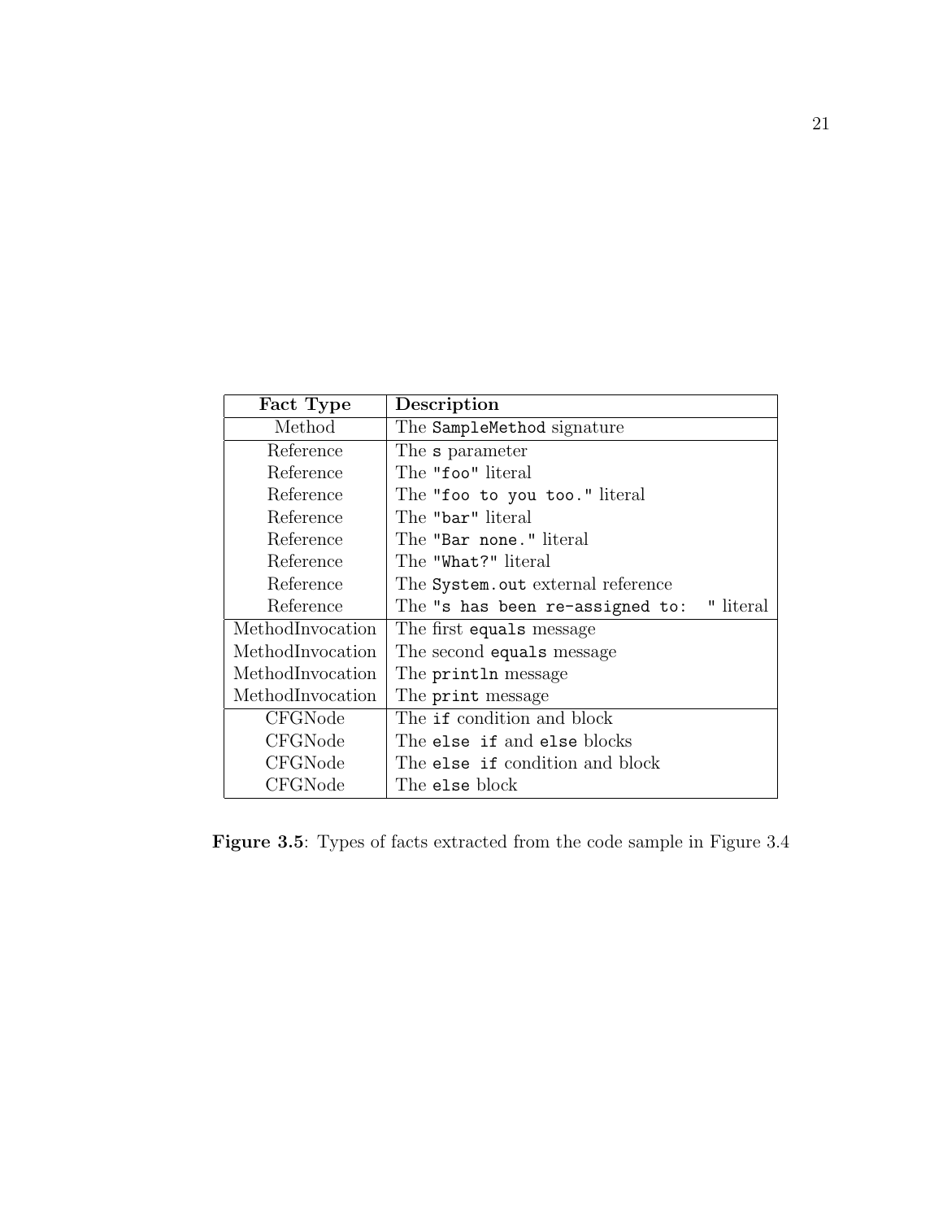| Fact Type | Description |
|---|---|
| Method | The `SampleMethod` signature |
| Reference | The `s` parameter |
| Reference | The `"foo"` literal |
| Reference | The `"foo to you too."` literal |
| Reference | The `"bar"` literal |
| Reference | The `"Bar none."` literal |
| Reference | The `"What?"` literal |
| Reference | The `System.out` external reference |
| Reference | The `"s has been re-assigned to:  "` literal |
| MethodInvocation | The first `equals` message |
| MethodInvocation | The second `equals` message |
| MethodInvocation | The `println` message |
| MethodInvocation | The `print` message |
| CFGNode | The `if` condition and block |
| CFGNode | The `else if` and `else` blocks |
| CFGNode | The `else if` condition and block |
| CFGNode | The `else` block |

**Figure 3.5**: Types of facts extracted from the code sample in Figure 3.4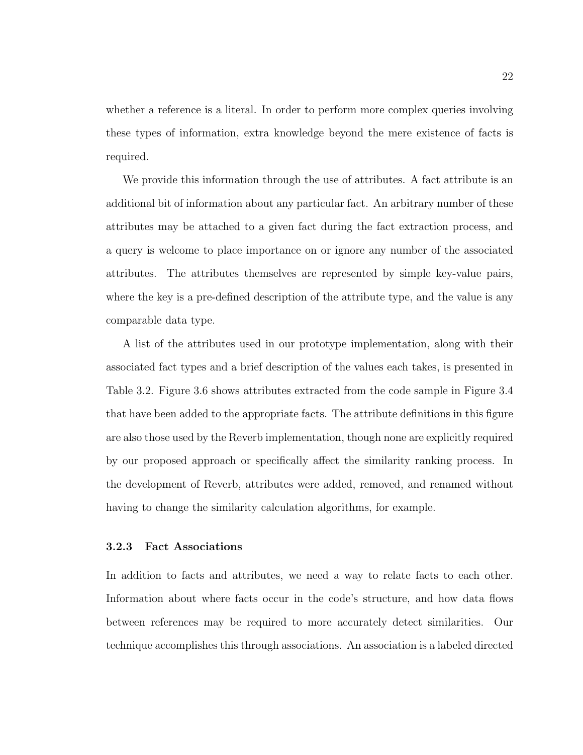whether a reference is a literal. In order to perform more complex queries involving these types of information, extra knowledge beyond the mere existence of facts is required.

We provide this information through the use of attributes. A fact attribute is an additional bit of information about any particular fact. An arbitrary number of these attributes may be attached to a given fact during the fact extraction process, and a query is welcome to place importance on or ignore any number of the associated attributes. The attributes themselves are represented by simple key-value pairs, where the key is a pre-defined description of the attribute type, and the value is any comparable data type.

A list of the attributes used in our prototype implementation, along with their associated fact types and a brief description of the values each takes, is presented in Table 3.2. Figure 3.6 shows attributes extracted from the code sample in Figure 3.4 that have been added to the appropriate facts. The attribute definitions in this figure are also those used by the Reverb implementation, though none are explicitly required by our proposed approach or specifically affect the similarity ranking process. In the development of Reverb, attributes were added, removed, and renamed without having to change the similarity calculation algorithms, for example.

### 3.2.3 Fact Associations

In addition to facts and attributes, we need a way to relate facts to each other. Information about where facts occur in the code's structure, and how data flows between references may be required to more accurately detect similarities. Our technique accomplishes this through associations. An association is a labeled directed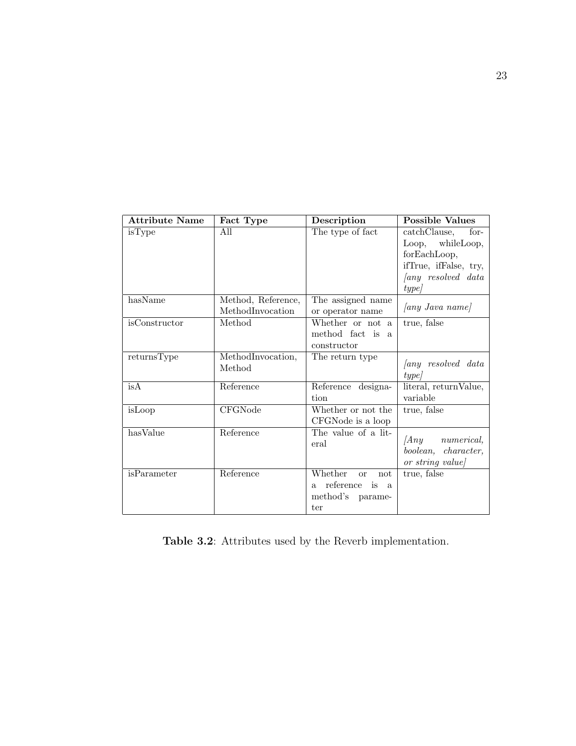| **Attribute Name** | **Fact Type** | **Description** | **Possible Values** |
|---|---|---|---|
| isType | All | The type of fact | catchClause, forLoop, whileLoop, forEachLoop, ifTrue, ifFalse, try, *[any resolved data type]* |
| hasName | Method, Reference, MethodInvocation | The assigned name or operator name | *[any Java name]* |
| isConstructor | Method | Whether or not a method fact is a constructor | true, false |
| returnsType | MethodInvocation, Method | The return type | *[any resolved data type]* |
| isA | Reference | Reference designation | literal, returnValue, variable |
| isLoop | CFGNode | Whether or not the CFGNode is a loop | true, false |
| hasValue | Reference | The value of a literal | *[Any numerical, boolean, character, or string value]* |
| isParameter | Reference | Whether or not a reference is a method's parameter | true, false |

**Table 3.2**: Attributes used by the Reverb implementation.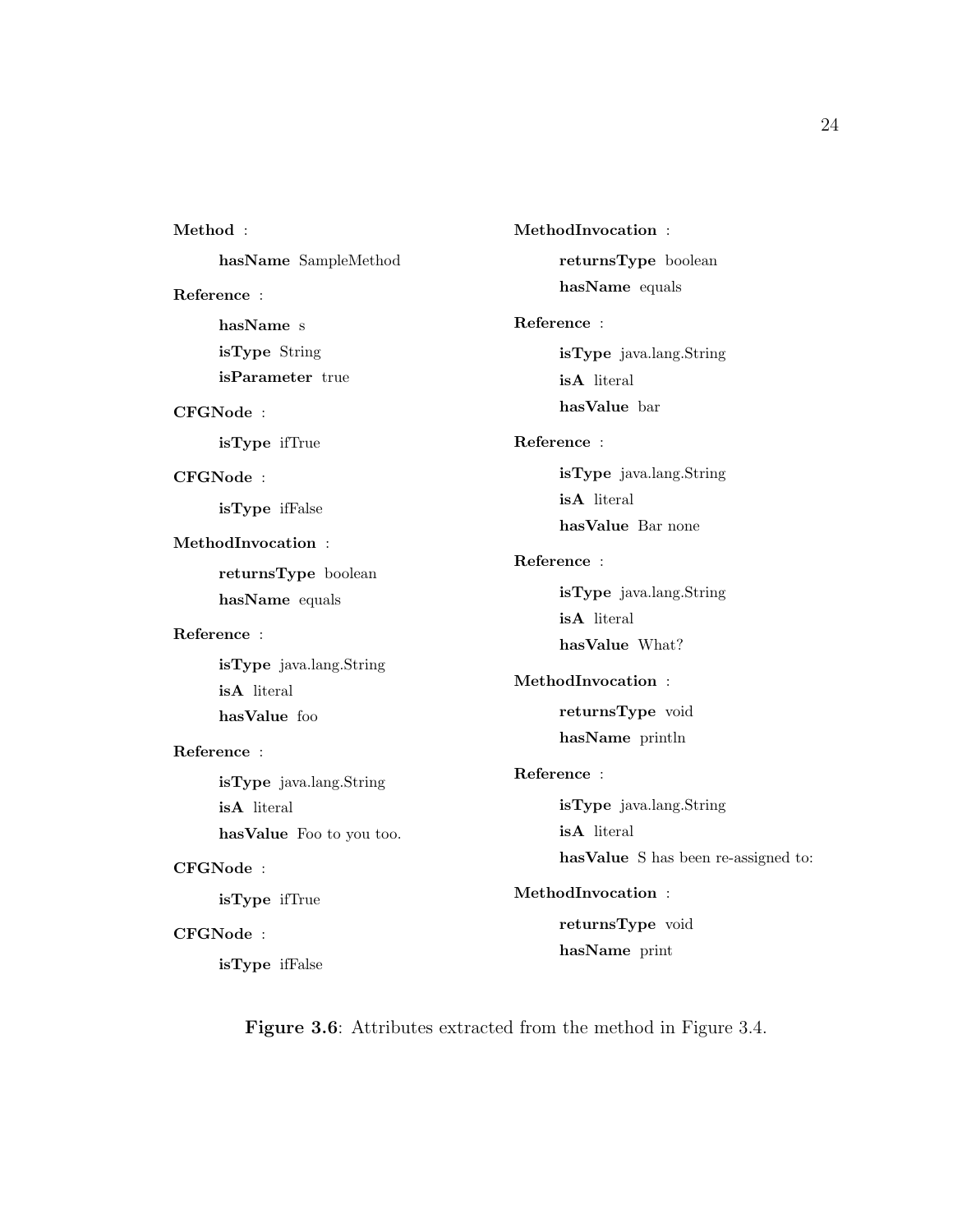**Method** :

  **hasName** SampleMethod

**Reference** :

  **hasName** s

  **isType** String

  **isParameter** true

**CFGNode** :

  **isType** ifTrue

**CFGNode** :

  **isType** ifFalse

**MethodInvocation** :

  **returnsType** boolean

  **hasName** equals

**Reference** :

  **isType** java.lang.String

  **isA** literal

  **hasValue** foo

**Reference** :

  **isType** java.lang.String

  **isA** literal

  **hasValue** Foo to you too.

**CFGNode** :

  **isType** ifTrue

**CFGNode** :

  **isType** ifFalse

**MethodInvocation** :

  **returnsType** boolean

  **hasName** equals

**Reference** :

  **isType** java.lang.String

  **isA** literal

  **hasValue** bar

**Reference** :

  **isType** java.lang.String

  **isA** literal

  **hasValue** Bar none

**Reference** :

  **isType** java.lang.String

  **isA** literal

  **hasValue** What?

**MethodInvocation** :

  **returnsType** void

  **hasName** println

**Reference** :

  **isType** java.lang.String

  **isA** literal

  **hasValue** S has been re-assigned to:

**MethodInvocation** :

  **returnsType** void

  **hasName** print

**Figure 3.6**: Attributes extracted from the method in Figure 3.4.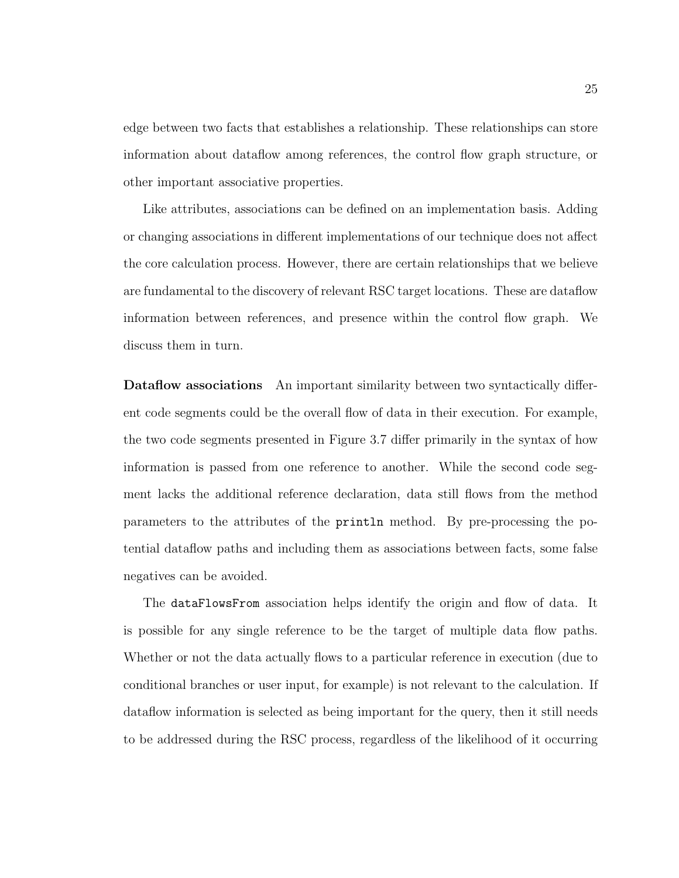edge between two facts that establishes a relationship. These relationships can store information about dataflow among references, the control flow graph structure, or other important associative properties.

Like attributes, associations can be defined on an implementation basis. Adding or changing associations in different implementations of our technique does not affect the core calculation process. However, there are certain relationships that we believe are fundamental to the discovery of relevant RSC target locations. These are dataflow information between references, and presence within the control flow graph. We discuss them in turn.

**Dataflow associations** An important similarity between two syntactically different code segments could be the overall flow of data in their execution. For example, the two code segments presented in Figure 3.7 differ primarily in the syntax of how information is passed from one reference to another. While the second code segment lacks the additional reference declaration, data still flows from the method parameters to the attributes of the `println` method. By pre-processing the potential dataflow paths and including them as associations between facts, some false negatives can be avoided.

The `dataFlowsFrom` association helps identify the origin and flow of data. It is possible for any single reference to be the target of multiple data flow paths. Whether or not the data actually flows to a particular reference in execution (due to conditional branches or user input, for example) is not relevant to the calculation. If dataflow information is selected as being important for the query, then it still needs to be addressed during the RSC process, regardless of the likelihood of it occurring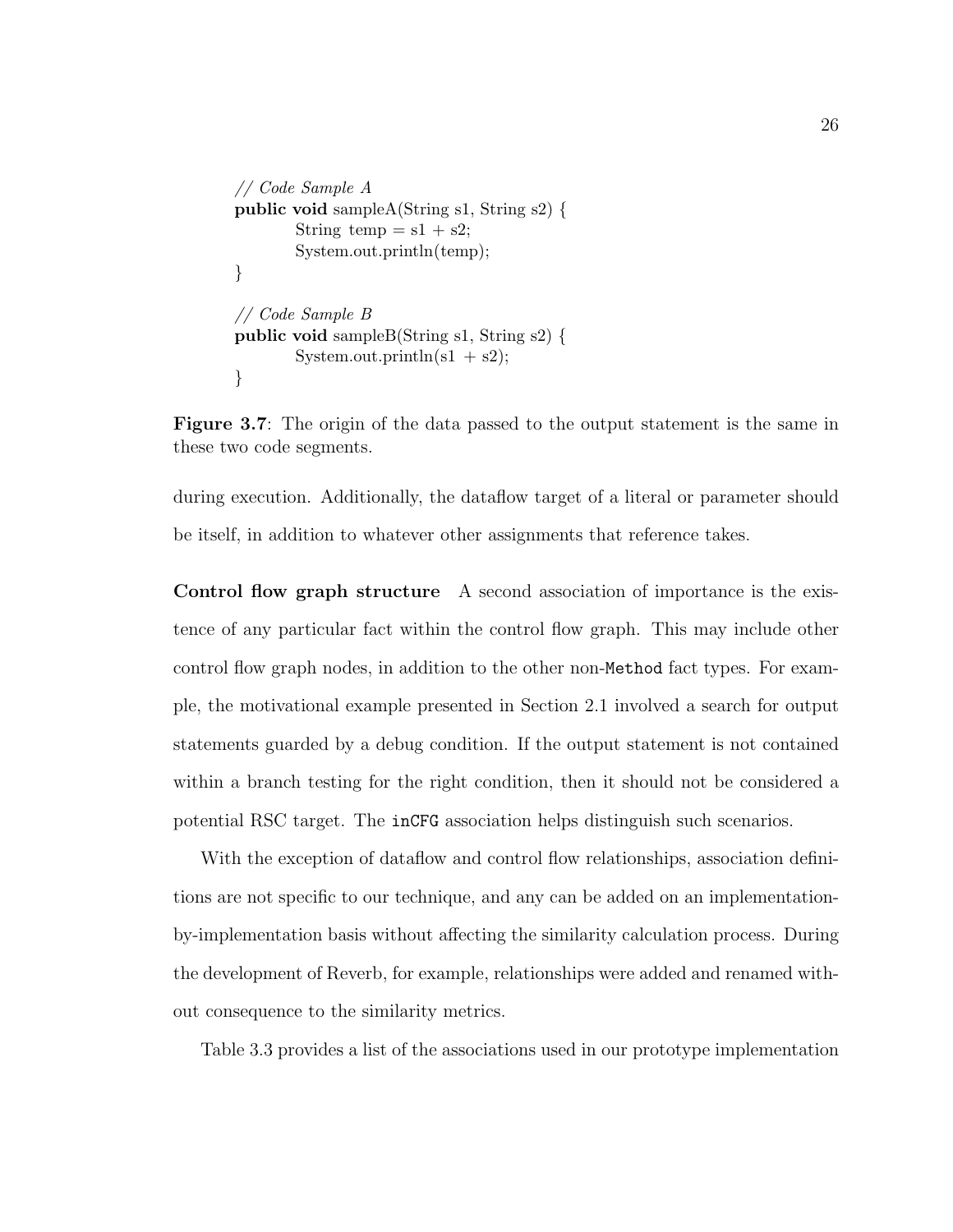```
// Code Sample A
public void sampleA(String s1, String s2) {
        String temp = s1 + s2;
        System.out.println(temp);
}

// Code Sample B
public void sampleB(String s1, String s2) {
        System.out.println(s1 + s2);
}
```

**Figure 3.7**: The origin of the data passed to the output statement is the same in these two code segments.

during execution. Additionally, the dataflow target of a literal or parameter should be itself, in addition to whatever other assignments that reference takes.

**Control flow graph structure** A second association of importance is the existence of any particular fact within the control flow graph. This may include other control flow graph nodes, in addition to the other non-`Method` fact types. For example, the motivational example presented in Section 2.1 involved a search for output statements guarded by a debug condition. If the output statement is not contained within a branch testing for the right condition, then it should not be considered a potential RSC target. The `inCFG` association helps distinguish such scenarios.

With the exception of dataflow and control flow relationships, association definitions are not specific to our technique, and any can be added on an implementation-by-implementation basis without affecting the similarity calculation process. During the development of Reverb, for example, relationships were added and renamed without consequence to the similarity metrics.

Table 3.3 provides a list of the associations used in our prototype implementation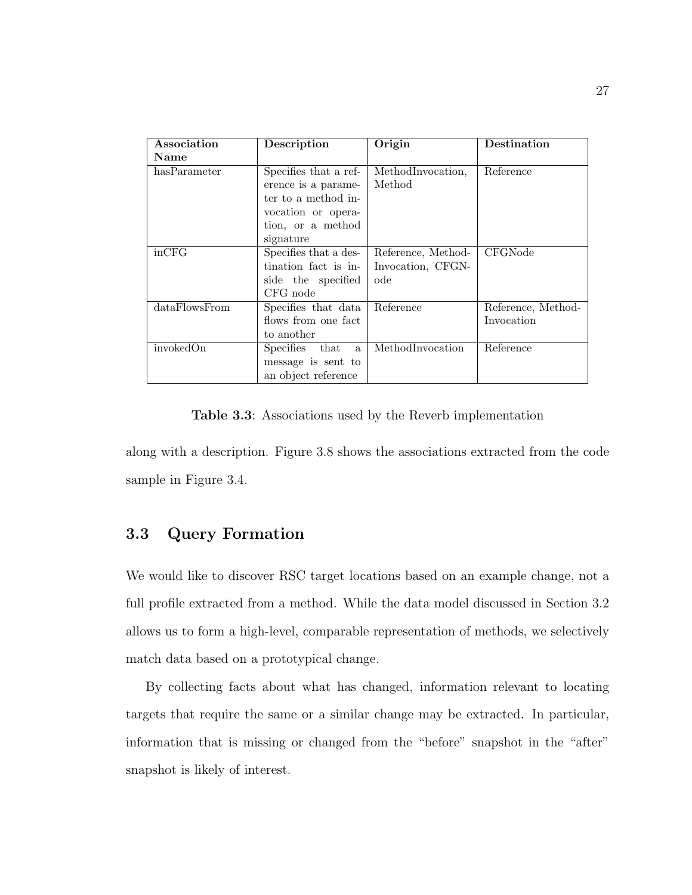| Association Name | Description | Origin | Destination |
|---|---|---|---|
| hasParameter | Specifies that a reference is a parameter to a method invocation or operation, or a method signature | MethodInvocation, Method | Reference |
| inCFG | Specifies that a destination fact is inside the specified CFG node | Reference, MethodInvocation, CFGNode | CFGNode |
| dataFlowsFrom | Specifies that data flows from one fact to another | Reference | Reference, MethodInvocation |
| invokedOn | Specifies that a message is sent to an object reference | MethodInvocation | Reference |

**Table 3.3**: Associations used by the Reverb implementation

along with a description. Figure 3.8 shows the associations extracted from the code sample in Figure 3.4.

## 3.3 Query Formation

We would like to discover RSC target locations based on an example change, not a full profile extracted from a method. While the data model discussed in Section 3.2 allows us to form a high-level, comparable representation of methods, we selectively match data based on a prototypical change.

By collecting facts about what has changed, information relevant to locating targets that require the same or a similar change may be extracted. In particular, information that is missing or changed from the "before" snapshot in the "after" snapshot is likely of interest.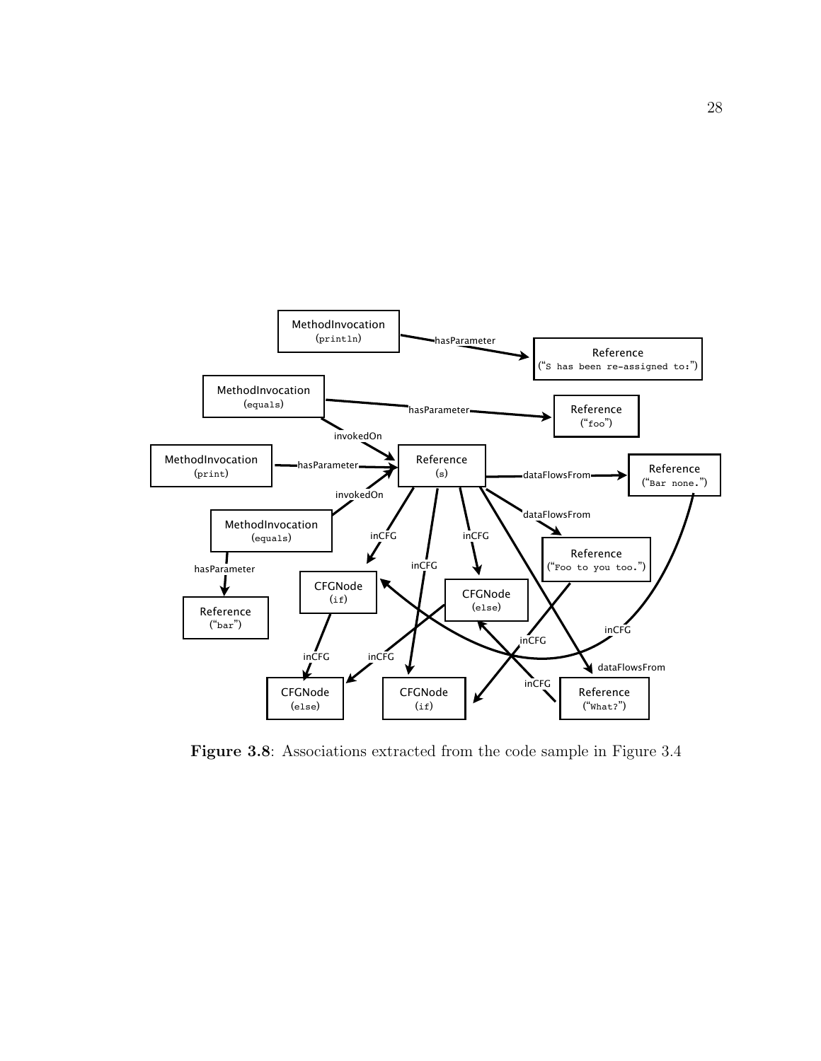MethodInvocation (println)
hasParameter
Reference ("s has been re-assigned to:")
MethodInvocation (equals)
hasParameter
Reference ("foo")
invokedOn
MethodInvocation (print)
hasParameter
Reference (s)
dataFlowsFrom
Reference ("Bar none.")
invokedOn
dataFlowsFrom
MethodInvocation (equals)
inCFG
inCFG
Reference ("Foo to you too.")
hasParameter
inCFG
CFGNode (if)
CFGNode (else)
Reference ("bar")
inCFG
inCFG
inCFG
inCFG
dataFlowsFrom
inCFG
CFGNode (else)
CFGNode (if)
Reference ("What?")

**Figure 3.8**: Associations extracted from the code sample in Figure 3.4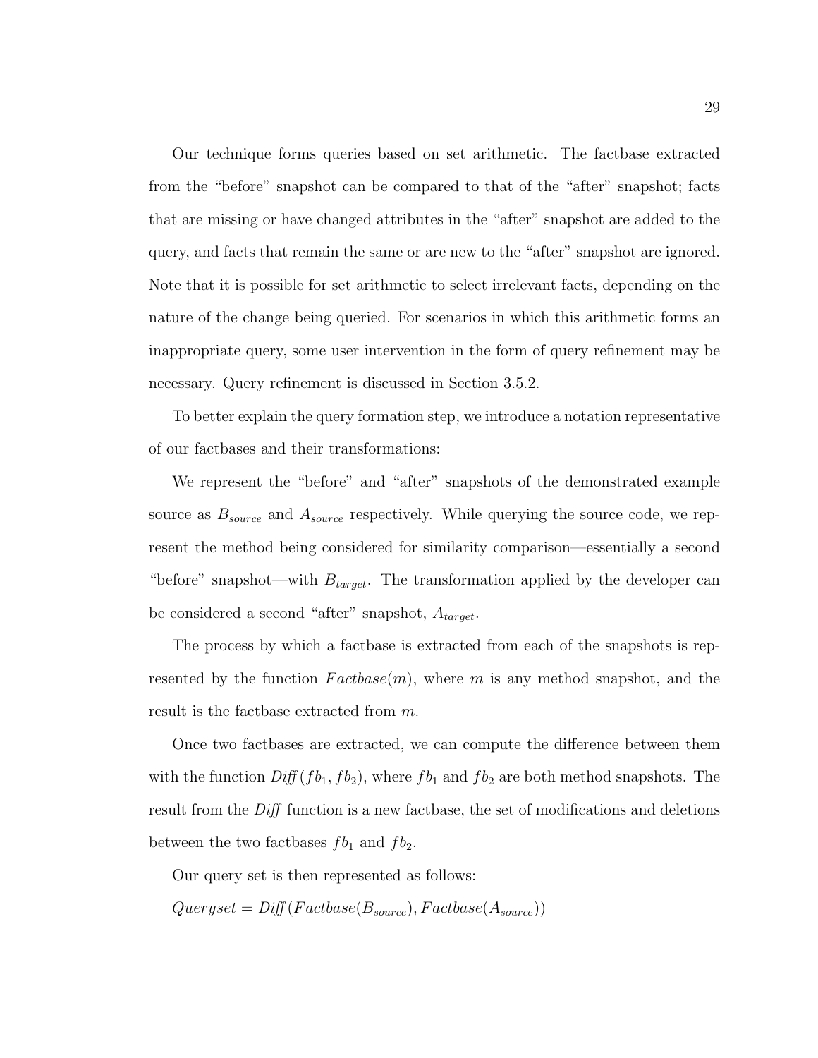Our technique forms queries based on set arithmetic. The factbase extracted from the "before" snapshot can be compared to that of the "after" snapshot; facts that are missing or have changed attributes in the "after" snapshot are added to the query, and facts that remain the same or are new to the "after" snapshot are ignored. Note that it is possible for set arithmetic to select irrelevant facts, depending on the nature of the change being queried. For scenarios in which this arithmetic forms an inappropriate query, some user intervention in the form of query refinement may be necessary. Query refinement is discussed in Section 3.5.2.

To better explain the query formation step, we introduce a notation representative of our factbases and their transformations:

We represent the "before" and "after" snapshots of the demonstrated example source as $B_{source}$ and $A_{source}$ respectively. While querying the source code, we represent the method being considered for similarity comparison—essentially a second "before" snapshot—with $B_{target}$. The transformation applied by the developer can be considered a second "after" snapshot, $A_{target}$.

The process by which a factbase is extracted from each of the snapshots is represented by the function $Factbase(m)$, where $m$ is any method snapshot, and the result is the factbase extracted from $m$.

Once two factbases are extracted, we can compute the difference between them with the function $Diff(fb_1, fb_2)$, where $fb_1$ and $fb_2$ are both method snapshots. The result from the *Diff* function is a new factbase, the set of modifications and deletions between the two factbases $fb_1$ and $fb_2$.

Our query set is then represented as follows:

$Queryset = Diff(Factbase(B_{source}), Factbase(A_{source}))$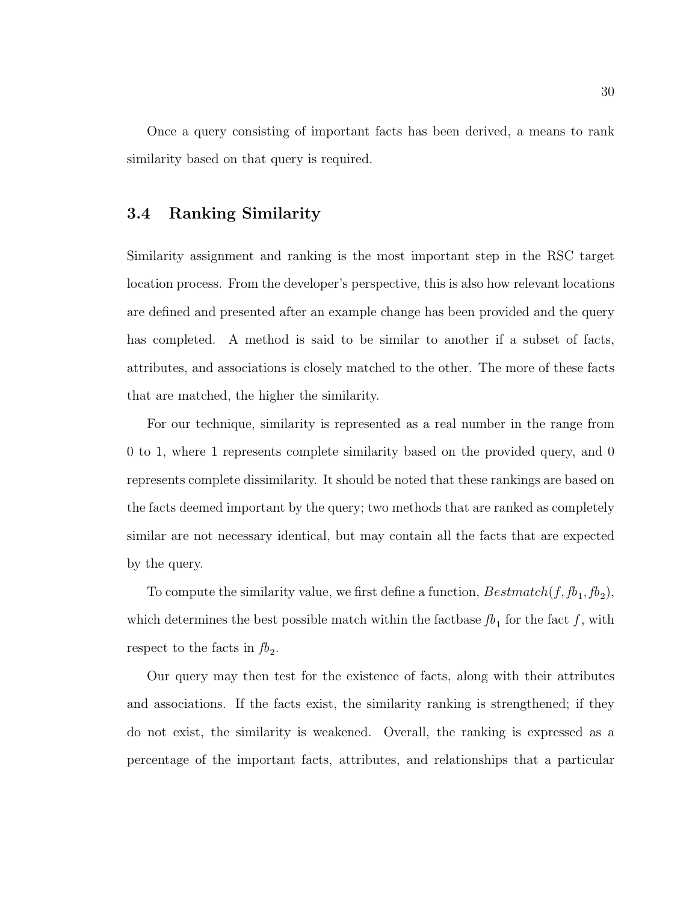Once a query consisting of important facts has been derived, a means to rank similarity based on that query is required.

## 3.4 Ranking Similarity

Similarity assignment and ranking is the most important step in the RSC target location process. From the developer's perspective, this is also how relevant locations are defined and presented after an example change has been provided and the query has completed. A method is said to be similar to another if a subset of facts, attributes, and associations is closely matched to the other. The more of these facts that are matched, the higher the similarity.

For our technique, similarity is represented as a real number in the range from 0 to 1, where 1 represents complete similarity based on the provided query, and 0 represents complete dissimilarity. It should be noted that these rankings are based on the facts deemed important by the query; two methods that are ranked as completely similar are not necessary identical, but may contain all the facts that are expected by the query.

To compute the similarity value, we first define a function, $Bestmatch(f, fb_1, fb_2)$, which determines the best possible match within the factbase $fb_1$ for the fact $f$, with respect to the facts in $fb_2$.

Our query may then test for the existence of facts, along with their attributes and associations. If the facts exist, the similarity ranking is strengthened; if they do not exist, the similarity is weakened. Overall, the ranking is expressed as a percentage of the important facts, attributes, and relationships that a particular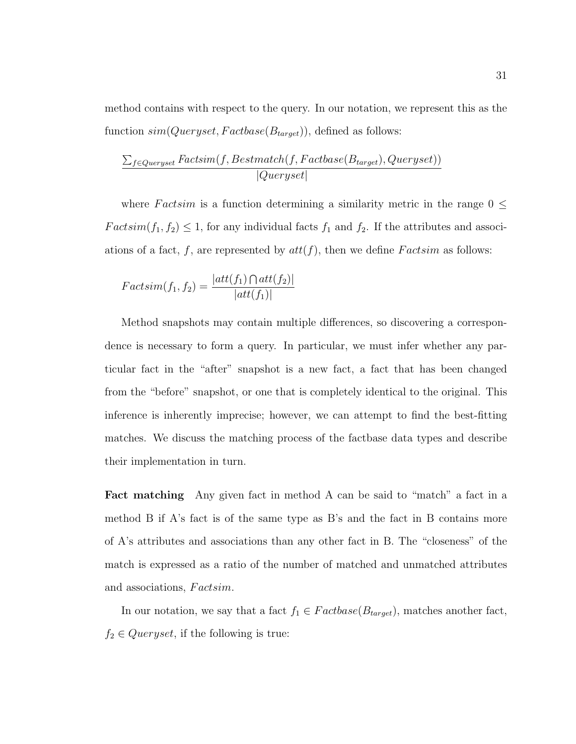method contains with respect to the query. In our notation, we represent this as the function $sim(Queryset, Factbase(B_{target}))$, defined as follows:

$$\frac{\sum_{f \in Queryset} Factsim(f, Bestmatch(f, Factbase(B_{target}), Queryset))}{|Queryset|}$$

where $Factsim$ is a function determining a similarity metric in the range $0 \leq Factsim(f_1, f_2) \leq 1$, for any individual facts $f_1$ and $f_2$. If the attributes and associations of a fact, $f$, are represented by $att(f)$, then we define $Factsim$ as follows:

$$Factsim(f_1, f_2) = \frac{|att(f_1) \bigcap att(f_2)|}{|att(f_1)|}$$

Method snapshots may contain multiple differences, so discovering a correspondence is necessary to form a query. In particular, we must infer whether any particular fact in the "after" snapshot is a new fact, a fact that has been changed from the "before" snapshot, or one that is completely identical to the original. This inference is inherently imprecise; however, we can attempt to find the best-fitting matches. We discuss the matching process of the factbase data types and describe their implementation in turn.

**Fact matching** Any given fact in method A can be said to "match" a fact in a method B if A's fact is of the same type as B's and the fact in B contains more of A's attributes and associations than any other fact in B. The "closeness" of the match is expressed as a ratio of the number of matched and unmatched attributes and associations, $Factsim$.

In our notation, we say that a fact $f_1 \in Factbase(B_{target})$, matches another fact, $f_2 \in Queryset$, if the following is true: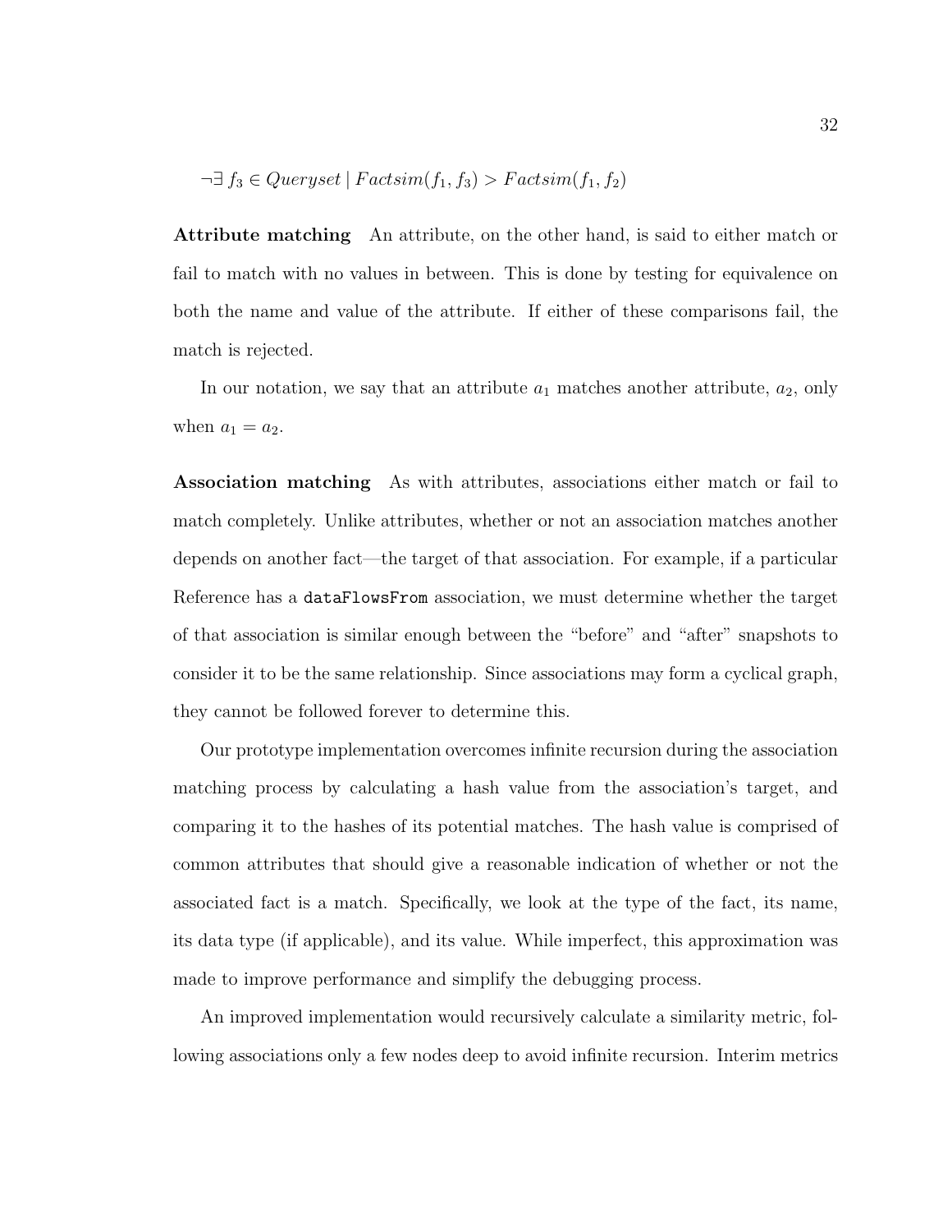$$\neg\exists\, f_3 \in Queryset \mid Factsim(f_1, f_3) > Factsim(f_1, f_2)$$

**Attribute matching** An attribute, on the other hand, is said to either match or fail to match with no values in between. This is done by testing for equivalence on both the name and value of the attribute. If either of these comparisons fail, the match is rejected.

In our notation, we say that an attribute $a_1$ matches another attribute, $a_2$, only when $a_1 = a_2$.

**Association matching** As with attributes, associations either match or fail to match completely. Unlike attributes, whether or not an association matches another depends on another fact—the target of that association. For example, if a particular Reference has a `dataFlowsFrom` association, we must determine whether the target of that association is similar enough between the "before" and "after" snapshots to consider it to be the same relationship. Since associations may form a cyclical graph, they cannot be followed forever to determine this.

Our prototype implementation overcomes infinite recursion during the association matching process by calculating a hash value from the association's target, and comparing it to the hashes of its potential matches. The hash value is comprised of common attributes that should give a reasonable indication of whether or not the associated fact is a match. Specifically, we look at the type of the fact, its name, its data type (if applicable), and its value. While imperfect, this approximation was made to improve performance and simplify the debugging process.

An improved implementation would recursively calculate a similarity metric, following associations only a few nodes deep to avoid infinite recursion. Interim metrics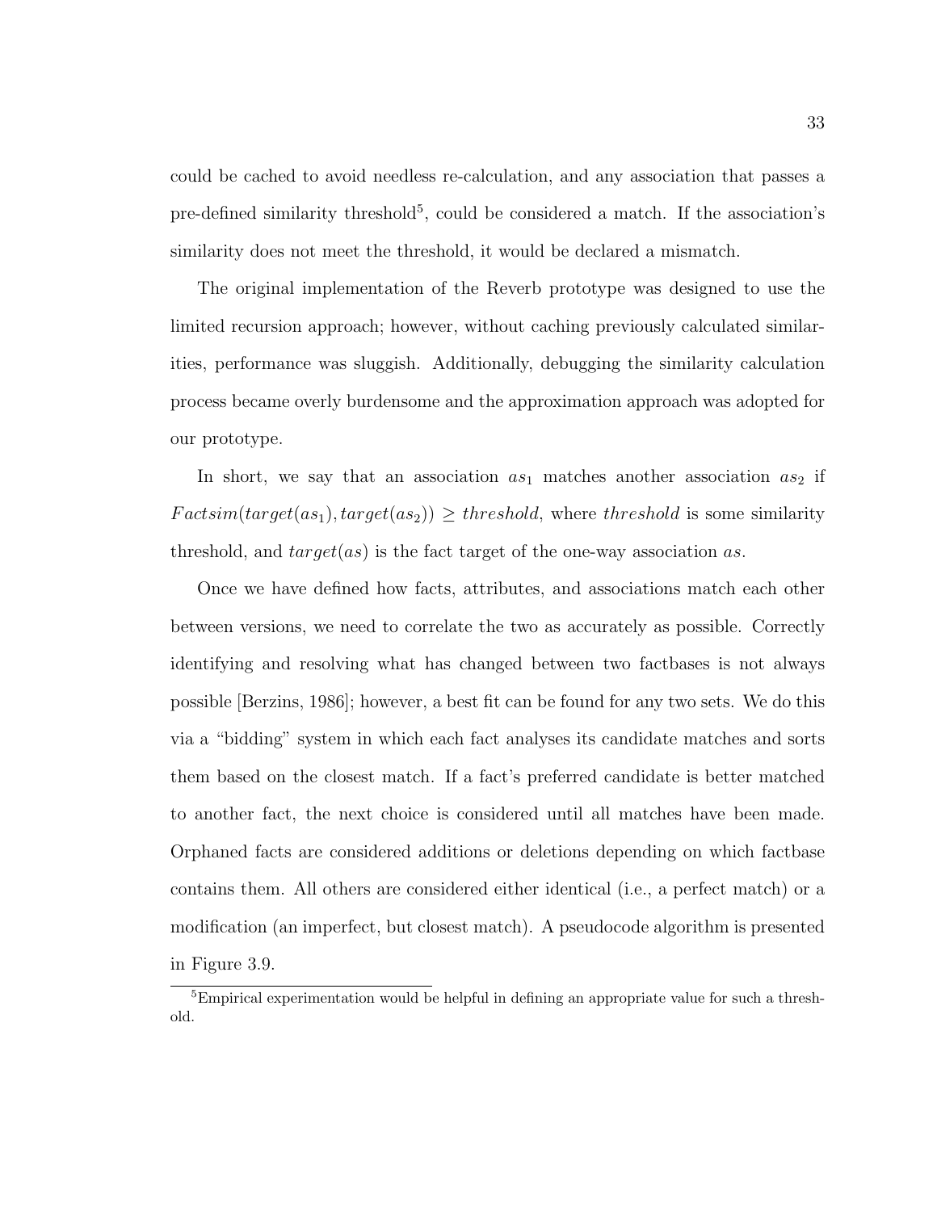could be cached to avoid needless re-calculation, and any association that passes a pre-defined similarity threshold[5], could be considered a match. If the association's similarity does not meet the threshold, it would be declared a mismatch.

The original implementation of the Reverb prototype was designed to use the limited recursion approach; however, without caching previously calculated similarities, performance was sluggish. Additionally, debugging the similarity calculation process became overly burdensome and the approximation approach was adopted for our prototype.

In short, we say that an association $as_1$ matches another association $as_2$ if $Factsim(target(as_1), target(as_2)) \geq threshold$, where $threshold$ is some similarity threshold, and $target(as)$ is the fact target of the one-way association $as$.

Once we have defined how facts, attributes, and associations match each other between versions, we need to correlate the two as accurately as possible. Correctly identifying and resolving what has changed between two factbases is not always possible [Berzins, 1986]; however, a best fit can be found for any two sets. We do this via a "bidding" system in which each fact analyses its candidate matches and sorts them based on the closest match. If a fact's preferred candidate is better matched to another fact, the next choice is considered until all matches have been made. Orphaned facts are considered additions or deletions depending on which factbase contains them. All others are considered either identical (i.e., a perfect match) or a modification (an imperfect, but closest match). A pseudocode algorithm is presented in Figure 3.9.

[5]Empirical experimentation would be helpful in defining an appropriate value for such a threshold.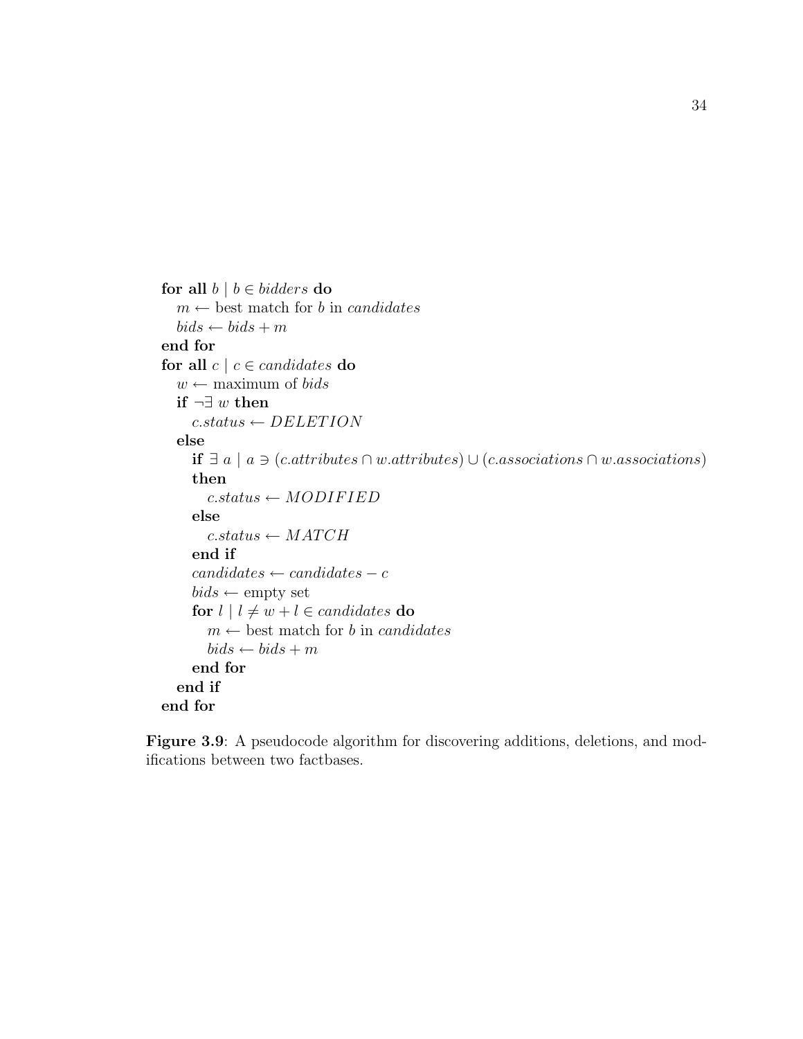**for all** $b \mid b \in bidders$ **do**
&nbsp;&nbsp;&nbsp;&nbsp;$m \leftarrow$ best match for $b$ in $candidates$
&nbsp;&nbsp;&nbsp;&nbsp;$bids \leftarrow bids + m$
**end for**
**for all** $c \mid c \in candidates$ **do**
&nbsp;&nbsp;&nbsp;&nbsp;$w \leftarrow$ maximum of $bids$
&nbsp;&nbsp;&nbsp;&nbsp;**if** $\neg\exists\ w$ **then**
&nbsp;&nbsp;&nbsp;&nbsp;&nbsp;&nbsp;&nbsp;&nbsp;$c.status \leftarrow DELETION$
&nbsp;&nbsp;&nbsp;&nbsp;**else**
&nbsp;&nbsp;&nbsp;&nbsp;&nbsp;&nbsp;&nbsp;&nbsp;**if** $\exists\ a \mid a \ni (c.attributes \cap w.attributes) \cup (c.associations \cap w.associations)$
&nbsp;&nbsp;&nbsp;&nbsp;&nbsp;&nbsp;&nbsp;&nbsp;**then**
&nbsp;&nbsp;&nbsp;&nbsp;&nbsp;&nbsp;&nbsp;&nbsp;&nbsp;&nbsp;&nbsp;&nbsp;$c.status \leftarrow MODIFIED$
&nbsp;&nbsp;&nbsp;&nbsp;&nbsp;&nbsp;&nbsp;&nbsp;**else**
&nbsp;&nbsp;&nbsp;&nbsp;&nbsp;&nbsp;&nbsp;&nbsp;&nbsp;&nbsp;&nbsp;&nbsp;$c.status \leftarrow MATCH$
&nbsp;&nbsp;&nbsp;&nbsp;&nbsp;&nbsp;&nbsp;&nbsp;**end if**
&nbsp;&nbsp;&nbsp;&nbsp;&nbsp;&nbsp;&nbsp;&nbsp;$candidates \leftarrow candidates - c$
&nbsp;&nbsp;&nbsp;&nbsp;&nbsp;&nbsp;&nbsp;&nbsp;$bids \leftarrow$ empty set
&nbsp;&nbsp;&nbsp;&nbsp;&nbsp;&nbsp;&nbsp;&nbsp;**for** $l \mid l \neq w + l \in candidates$ **do**
&nbsp;&nbsp;&nbsp;&nbsp;&nbsp;&nbsp;&nbsp;&nbsp;&nbsp;&nbsp;&nbsp;&nbsp;$m \leftarrow$ best match for $b$ in $candidates$
&nbsp;&nbsp;&nbsp;&nbsp;&nbsp;&nbsp;&nbsp;&nbsp;&nbsp;&nbsp;&nbsp;&nbsp;$bids \leftarrow bids + m$
&nbsp;&nbsp;&nbsp;&nbsp;&nbsp;&nbsp;&nbsp;&nbsp;**end for**
&nbsp;&nbsp;&nbsp;&nbsp;**end if**
**end for**

**Figure 3.9**: A pseudocode algorithm for discovering additions, deletions, and modifications between two factbases.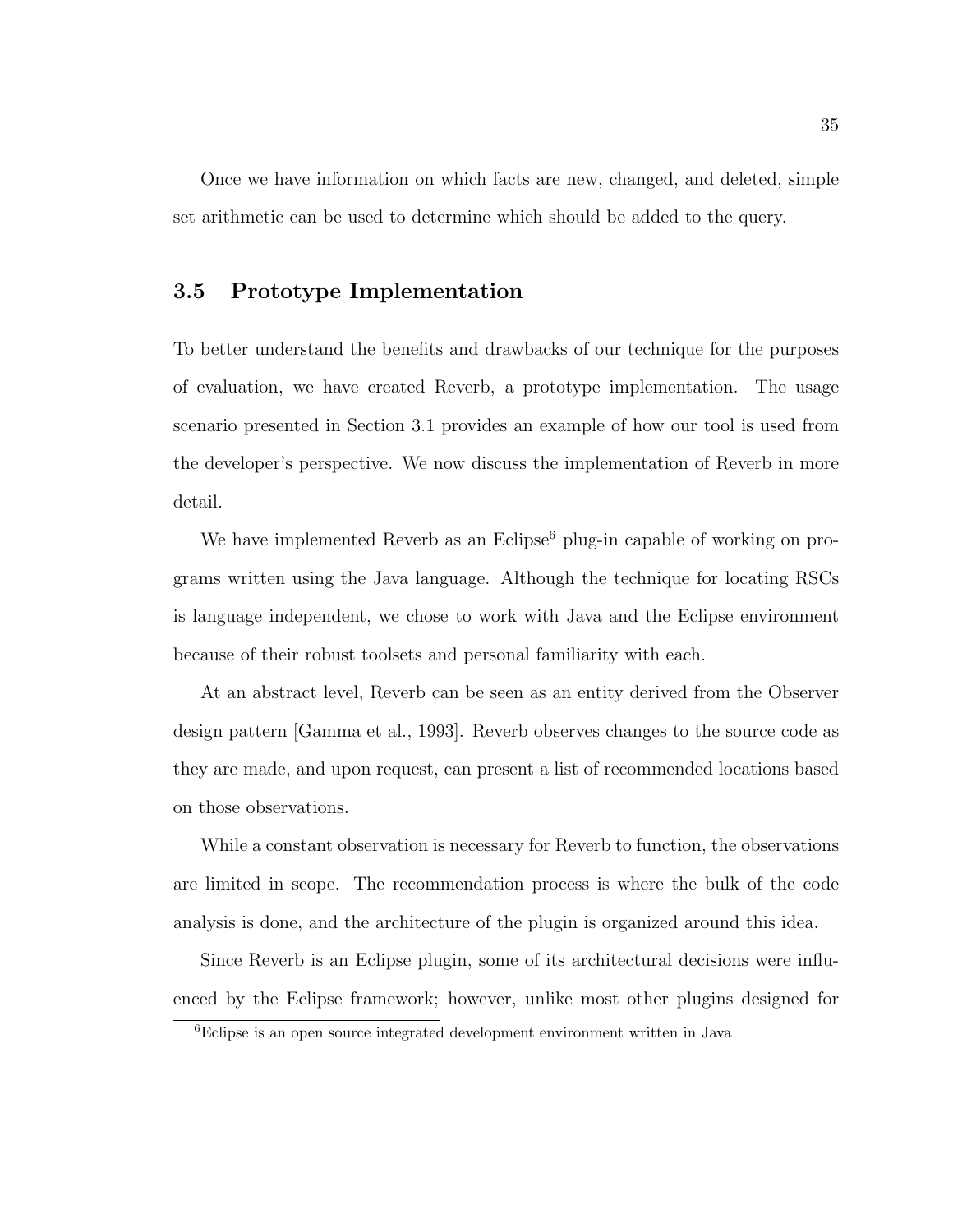Once we have information on which facts are new, changed, and deleted, simple set arithmetic can be used to determine which should be added to the query.

## 3.5 Prototype Implementation

To better understand the benefits and drawbacks of our technique for the purposes of evaluation, we have created Reverb, a prototype implementation. The usage scenario presented in Section 3.1 provides an example of how our tool is used from the developer's perspective. We now discuss the implementation of Reverb in more detail.

We have implemented Reverb as an Eclipse[6] plug-in capable of working on programs written using the Java language. Although the technique for locating RSCs is language independent, we chose to work with Java and the Eclipse environment because of their robust toolsets and personal familiarity with each.

At an abstract level, Reverb can be seen as an entity derived from the Observer design pattern [Gamma et al., 1993]. Reverb observes changes to the source code as they are made, and upon request, can present a list of recommended locations based on those observations.

While a constant observation is necessary for Reverb to function, the observations are limited in scope. The recommendation process is where the bulk of the code analysis is done, and the architecture of the plugin is organized around this idea.

Since Reverb is an Eclipse plugin, some of its architectural decisions were influenced by the Eclipse framework; however, unlike most other plugins designed for

[6] Eclipse is an open source integrated development environment written in Java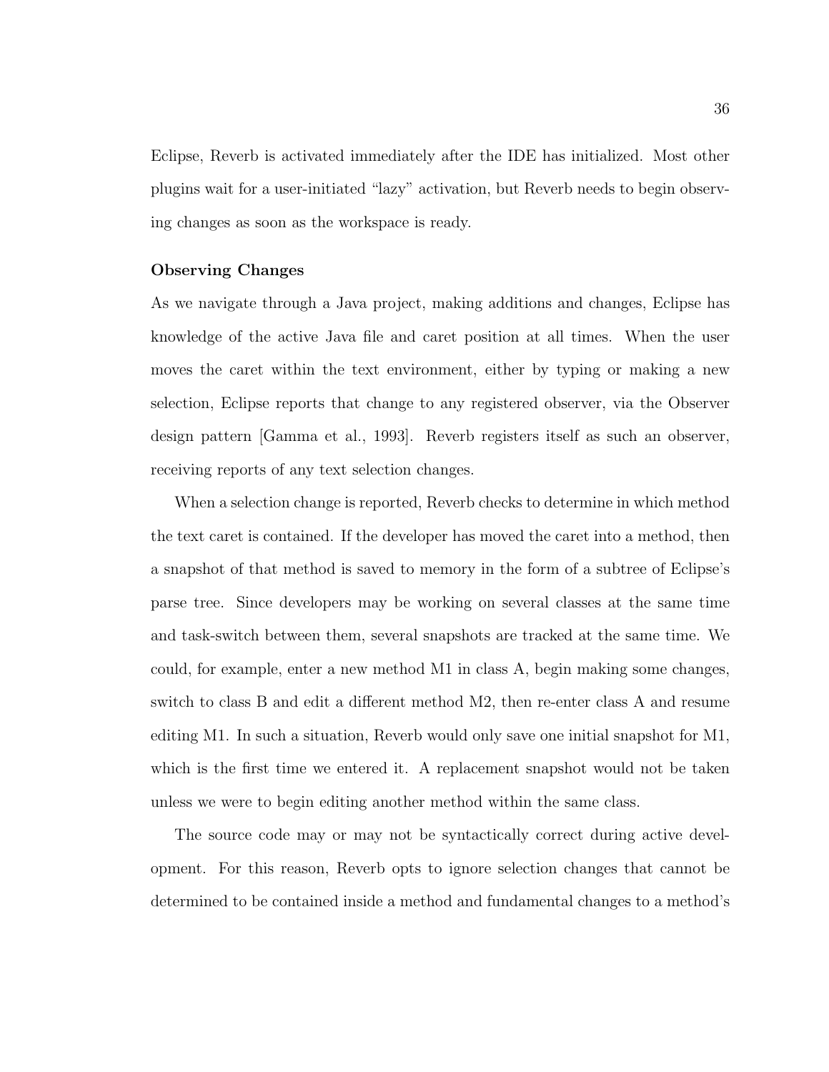Eclipse, Reverb is activated immediately after the IDE has initialized. Most other plugins wait for a user-initiated "lazy" activation, but Reverb needs to begin observing changes as soon as the workspace is ready.

**Observing Changes**

As we navigate through a Java project, making additions and changes, Eclipse has knowledge of the active Java file and caret position at all times. When the user moves the caret within the text environment, either by typing or making a new selection, Eclipse reports that change to any registered observer, via the Observer design pattern [Gamma et al., 1993]. Reverb registers itself as such an observer, receiving reports of any text selection changes.

When a selection change is reported, Reverb checks to determine in which method the text caret is contained. If the developer has moved the caret into a method, then a snapshot of that method is saved to memory in the form of a subtree of Eclipse's parse tree. Since developers may be working on several classes at the same time and task-switch between them, several snapshots are tracked at the same time. We could, for example, enter a new method M1 in class A, begin making some changes, switch to class B and edit a different method M2, then re-enter class A and resume editing M1. In such a situation, Reverb would only save one initial snapshot for M1, which is the first time we entered it. A replacement snapshot would not be taken unless we were to begin editing another method within the same class.

The source code may or may not be syntactically correct during active development. For this reason, Reverb opts to ignore selection changes that cannot be determined to be contained inside a method and fundamental changes to a method's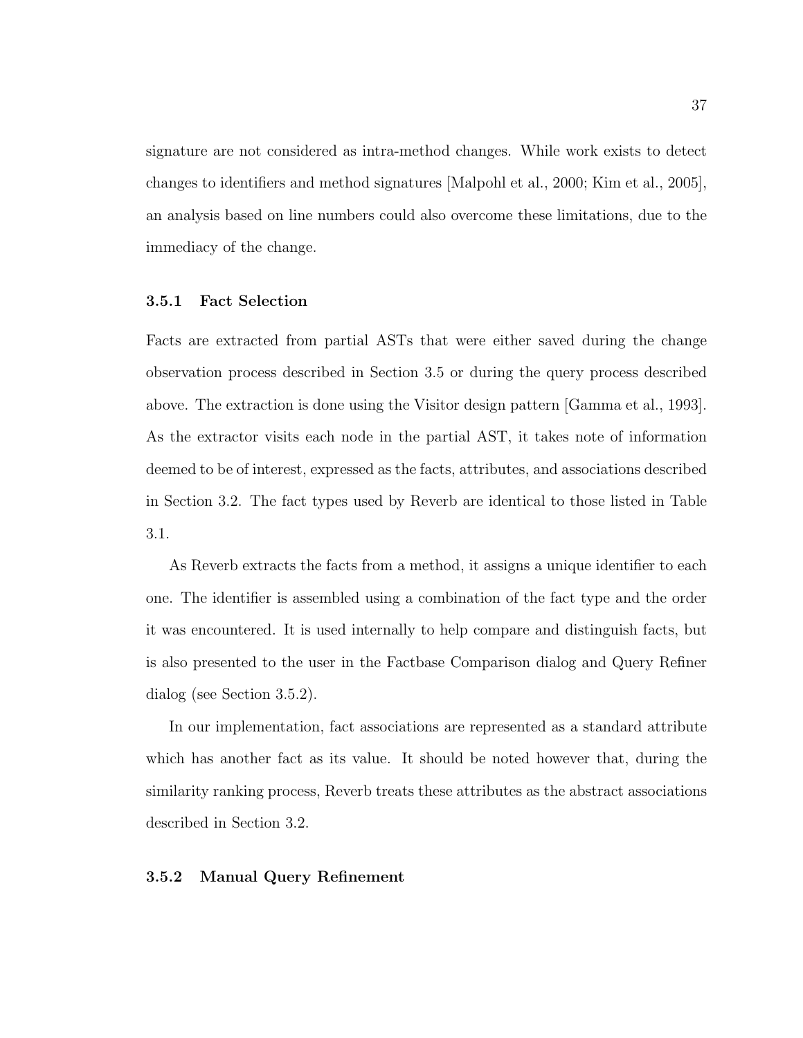signature are not considered as intra-method changes. While work exists to detect changes to identifiers and method signatures [Malpohl et al., 2000; Kim et al., 2005], an analysis based on line numbers could also overcome these limitations, due to the immediacy of the change.

### 3.5.1 Fact Selection

Facts are extracted from partial ASTs that were either saved during the change observation process described in Section 3.5 or during the query process described above. The extraction is done using the Visitor design pattern [Gamma et al., 1993]. As the extractor visits each node in the partial AST, it takes note of information deemed to be of interest, expressed as the facts, attributes, and associations described in Section 3.2. The fact types used by Reverb are identical to those listed in Table 3.1.

As Reverb extracts the facts from a method, it assigns a unique identifier to each one. The identifier is assembled using a combination of the fact type and the order it was encountered. It is used internally to help compare and distinguish facts, but is also presented to the user in the Factbase Comparison dialog and Query Refiner dialog (see Section 3.5.2).

In our implementation, fact associations are represented as a standard attribute which has another fact as its value. It should be noted however that, during the similarity ranking process, Reverb treats these attributes as the abstract associations described in Section 3.2.

### 3.5.2 Manual Query Refinement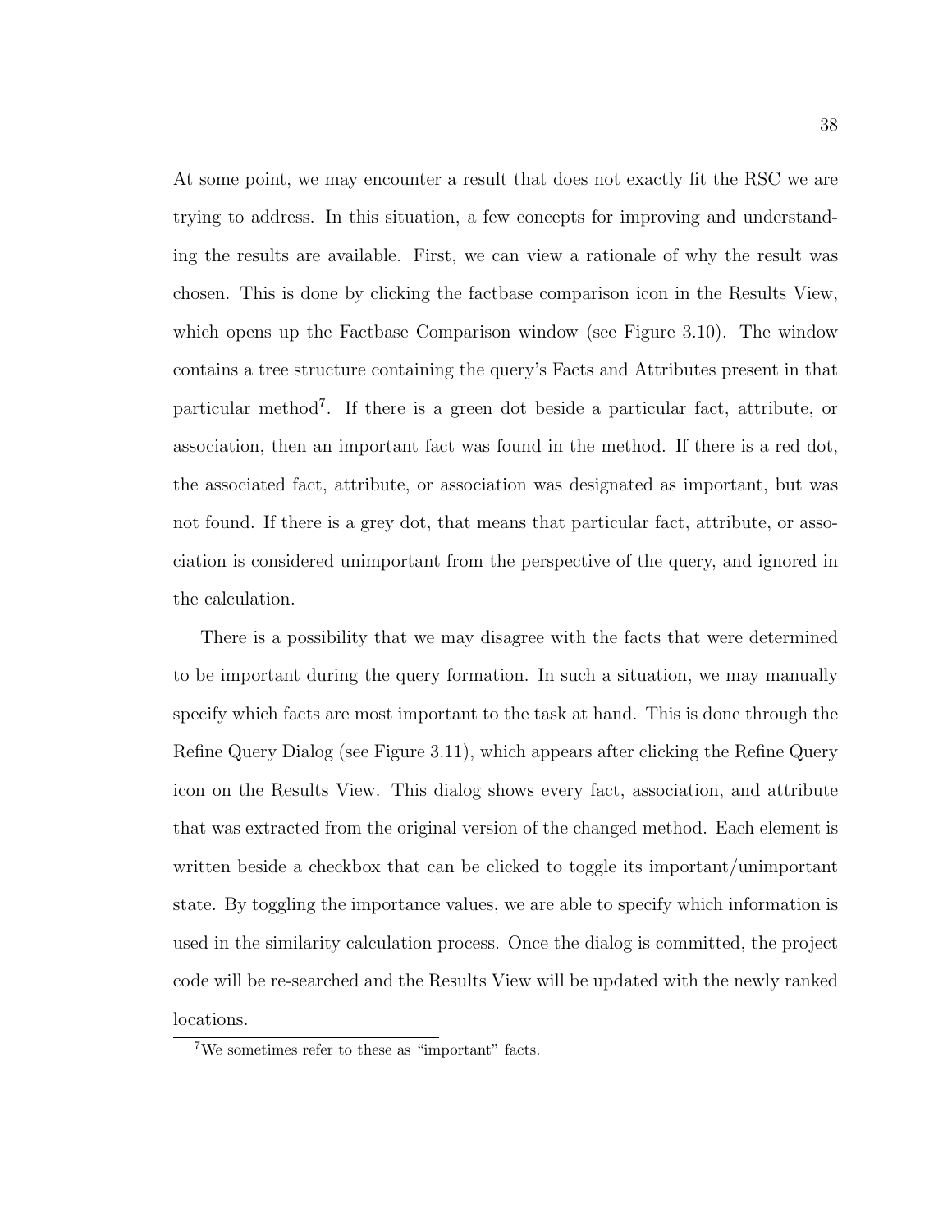At some point, we may encounter a result that does not exactly fit the RSC we are trying to address. In this situation, a few concepts for improving and understanding the results are available. First, we can view a rationale of why the result was chosen. This is done by clicking the factbase comparison icon in the Results View, which opens up the Factbase Comparison window (see Figure 3.10). The window contains a tree structure containing the query's Facts and Attributes present in that particular method[7]. If there is a green dot beside a particular fact, attribute, or association, then an important fact was found in the method. If there is a red dot, the associated fact, attribute, or association was designated as important, but was not found. If there is a grey dot, that means that particular fact, attribute, or association is considered unimportant from the perspective of the query, and ignored in the calculation.

There is a possibility that we may disagree with the facts that were determined to be important during the query formation. In such a situation, we may manually specify which facts are most important to the task at hand. This is done through the Refine Query Dialog (see Figure 3.11), which appears after clicking the Refine Query icon on the Results View. This dialog shows every fact, association, and attribute that was extracted from the original version of the changed method. Each element is written beside a checkbox that can be clicked to toggle its important/unimportant state. By toggling the importance values, we are able to specify which information is used in the similarity calculation process. Once the dialog is committed, the project code will be re-searched and the Results View will be updated with the newly ranked locations.

[7] We sometimes refer to these as "important" facts.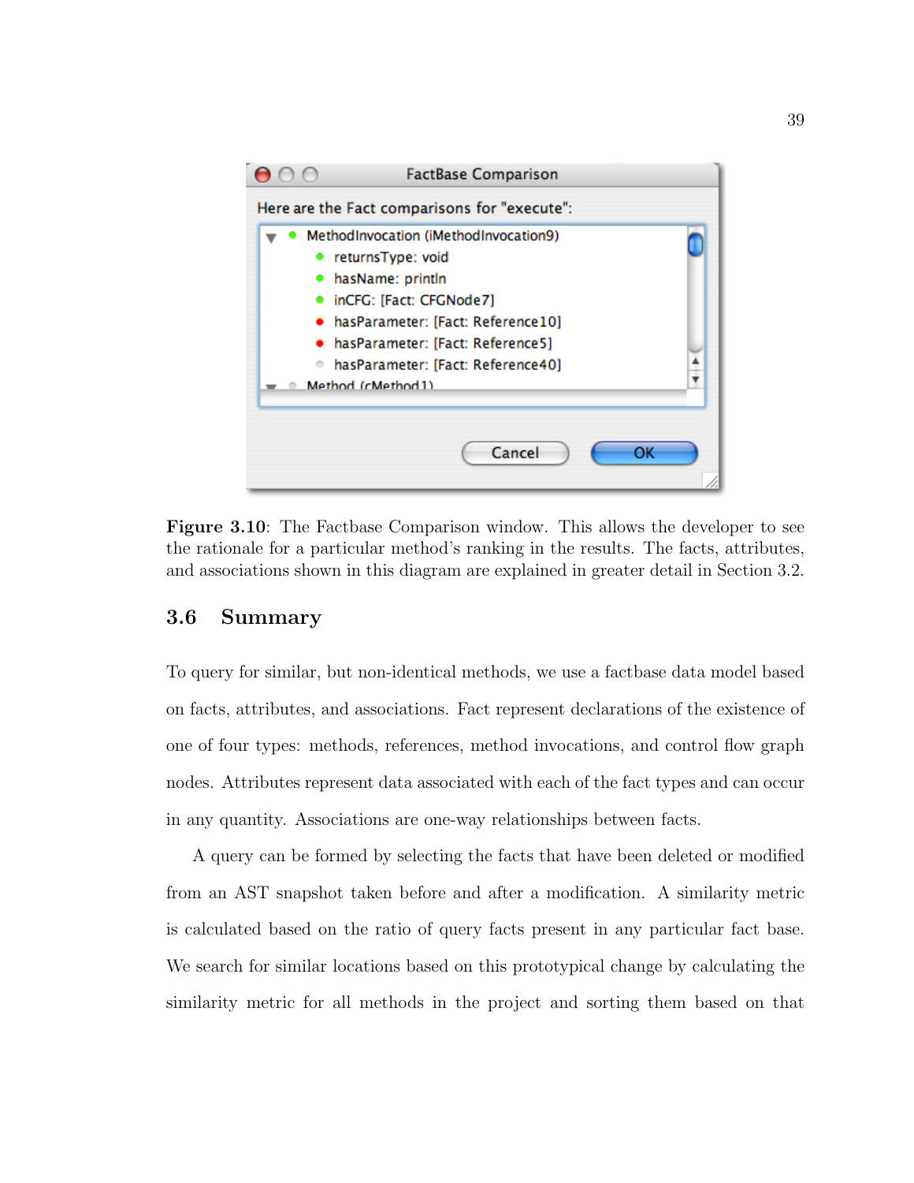**Figure 3.10**: The Factbase Comparison window. This allows the developer to see the rationale for a particular method's ranking in the results. The facts, attributes, and associations shown in this diagram are explained in greater detail in Section 3.2.

## 3.6 Summary

To query for similar, but non-identical methods, we use a factbase data model based on facts, attributes, and associations. Fact represent declarations of the existence of one of four types: methods, references, method invocations, and control flow graph nodes. Attributes represent data associated with each of the fact types and can occur in any quantity. Associations are one-way relationships between facts.

A query can be formed by selecting the facts that have been deleted or modified from an AST snapshot taken before and after a modification. A similarity metric is calculated based on the ratio of query facts present in any particular fact base. We search for similar locations based on this prototypical change by calculating the similarity metric for all methods in the project and sorting them based on that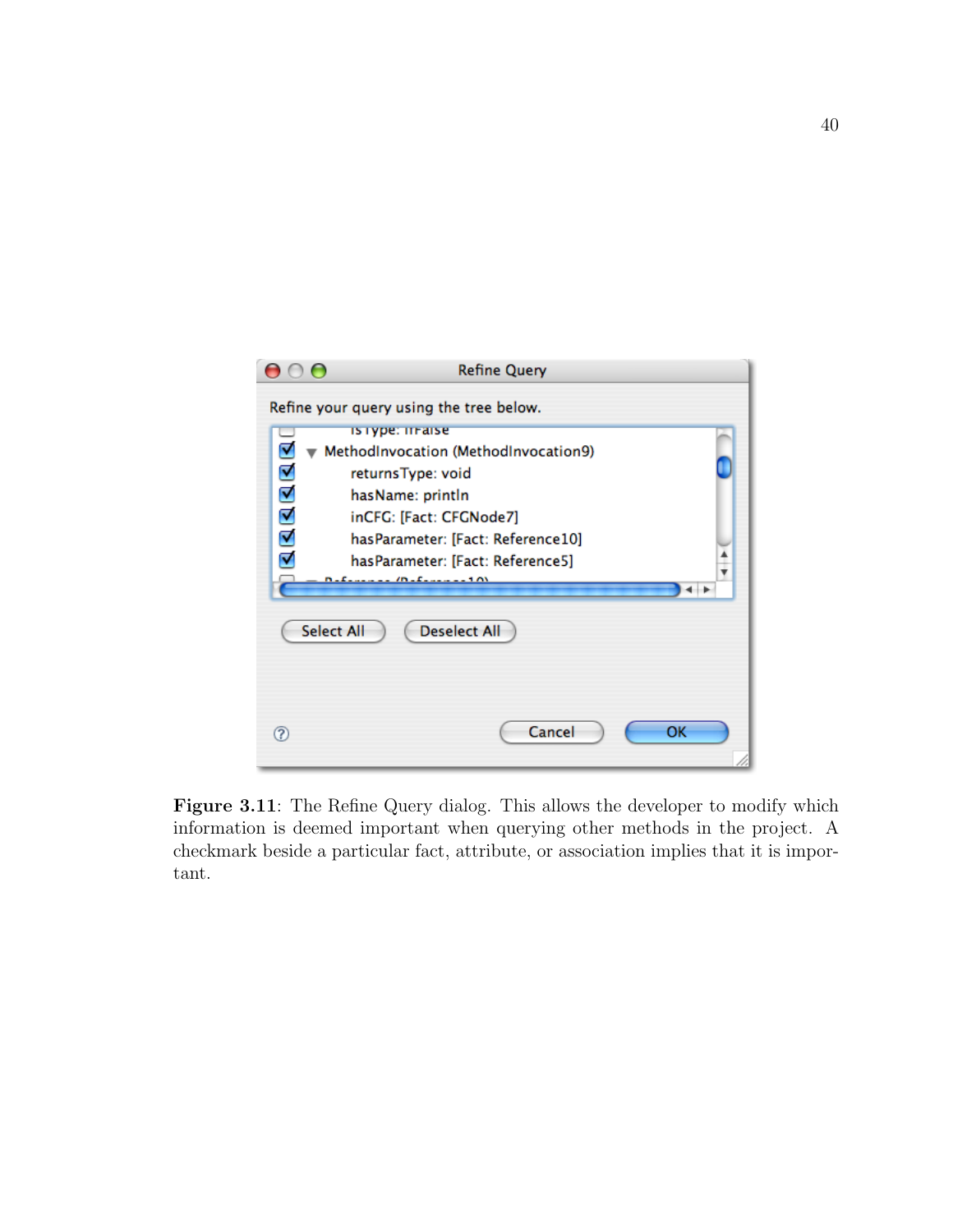Figure 3.11: The Refine Query dialog. This allows the developer to modify which information is deemed important when querying other methods in the project. A checkmark beside a particular fact, attribute, or association implies that it is important.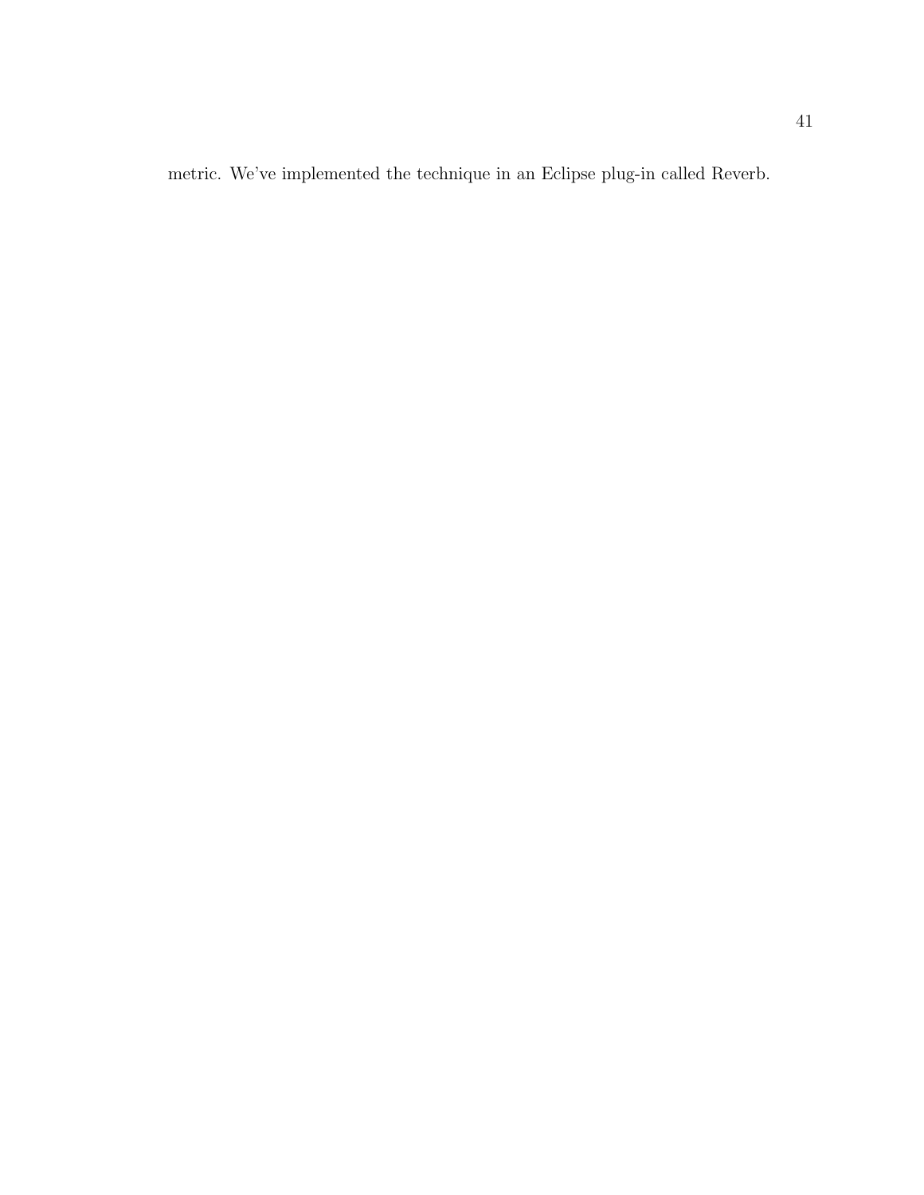metric. We've implemented the technique in an Eclipse plug-in called Reverb.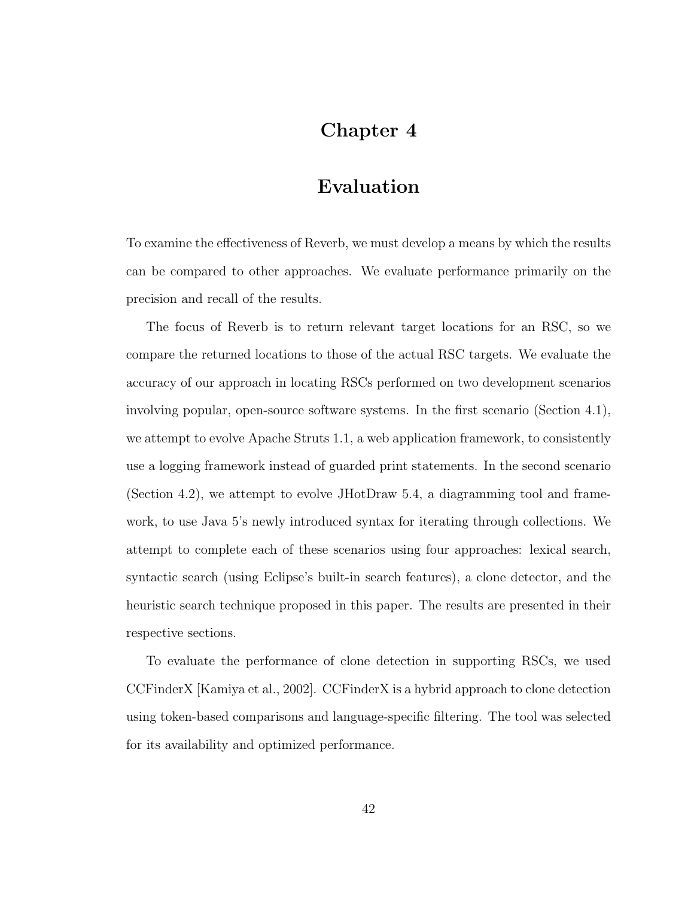# Chapter 4

# Evaluation

To examine the effectiveness of Reverb, we must develop a means by which the results can be compared to other approaches. We evaluate performance primarily on the precision and recall of the results.

The focus of Reverb is to return relevant target locations for an RSC, so we compare the returned locations to those of the actual RSC targets. We evaluate the accuracy of our approach in locating RSCs performed on two development scenarios involving popular, open-source software systems. In the first scenario (Section 4.1), we attempt to evolve Apache Struts 1.1, a web application framework, to consistently use a logging framework instead of guarded print statements. In the second scenario (Section 4.2), we attempt to evolve JHotDraw 5.4, a diagramming tool and framework, to use Java 5's newly introduced syntax for iterating through collections. We attempt to complete each of these scenarios using four approaches: lexical search, syntactic search (using Eclipse's built-in search features), a clone detector, and the heuristic search technique proposed in this paper. The results are presented in their respective sections.

To evaluate the performance of clone detection in supporting RSCs, we used CCFinderX [Kamiya et al., 2002]. CCFinderX is a hybrid approach to clone detection using token-based comparisons and language-specific filtering. The tool was selected for its availability and optimized performance.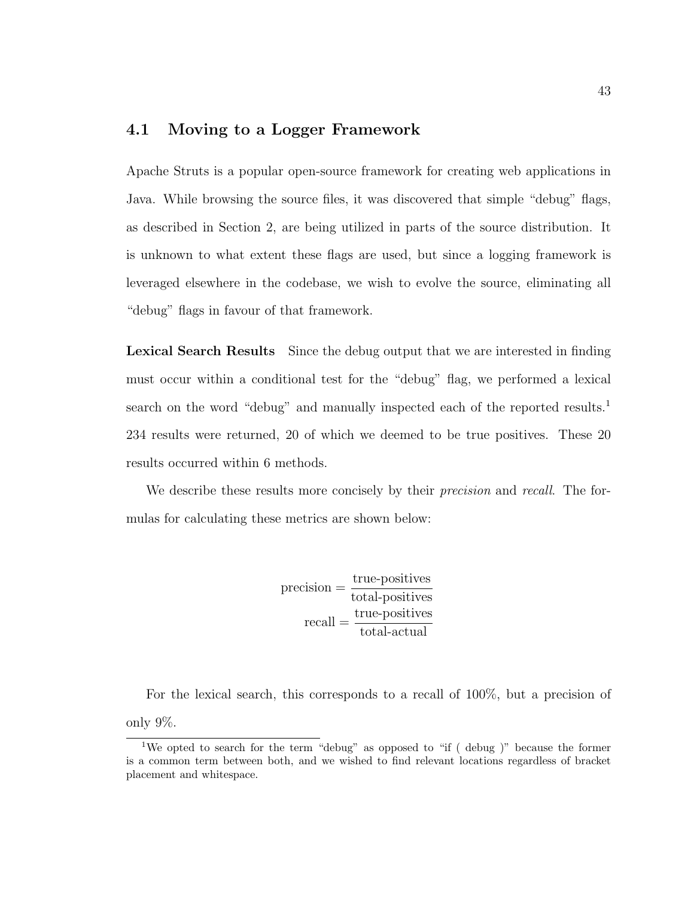## 4.1 Moving to a Logger Framework

Apache Struts is a popular open-source framework for creating web applications in Java. While browsing the source files, it was discovered that simple "debug" flags, as described in Section 2, are being utilized in parts of the source distribution. It is unknown to what extent these flags are used, but since a logging framework is leveraged elsewhere in the codebase, we wish to evolve the source, eliminating all "debug" flags in favour of that framework.

**Lexical Search Results** Since the debug output that we are interested in finding must occur within a conditional test for the "debug" flag, we performed a lexical search on the word "debug" and manually inspected each of the reported results.[1] 234 results were returned, 20 of which we deemed to be true positives. These 20 results occurred within 6 methods.

We describe these results more concisely by their *precision* and *recall*. The formulas for calculating these metrics are shown below:

$$\text{precision} = \frac{\text{true-positives}}{\text{total-positives}}$$

$$\text{recall} = \frac{\text{true-positives}}{\text{total-actual}}$$

For the lexical search, this corresponds to a recall of 100%, but a precision of only 9%.

[1] We opted to search for the term "debug" as opposed to "if ( debug )" because the former is a common term between both, and we wished to find relevant locations regardless of bracket placement and whitespace.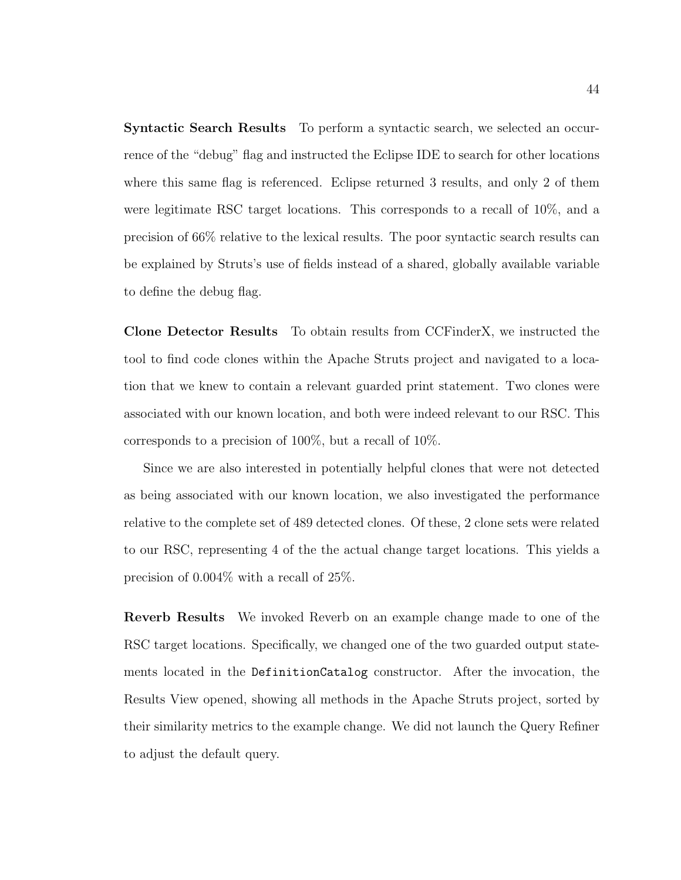**Syntactic Search Results** To perform a syntactic search, we selected an occurrence of the "debug" flag and instructed the Eclipse IDE to search for other locations where this same flag is referenced. Eclipse returned 3 results, and only 2 of them were legitimate RSC target locations. This corresponds to a recall of 10%, and a precision of 66% relative to the lexical results. The poor syntactic search results can be explained by Struts's use of fields instead of a shared, globally available variable to define the debug flag.

**Clone Detector Results** To obtain results from CCFinderX, we instructed the tool to find code clones within the Apache Struts project and navigated to a location that we knew to contain a relevant guarded print statement. Two clones were associated with our known location, and both were indeed relevant to our RSC. This corresponds to a precision of 100%, but a recall of 10%.

Since we are also interested in potentially helpful clones that were not detected as being associated with our known location, we also investigated the performance relative to the complete set of 489 detected clones. Of these, 2 clone sets were related to our RSC, representing 4 of the the actual change target locations. This yields a precision of 0.004% with a recall of 25%.

**Reverb Results** We invoked Reverb on an example change made to one of the RSC target locations. Specifically, we changed one of the two guarded output statements located in the `DefinitionCatalog` constructor. After the invocation, the Results View opened, showing all methods in the Apache Struts project, sorted by their similarity metrics to the example change. We did not launch the Query Refiner to adjust the default query.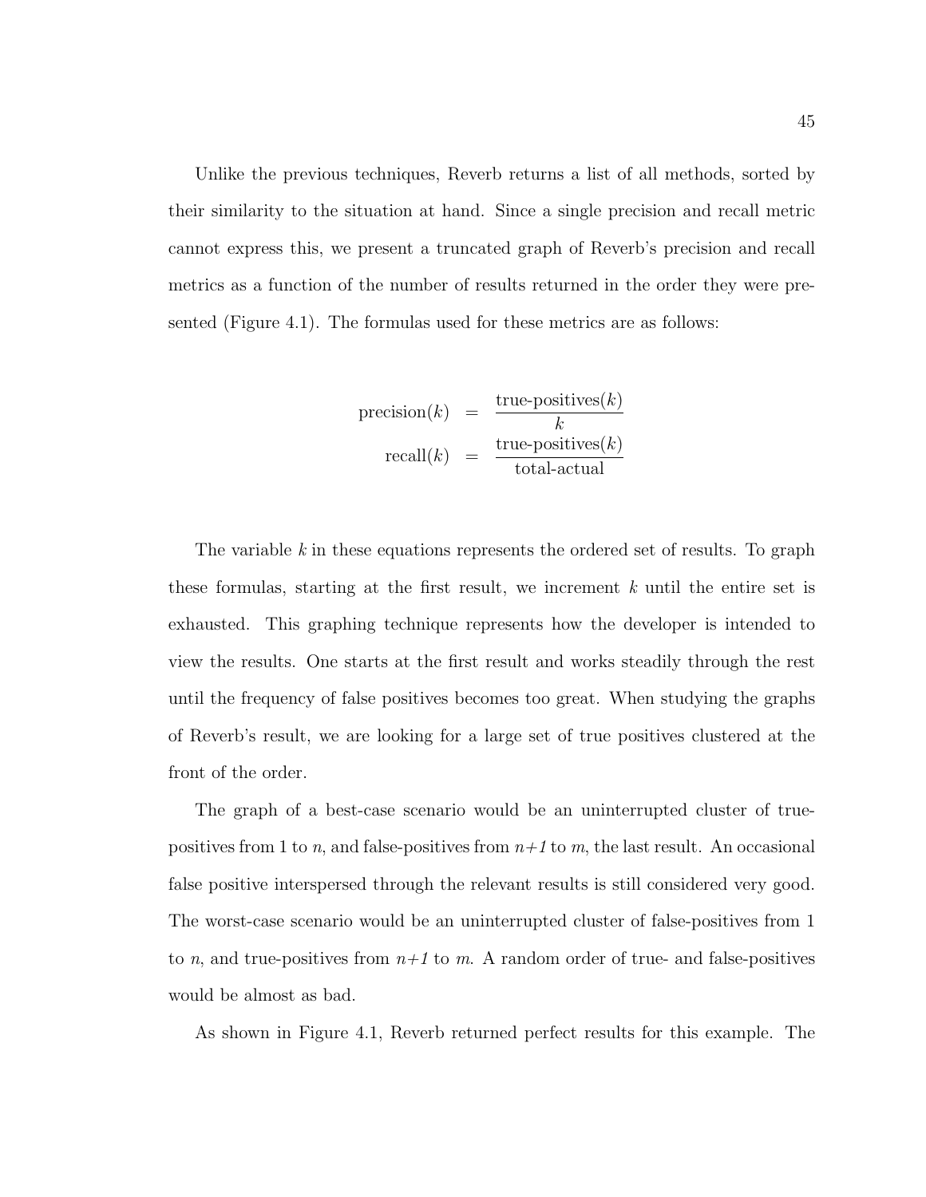Unlike the previous techniques, Reverb returns a list of all methods, sorted by their similarity to the situation at hand. Since a single precision and recall metric cannot express this, we present a truncated graph of Reverb's precision and recall metrics as a function of the number of results returned in the order they were presented (Figure 4.1). The formulas used for these metrics are as follows:

$$
\begin{aligned}
\text{precision}(k) &= \frac{\text{true-positives}(k)}{k} \\
\text{recall}(k) &= \frac{\text{true-positives}(k)}{\text{total-actual}}
\end{aligned}
$$

The variable $k$ in these equations represents the ordered set of results. To graph these formulas, starting at the first result, we increment $k$ until the entire set is exhausted. This graphing technique represents how the developer is intended to view the results. One starts at the first result and works steadily through the rest until the frequency of false positives becomes too great. When studying the graphs of Reverb's result, we are looking for a large set of true positives clustered at the front of the order.

The graph of a best-case scenario would be an uninterrupted cluster of true-positives from 1 to $n$, and false-positives from $n+1$ to $m$, the last result. An occasional false positive interspersed through the relevant results is still considered very good. The worst-case scenario would be an uninterrupted cluster of false-positives from 1 to $n$, and true-positives from $n+1$ to $m$. A random order of true- and false-positives would be almost as bad.

As shown in Figure 4.1, Reverb returned perfect results for this example. The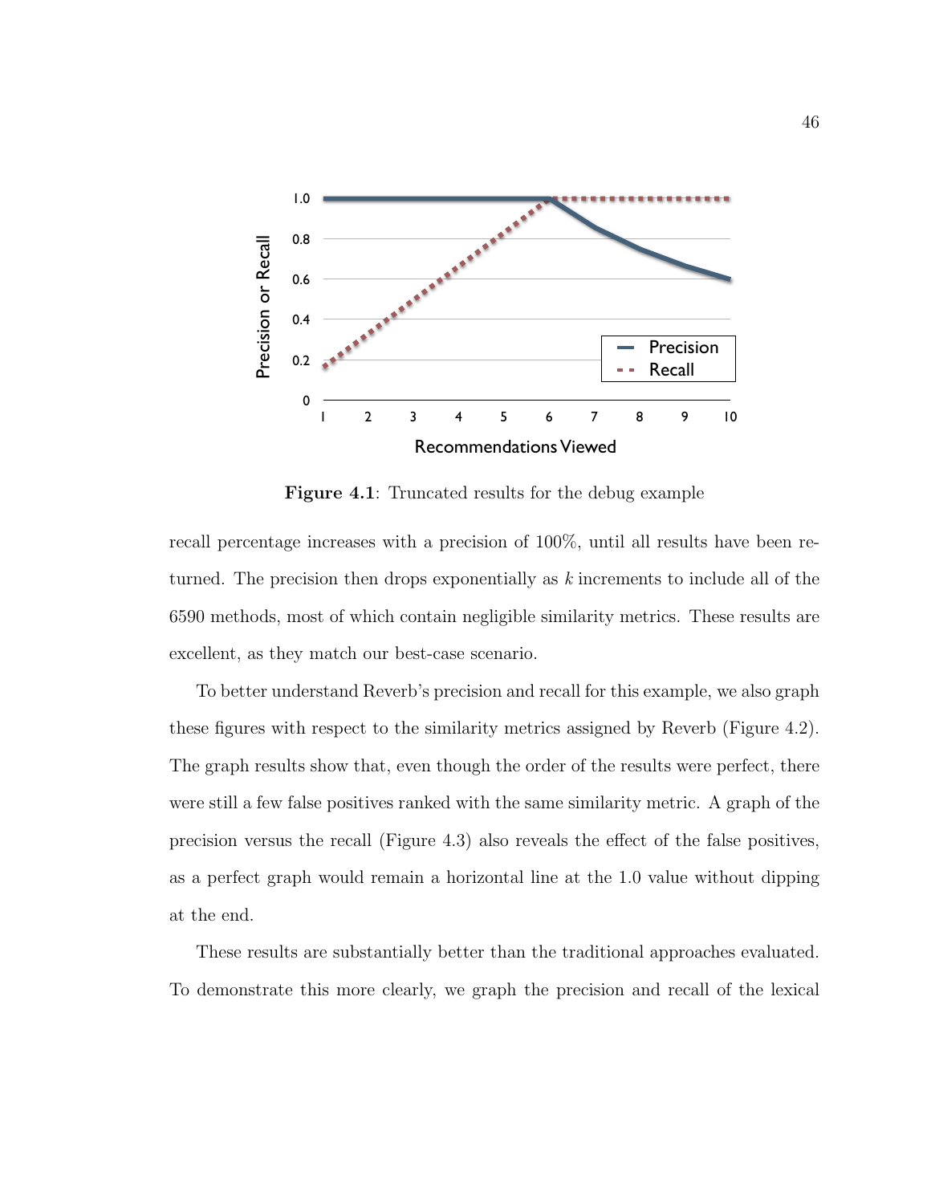1.0
0.8
0.6
0.4
0.2
0

Precision or Recall

1 2 3 4 5 6 7 8 9 10

Recommendations Viewed

Precision
Recall

**Figure 4.1**: Truncated results for the debug example

recall percentage increases with a precision of 100%, until all results have been returned. The precision then drops exponentially as $k$ increments to include all of the 6590 methods, most of which contain negligible similarity metrics. These results are excellent, as they match our best-case scenario.

To better understand Reverb's precision and recall for this example, we also graph these figures with respect to the similarity metrics assigned by Reverb (Figure 4.2). The graph results show that, even though the order of the results were perfect, there were still a few false positives ranked with the same similarity metric. A graph of the precision versus the recall (Figure 4.3) also reveals the effect of the false positives, as a perfect graph would remain a horizontal line at the 1.0 value without dipping at the end.

These results are substantially better than the traditional approaches evaluated. To demonstrate this more clearly, we graph the precision and recall of the lexical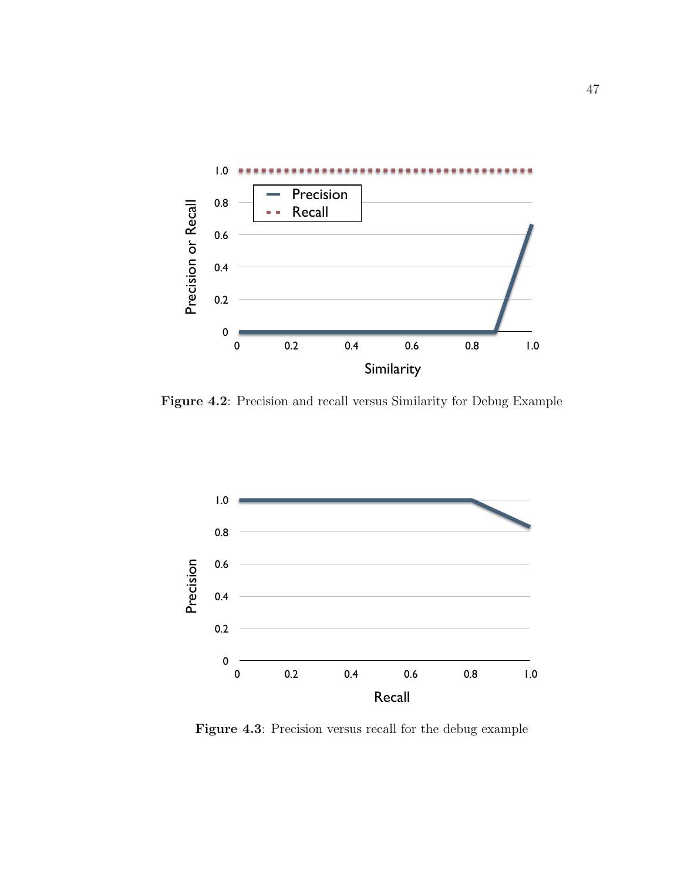1.0

0.8

0.6

0.4

0.2

0

Precision or Recall

Precision

Recall

0 0.2 0.4 0.6 0.8 1.0

Similarity

**Figure 4.2**: Precision and recall versus Similarity for Debug Example

1.0

0.8

0.6

0.4

0.2

0

Precision

0 0.2 0.4 0.6 0.8 1.0

Recall

**Figure 4.3**: Precision versus recall for the debug example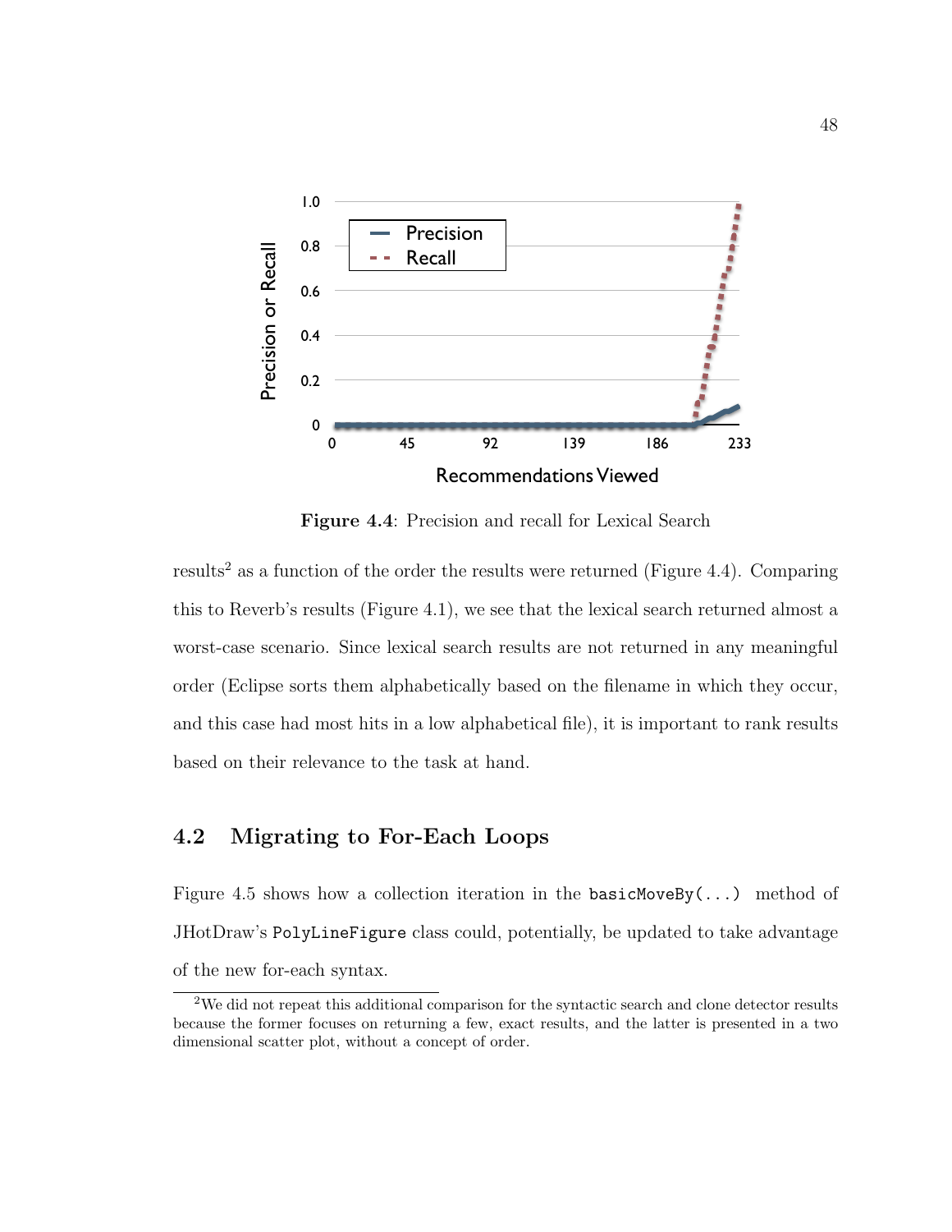1.0
0.8
0.6
0.4
0.2
0

Precision or Recall

Precision
Recall

0
45
92
139
186
233

Recommendations Viewed

**Figure 4.4**: Precision and recall for Lexical Search

results[2] as a function of the order the results were returned (Figure 4.4). Comparing this to Reverb's results (Figure 4.1), we see that the lexical search returned almost a worst-case scenario. Since lexical search results are not returned in any meaningful order (Eclipse sorts them alphabetically based on the filename in which they occur, and this case had most hits in a low alphabetical file), it is important to rank results based on their relevance to the task at hand.

## 4.2 Migrating to For-Each Loops

Figure 4.5 shows how a collection iteration in the `basicMoveBy(...)` method of JHotDraw's `PolyLineFigure` class could, potentially, be updated to take advantage of the new for-each syntax.

[2]We did not repeat this additional comparison for the syntactic search and clone detector results because the former focuses on returning a few, exact results, and the latter is presented in a two dimensional scatter plot, without a concept of order.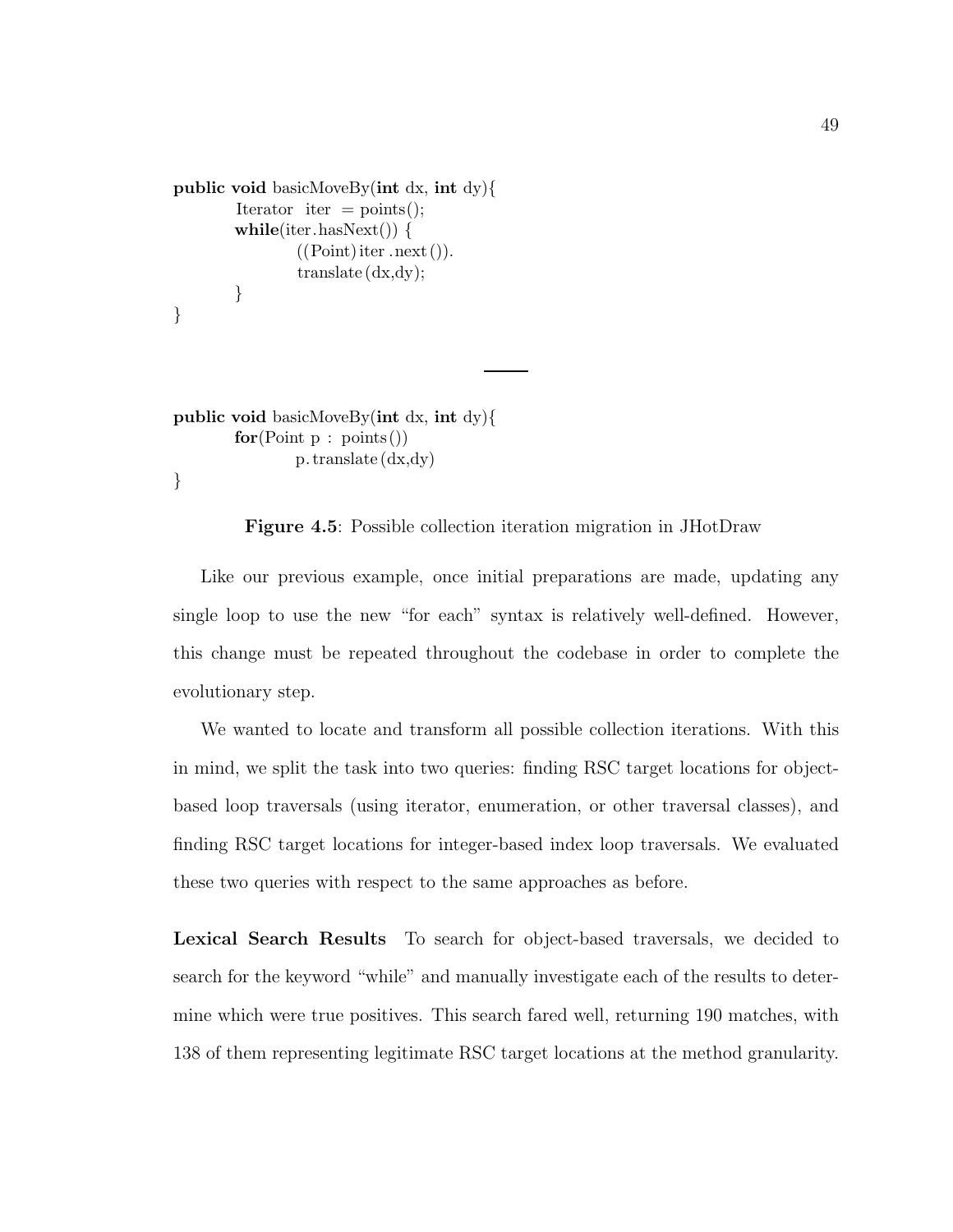```
public void basicMoveBy(int dx, int dy){
        Iterator iter = points();
        while(iter.hasNext()) {
                ((Point) iter .next()).
                translate (dx,dy);
        }
}
```

---

```
public void basicMoveBy(int dx, int dy){
        for(Point p : points())
                p. translate (dx,dy)
}
```

**Figure 4.5**: Possible collection iteration migration in JHotDraw

Like our previous example, once initial preparations are made, updating any single loop to use the new "for each" syntax is relatively well-defined. However, this change must be repeated throughout the codebase in order to complete the evolutionary step.

We wanted to locate and transform all possible collection iterations. With this in mind, we split the task into two queries: finding RSC target locations for object-based loop traversals (using iterator, enumeration, or other traversal classes), and finding RSC target locations for integer-based index loop traversals. We evaluated these two queries with respect to the same approaches as before.

**Lexical Search Results** To search for object-based traversals, we decided to search for the keyword "while" and manually investigate each of the results to determine which were true positives. This search fared well, returning 190 matches, with 138 of them representing legitimate RSC target locations at the method granularity.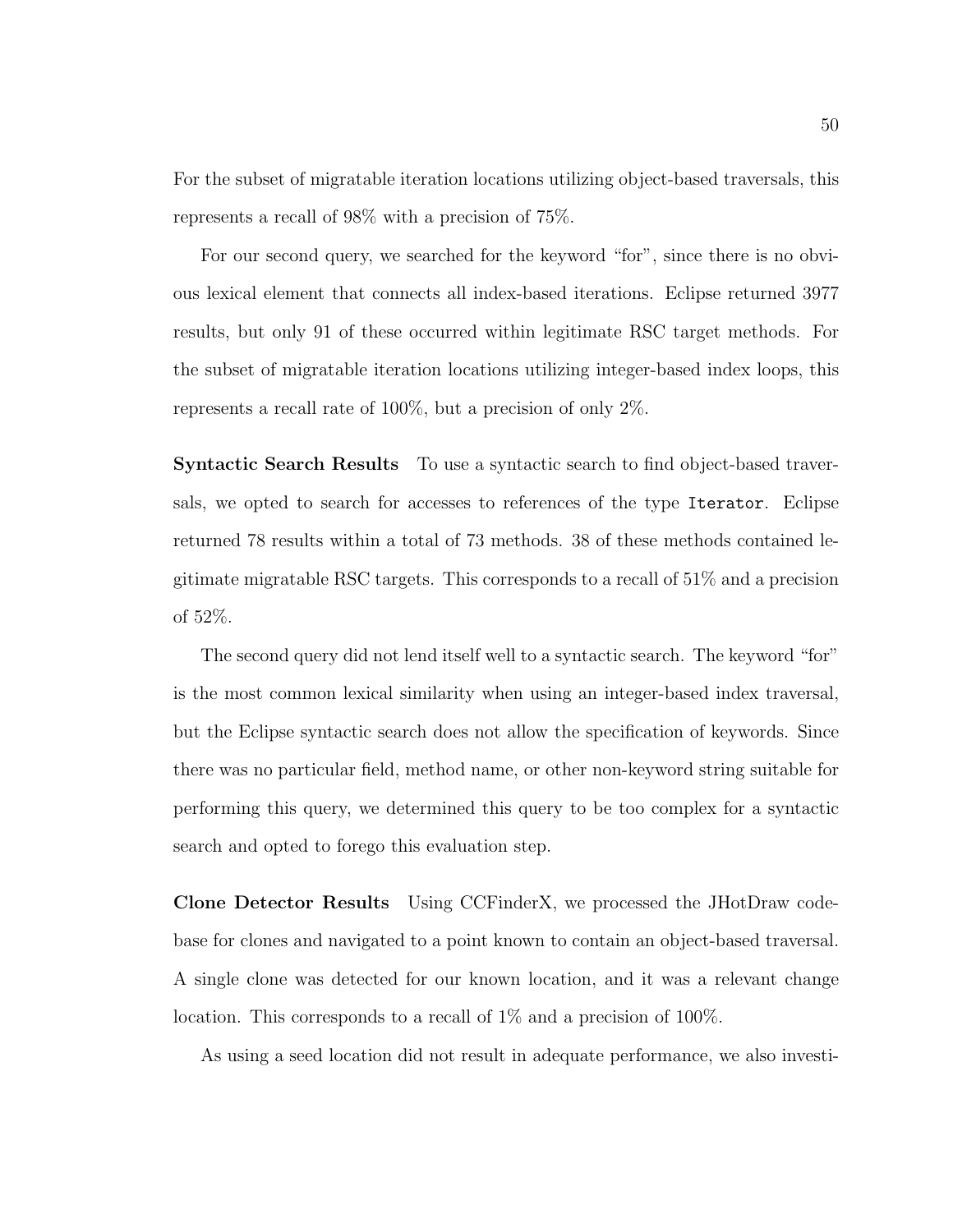For the subset of migratable iteration locations utilizing object-based traversals, this represents a recall of 98% with a precision of 75%.

For our second query, we searched for the keyword “for”, since there is no obvious lexical element that connects all index-based iterations. Eclipse returned 3977 results, but only 91 of these occurred within legitimate RSC target methods. For the subset of migratable iteration locations utilizing integer-based index loops, this represents a recall rate of 100%, but a precision of only 2%.

**Syntactic Search Results** To use a syntactic search to find object-based traversals, we opted to search for accesses to references of the type `Iterator`. Eclipse returned 78 results within a total of 73 methods. 38 of these methods contained legitimate migratable RSC targets. This corresponds to a recall of 51% and a precision of 52%.

The second query did not lend itself well to a syntactic search. The keyword “for” is the most common lexical similarity when using an integer-based index traversal, but the Eclipse syntactic search does not allow the specification of keywords. Since there was no particular field, method name, or other non-keyword string suitable for performing this query, we determined this query to be too complex for a syntactic search and opted to forego this evaluation step.

**Clone Detector Results** Using CCFinderX, we processed the JHotDraw codebase for clones and navigated to a point known to contain an object-based traversal. A single clone was detected for our known location, and it was a relevant change location. This corresponds to a recall of 1% and a precision of 100%.

As using a seed location did not result in adequate performance, we also investi-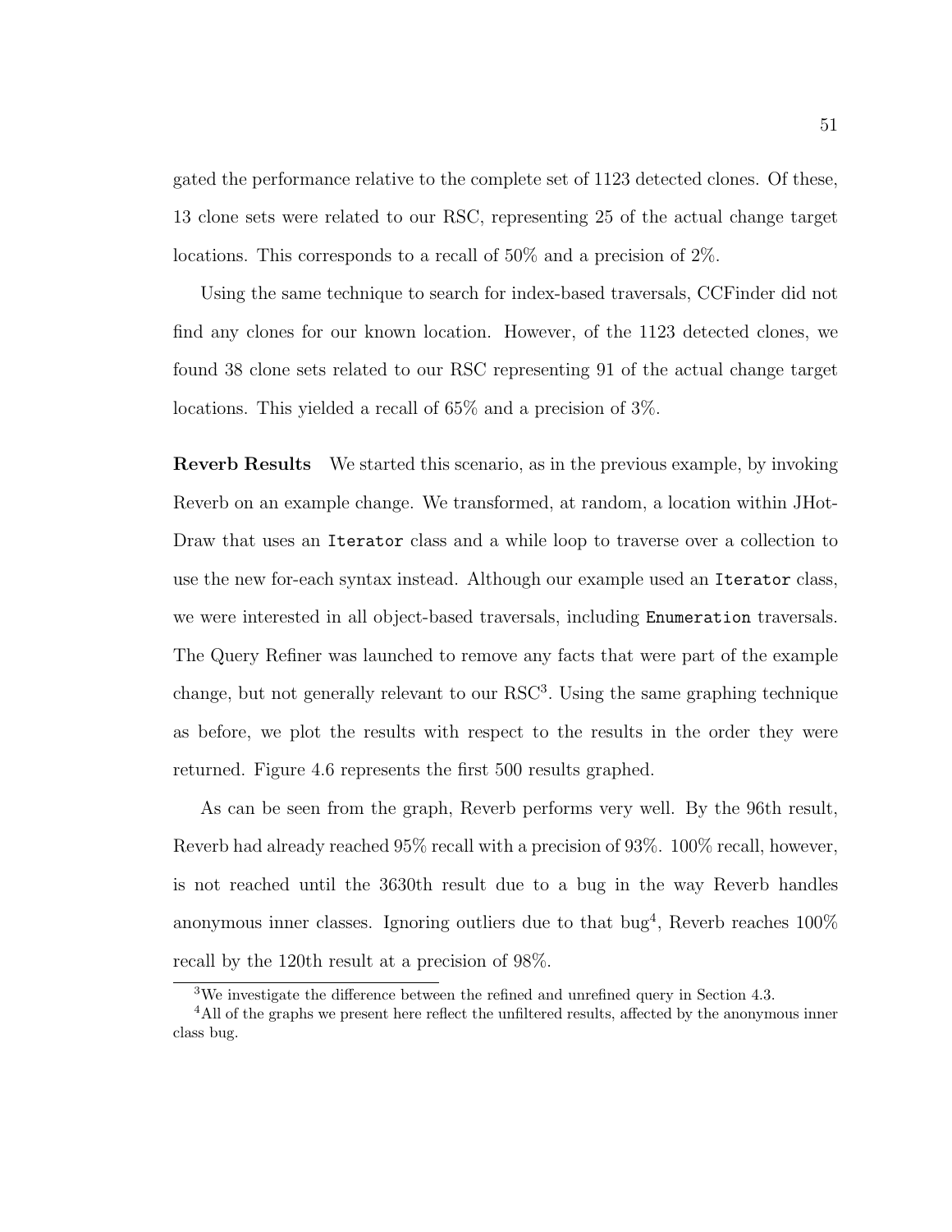gated the performance relative to the complete set of 1123 detected clones. Of these, 13 clone sets were related to our RSC, representing 25 of the actual change target locations. This corresponds to a recall of 50% and a precision of 2%.

Using the same technique to search for index-based traversals, CCFinder did not find any clones for our known location. However, of the 1123 detected clones, we found 38 clone sets related to our RSC representing 91 of the actual change target locations. This yielded a recall of 65% and a precision of 3%.

**Reverb Results** We started this scenario, as in the previous example, by invoking Reverb on an example change. We transformed, at random, a location within JHotDraw that uses an `Iterator` class and a while loop to traverse over a collection to use the new for-each syntax instead. Although our example used an `Iterator` class, we were interested in all object-based traversals, including `Enumeration` traversals. The Query Refiner was launched to remove any facts that were part of the example change, but not generally relevant to our RSC[3]. Using the same graphing technique as before, we plot the results with respect to the results in the order they were returned. Figure 4.6 represents the first 500 results graphed.

As can be seen from the graph, Reverb performs very well. By the 96th result, Reverb had already reached 95% recall with a precision of 93%. 100% recall, however, is not reached until the 3630th result due to a bug in the way Reverb handles anonymous inner classes. Ignoring outliers due to that bug[4], Reverb reaches 100% recall by the 120th result at a precision of 98%.

---

[3] We investigate the difference between the refined and unrefined query in Section 4.3.

[4] All of the graphs we present here reflect the unfiltered results, affected by the anonymous inner class bug.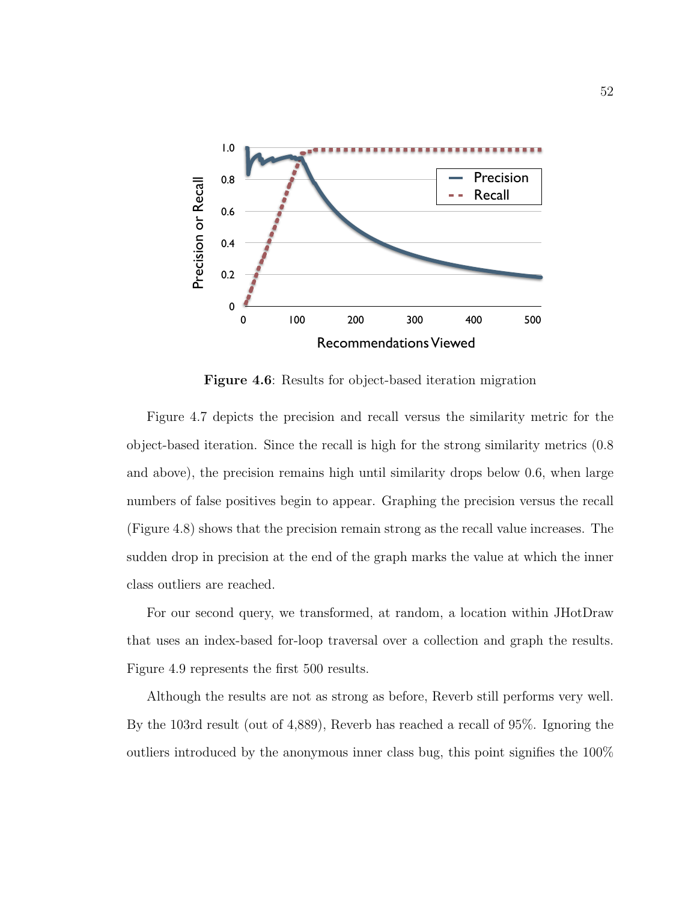1.0
0.8
0.6
0.4
0.2
0

Precision or Recall

0 100 200 300 400 500

Recommendations Viewed

Precision
Recall

**Figure 4.6**: Results for object-based iteration migration

Figure 4.7 depicts the precision and recall versus the similarity metric for the object-based iteration. Since the recall is high for the strong similarity metrics (0.8 and above), the precision remains high until similarity drops below 0.6, when large numbers of false positives begin to appear. Graphing the precision versus the recall (Figure 4.8) shows that the precision remain strong as the recall value increases. The sudden drop in precision at the end of the graph marks the value at which the inner class outliers are reached.

For our second query, we transformed, at random, a location within JHotDraw that uses an index-based for-loop traversal over a collection and graph the results. Figure 4.9 represents the first 500 results.

Although the results are not as strong as before, Reverb still performs very well. By the 103rd result (out of 4,889), Reverb has reached a recall of 95%. Ignoring the outliers introduced by the anonymous inner class bug, this point signifies the 100%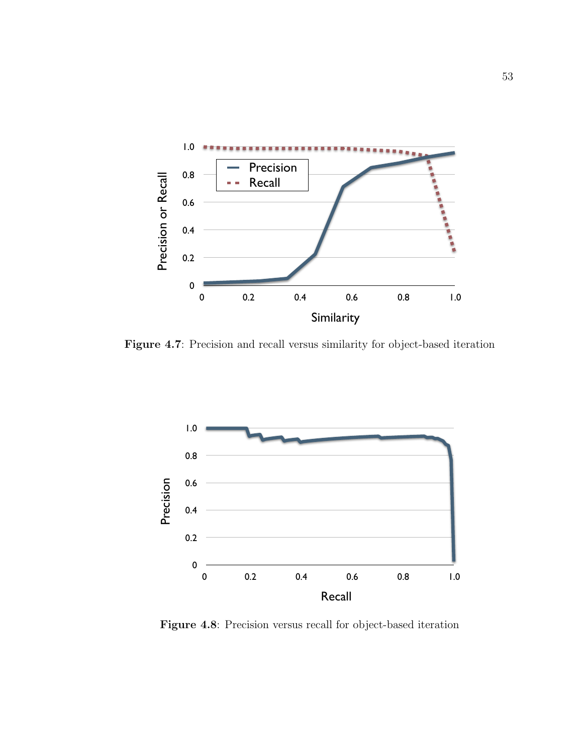1.0
0.8
0.6
0.4
0.2
0
Precision or Recall
0
0.2
0.4
0.6
0.8
1.0
Similarity
Precision
Recall

**Figure 4.7**: Precision and recall versus similarity for object-based iteration

1.0
0.8
0.6
0.4
0.2
0
Precision
0
0.2
0.4
0.6
0.8
1.0
Recall

**Figure 4.8**: Precision versus recall for object-based iteration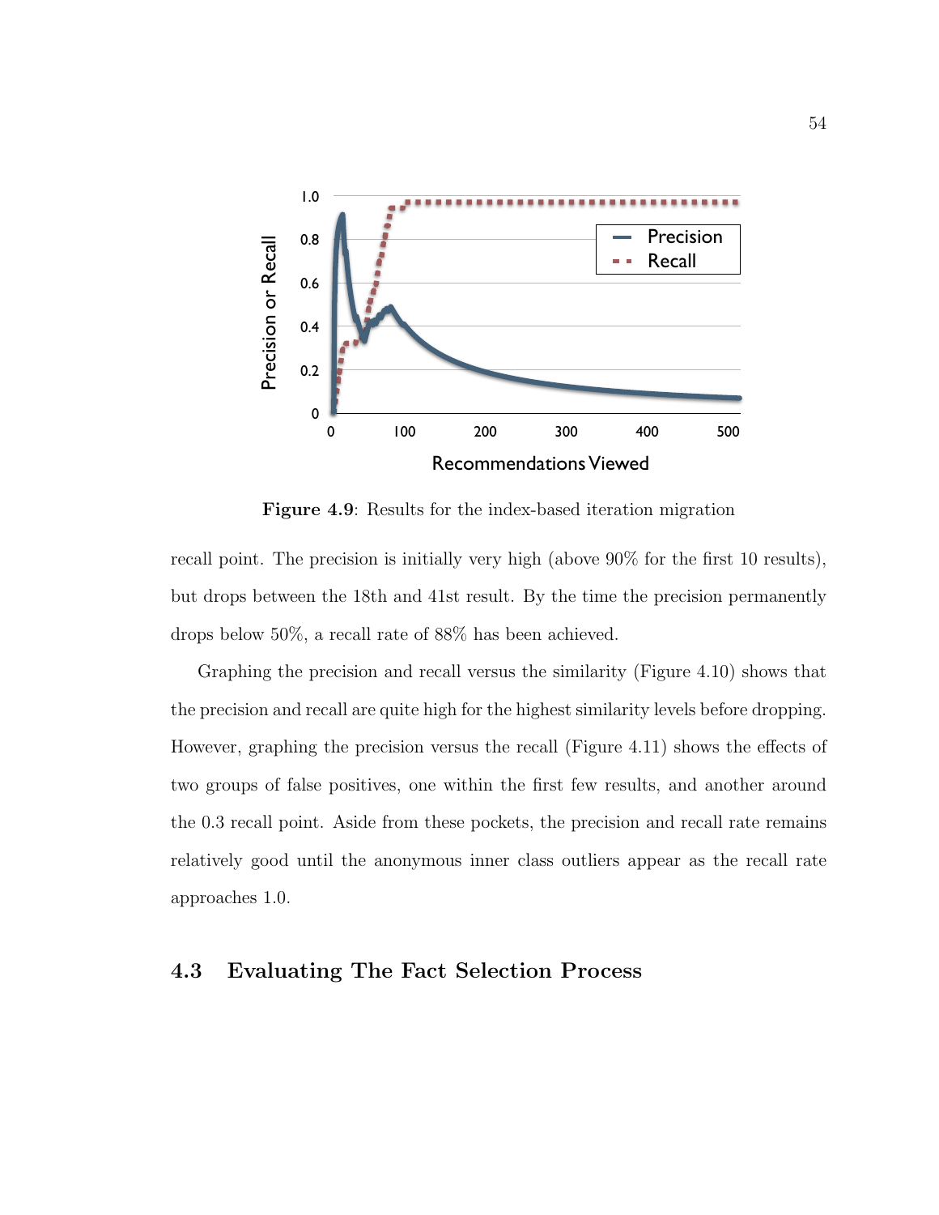1.0
0.8
0.6
0.4
0.2
0
Precision or Recall
0
100
200
300
400
500
Recommendations Viewed
Precision
Recall

**Figure 4.9**: Results for the index-based iteration migration

recall point. The precision is initially very high (above 90% for the first 10 results), but drops between the 18th and 41st result. By the time the precision permanently drops below 50%, a recall rate of 88% has been achieved.

Graphing the precision and recall versus the similarity (Figure 4.10) shows that the precision and recall are quite high for the highest similarity levels before dropping. However, graphing the precision versus the recall (Figure 4.11) shows the effects of two groups of false positives, one within the first few results, and another around the 0.3 recall point. Aside from these pockets, the precision and recall rate remains relatively good until the anonymous inner class outliers appear as the recall rate approaches 1.0.

## 4.3 Evaluating The Fact Selection Process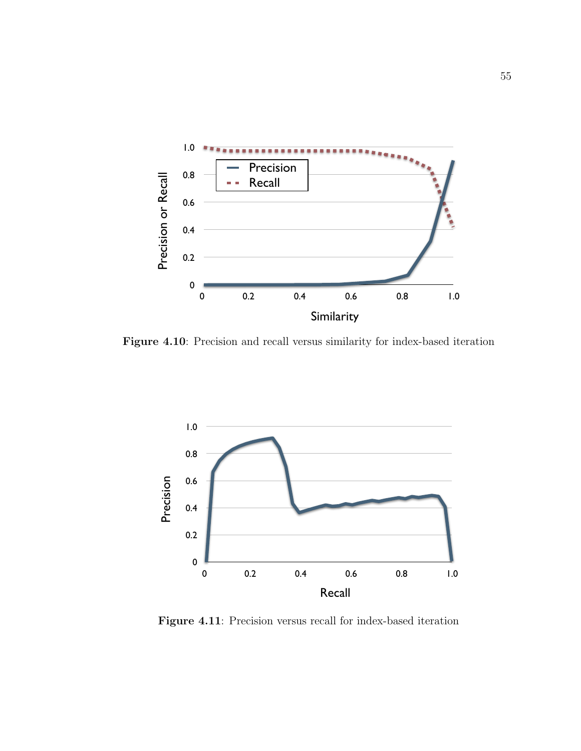1.0
0.8
0.6
0.4
0.2
0

Precision or Recall

Precision
Recall

0
0.2
0.4
0.6
0.8
1.0

Similarity

**Figure 4.10**: Precision and recall versus similarity for index-based iteration

1.0
0.8
0.6
0.4
0.2
0

Precision

0
0.2
0.4
0.6
0.8
1.0

Recall

**Figure 4.11**: Precision versus recall for index-based iteration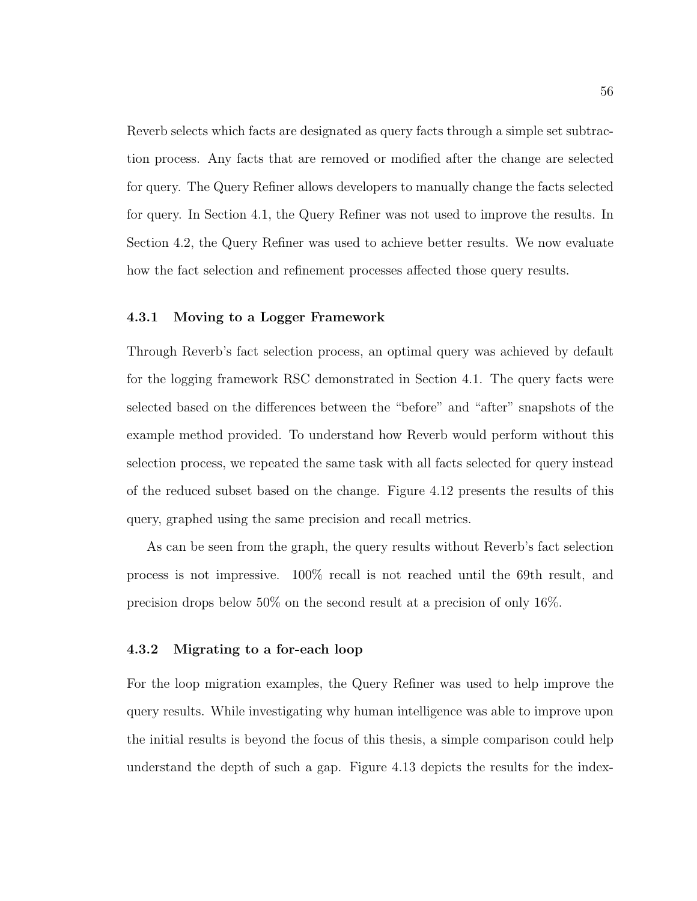Reverb selects which facts are designated as query facts through a simple set subtraction process. Any facts that are removed or modified after the change are selected for query. The Query Refiner allows developers to manually change the facts selected for query. In Section 4.1, the Query Refiner was not used to improve the results. In Section 4.2, the Query Refiner was used to achieve better results. We now evaluate how the fact selection and refinement processes affected those query results.

### 4.3.1 Moving to a Logger Framework

Through Reverb's fact selection process, an optimal query was achieved by default for the logging framework RSC demonstrated in Section 4.1. The query facts were selected based on the differences between the "before" and "after" snapshots of the example method provided. To understand how Reverb would perform without this selection process, we repeated the same task with all facts selected for query instead of the reduced subset based on the change. Figure 4.12 presents the results of this query, graphed using the same precision and recall metrics.

As can be seen from the graph, the query results without Reverb's fact selection process is not impressive. 100% recall is not reached until the 69th result, and precision drops below 50% on the second result at a precision of only 16%.

### 4.3.2 Migrating to a for-each loop

For the loop migration examples, the Query Refiner was used to help improve the query results. While investigating why human intelligence was able to improve upon the initial results is beyond the focus of this thesis, a simple comparison could help understand the depth of such a gap. Figure 4.13 depicts the results for the index-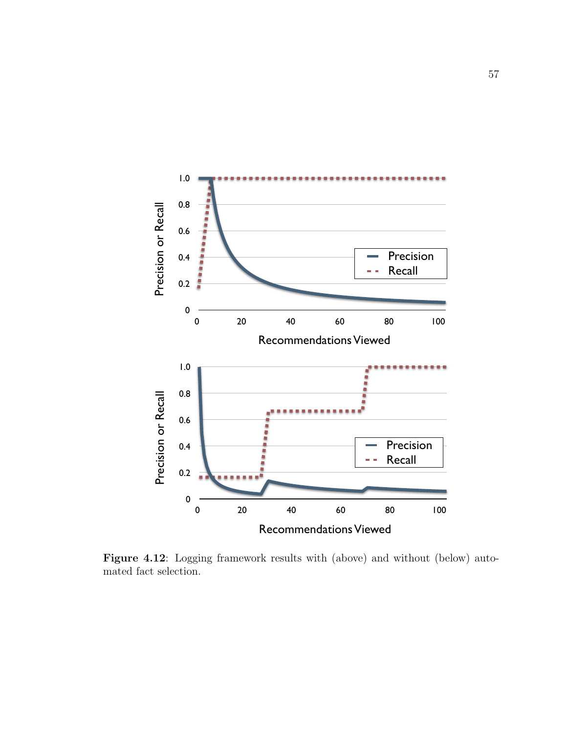1.0
0.8
0.6
0.4
0.2
0
Precision or Recall
0
20
40
60
80
100
Recommendations Viewed
Precision
Recall

1.0
0.8
0.6
0.4
0.2
0
Precision or Recall
0
20
40
60
80
100
Recommendations Viewed
Precision
Recall

**Figure 4.12**: Logging framework results with (above) and without (below) automated fact selection.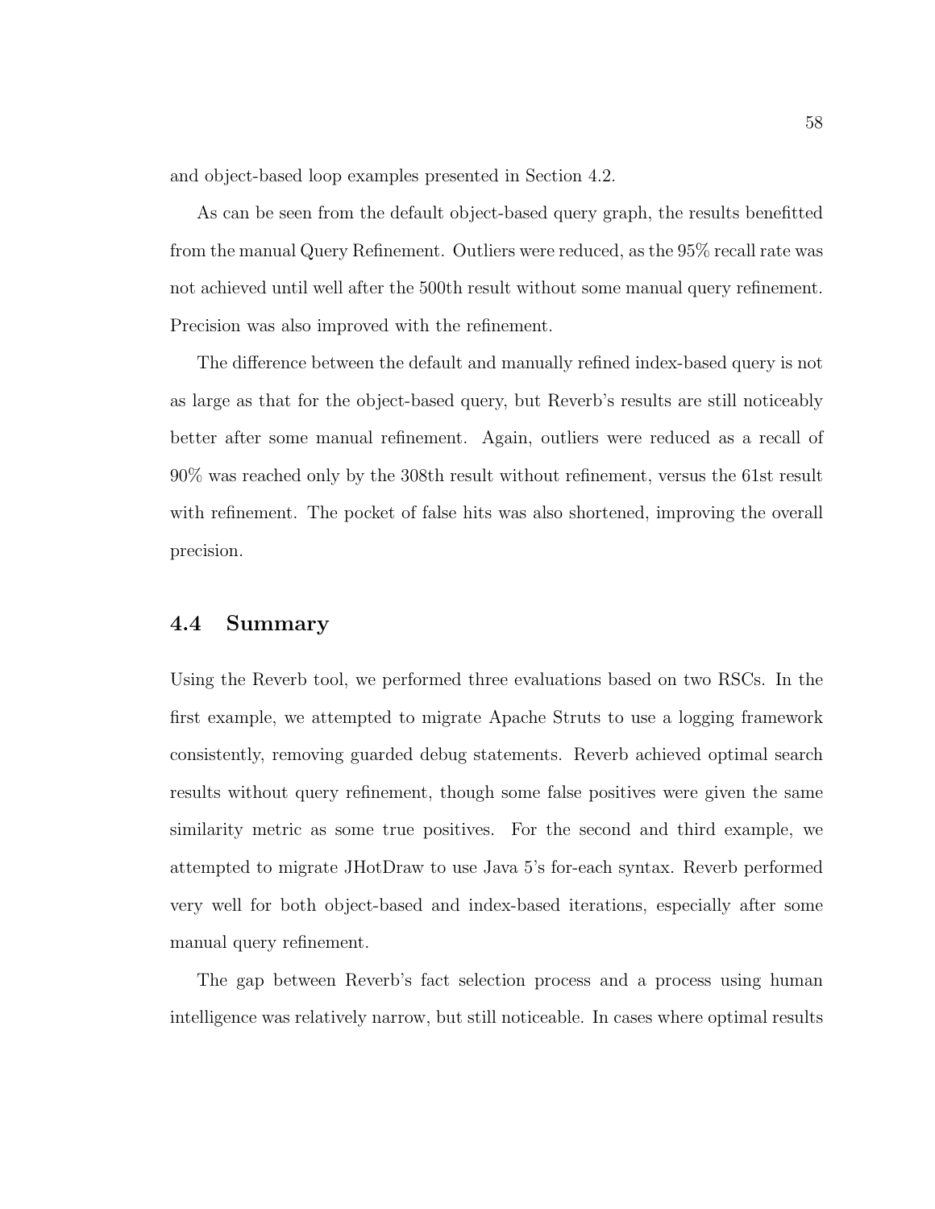and object-based loop examples presented in Section 4.2.

As can be seen from the default object-based query graph, the results benefitted from the manual Query Refinement. Outliers were reduced, as the 95% recall rate was not achieved until well after the 500th result without some manual query refinement. Precision was also improved with the refinement.

The difference between the default and manually refined index-based query is not as large as that for the object-based query, but Reverb's results are still noticeably better after some manual refinement. Again, outliers were reduced as a recall of 90% was reached only by the 308th result without refinement, versus the 61st result with refinement. The pocket of false hits was also shortened, improving the overall precision.

## 4.4 Summary

Using the Reverb tool, we performed three evaluations based on two RSCs. In the first example, we attempted to migrate Apache Struts to use a logging framework consistently, removing guarded debug statements. Reverb achieved optimal search results without query refinement, though some false positives were given the same similarity metric as some true positives. For the second and third example, we attempted to migrate JHotDraw to use Java 5's for-each syntax. Reverb performed very well for both object-based and index-based iterations, especially after some manual query refinement.

The gap between Reverb's fact selection process and a process using human intelligence was relatively narrow, but still noticeable. In cases where optimal results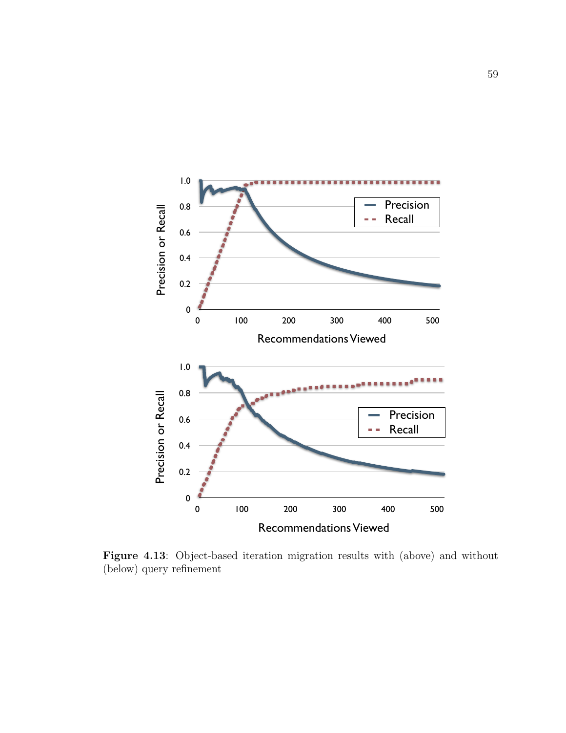1.0
0.8
0.6
0.4
0.2
0

Precision or Recall

0
100
200
300
400
500

Recommendations Viewed

Precision
Recall

1.0
0.8
0.6
0.4
0.2
0

Precision or Recall

0
100
200
300
400
500

Recommendations Viewed

Precision
Recall

**Figure 4.13**: Object-based iteration migration results with (above) and without (below) query refinement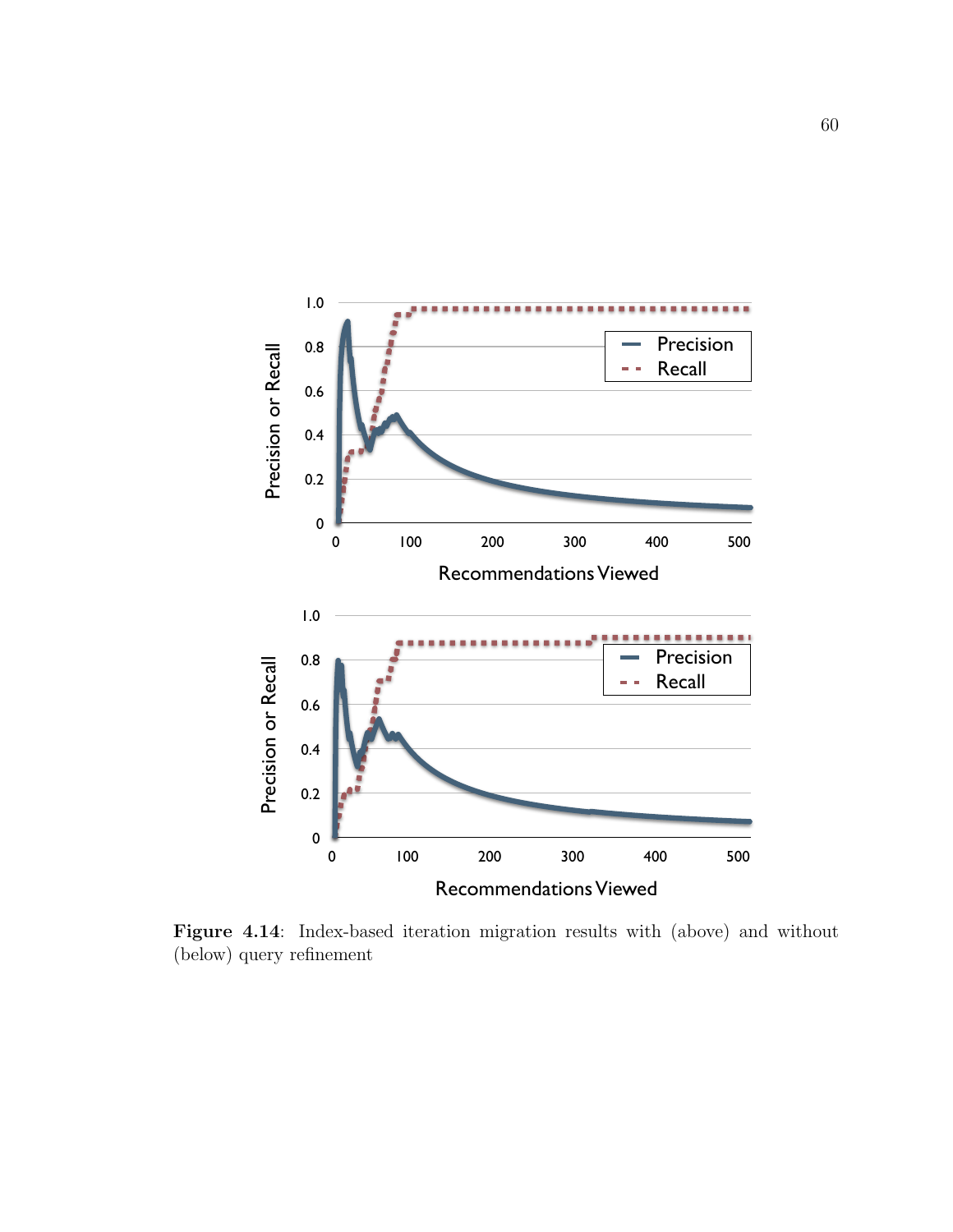1.0
0.8
0.6
0.4
0.2
0

Precision or Recall

Precision
Recall

0
100
200
300
400
500

Recommendations Viewed

1.0
0.8
0.6
0.4
0.2
0

Precision or Recall

Precision
Recall

0
100
200
300
400
500

Recommendations Viewed

**Figure 4.14**: Index-based iteration migration results with (above) and without (below) query refinement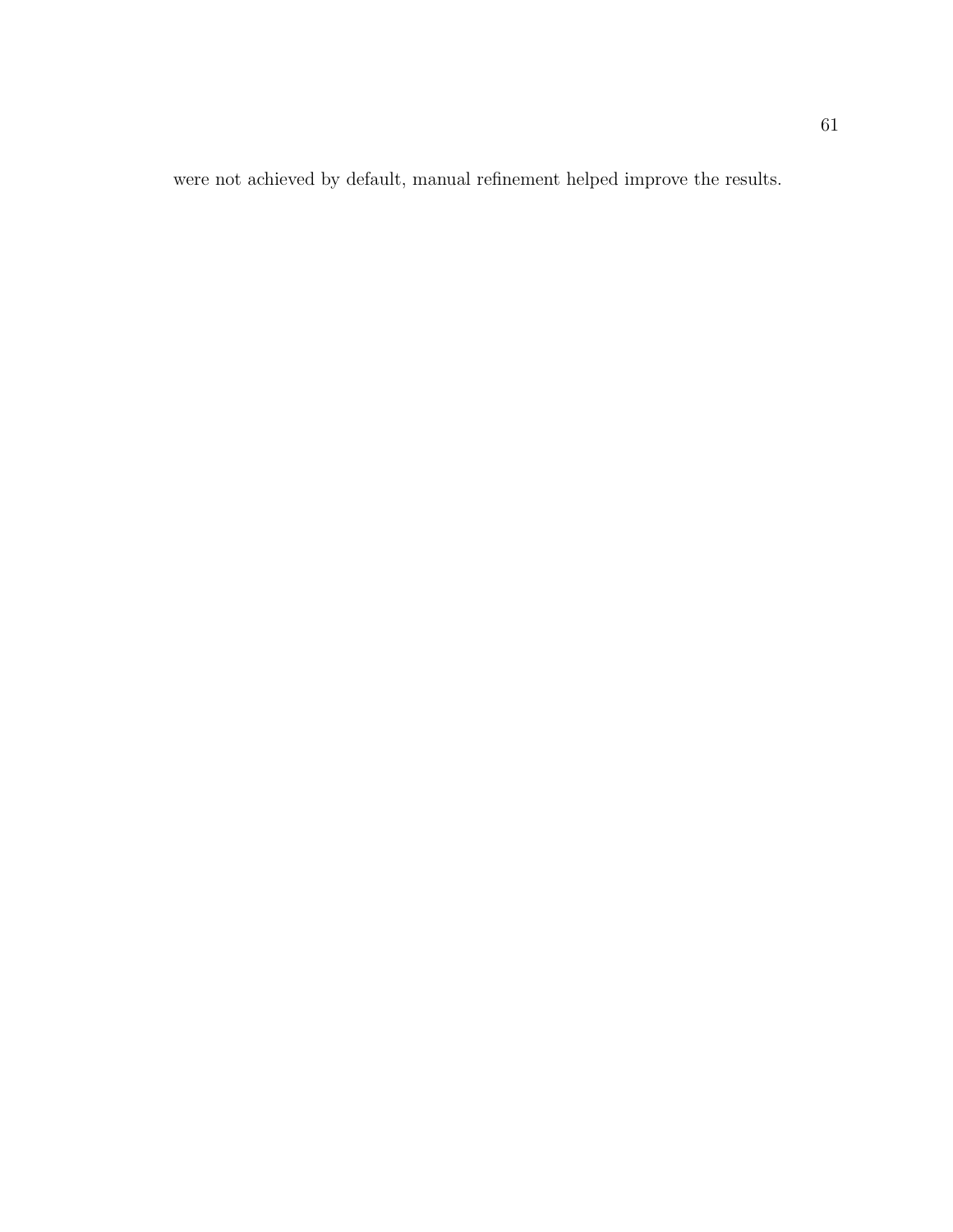were not achieved by default, manual refinement helped improve the results.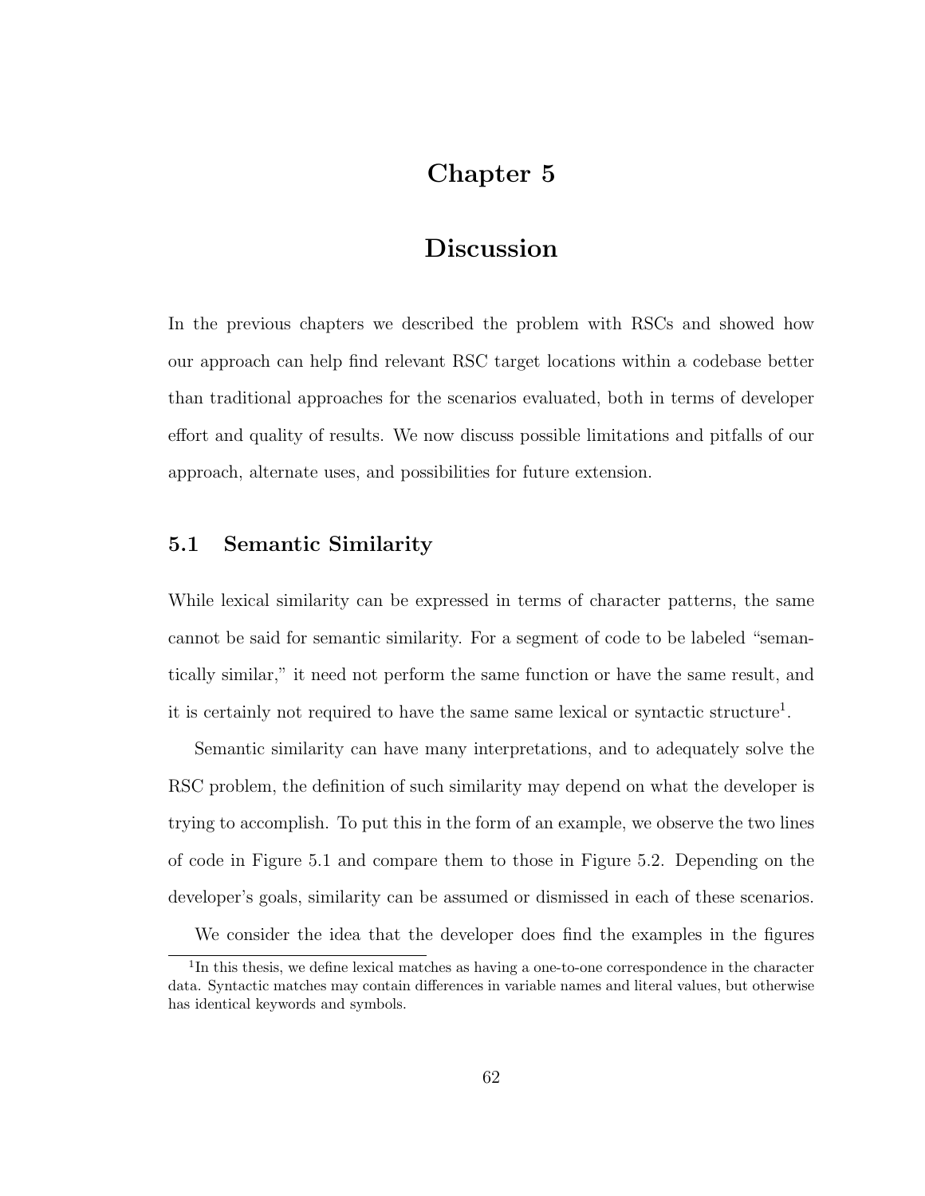# Chapter 5

# Discussion

In the previous chapters we described the problem with RSCs and showed how our approach can help find relevant RSC target locations within a codebase better than traditional approaches for the scenarios evaluated, both in terms of developer effort and quality of results. We now discuss possible limitations and pitfalls of our approach, alternate uses, and possibilities for future extension.

## 5.1 Semantic Similarity

While lexical similarity can be expressed in terms of character patterns, the same cannot be said for semantic similarity. For a segment of code to be labeled "semantically similar," it need not perform the same function or have the same result, and it is certainly not required to have the same same lexical or syntactic structure[1].

Semantic similarity can have many interpretations, and to adequately solve the RSC problem, the definition of such similarity may depend on what the developer is trying to accomplish. To put this in the form of an example, we observe the two lines of code in Figure 5.1 and compare them to those in Figure 5.2. Depending on the developer's goals, similarity can be assumed or dismissed in each of these scenarios.

We consider the idea that the developer does find the examples in the figures

[1] In this thesis, we define lexical matches as having a one-to-one correspondence in the character data. Syntactic matches may contain differences in variable names and literal values, but otherwise has identical keywords and symbols.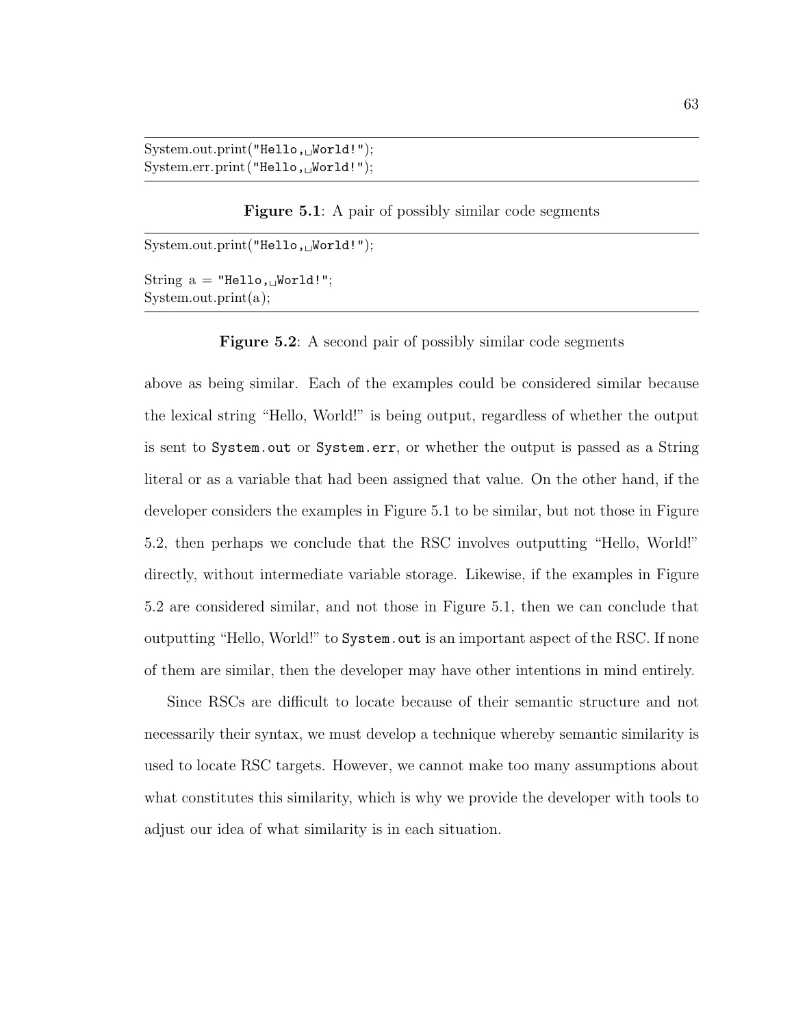```
System.out.print("Hello, World!");
System.err.print("Hello, World!");
```

**Figure 5.1**: A pair of possibly similar code segments

```
System.out.print("Hello, World!");

String a = "Hello, World!";
System.out.print(a);
```

**Figure 5.2**: A second pair of possibly similar code segments

above as being similar. Each of the examples could be considered similar because the lexical string "Hello, World!" is being output, regardless of whether the output is sent to `System.out` or `System.err`, or whether the output is passed as a String literal or as a variable that had been assigned that value. On the other hand, if the developer considers the examples in Figure 5.1 to be similar, but not those in Figure 5.2, then perhaps we conclude that the RSC involves outputting "Hello, World!" directly, without intermediate variable storage. Likewise, if the examples in Figure 5.2 are considered similar, and not those in Figure 5.1, then we can conclude that outputting "Hello, World!" to `System.out` is an important aspect of the RSC. If none of them are similar, then the developer may have other intentions in mind entirely.

Since RSCs are difficult to locate because of their semantic structure and not necessarily their syntax, we must develop a technique whereby semantic similarity is used to locate RSC targets. However, we cannot make too many assumptions about what constitutes this similarity, which is why we provide the developer with tools to adjust our idea of what similarity is in each situation.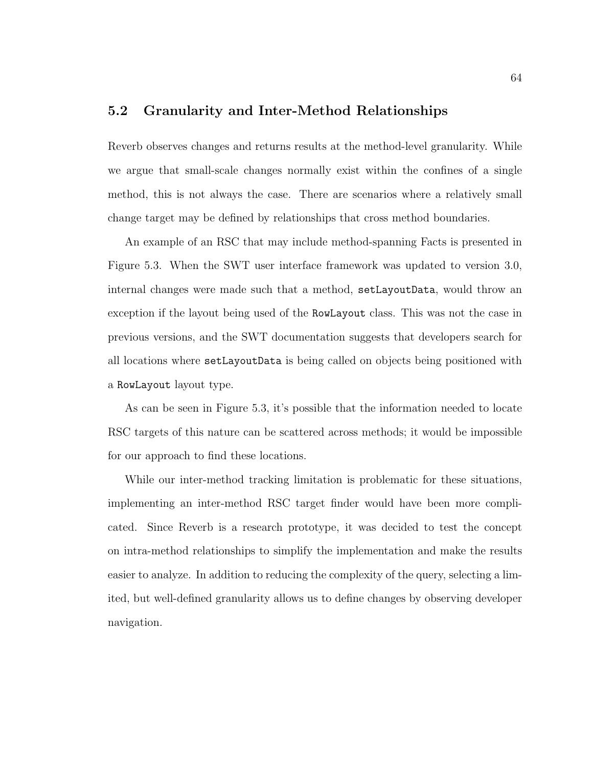## 5.2 Granularity and Inter-Method Relationships

Reverb observes changes and returns results at the method-level granularity. While we argue that small-scale changes normally exist within the confines of a single method, this is not always the case. There are scenarios where a relatively small change target may be defined by relationships that cross method boundaries.

An example of an RSC that may include method-spanning Facts is presented in Figure 5.3. When the SWT user interface framework was updated to version 3.0, internal changes were made such that a method, `setLayoutData`, would throw an exception if the layout being used of the `RowLayout` class. This was not the case in previous versions, and the SWT documentation suggests that developers search for all locations where `setLayoutData` is being called on objects being positioned with a `RowLayout` layout type.

As can be seen in Figure 5.3, it's possible that the information needed to locate RSC targets of this nature can be scattered across methods; it would be impossible for our approach to find these locations.

While our inter-method tracking limitation is problematic for these situations, implementing an inter-method RSC target finder would have been more complicated. Since Reverb is a research prototype, it was decided to test the concept on intra-method relationships to simplify the implementation and make the results easier to analyze. In addition to reducing the complexity of the query, selecting a limited, but well-defined granularity allows us to define changes by observing developer navigation.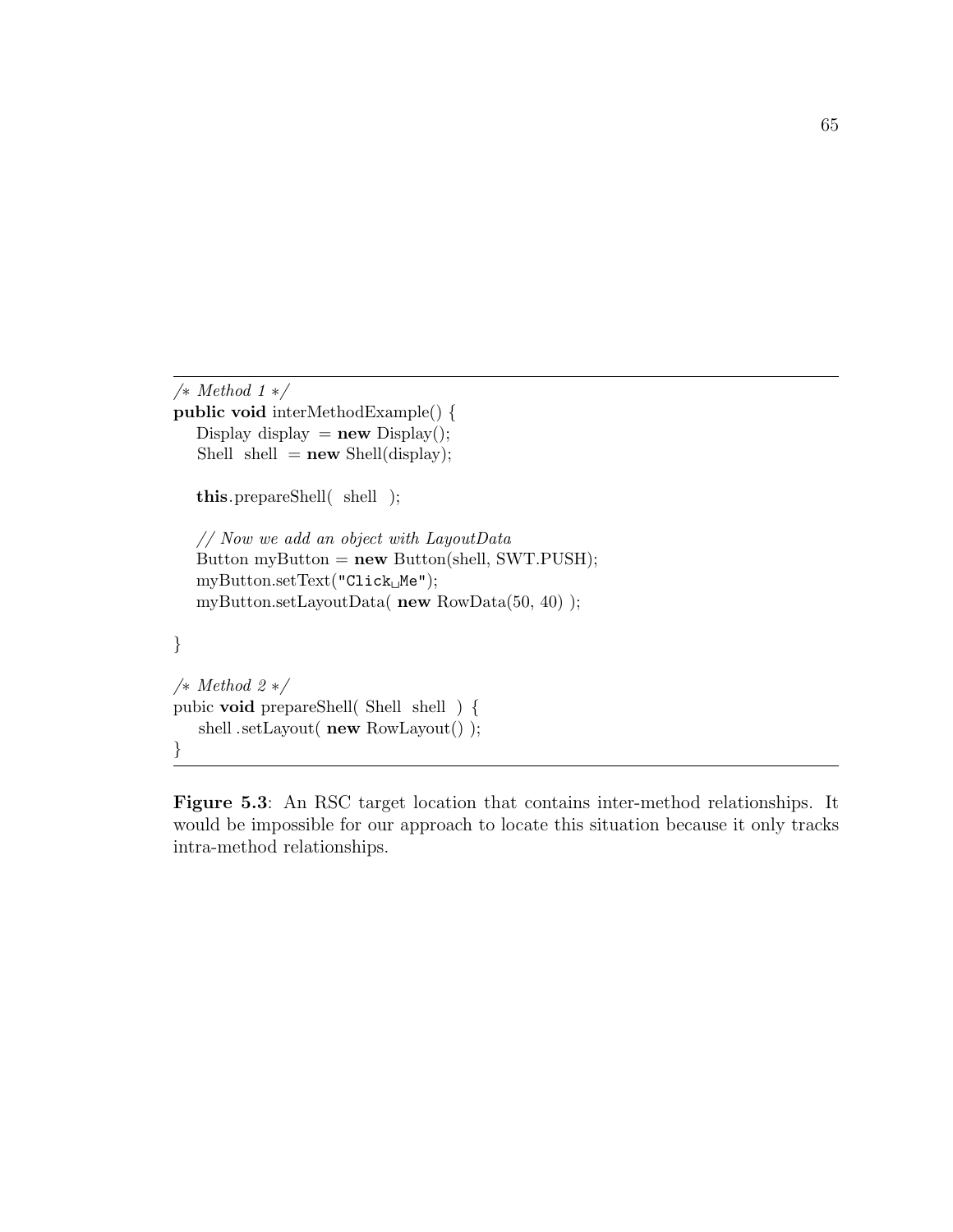```
/* Method 1 */
public void interMethodExample() {
    Display display = new Display();
    Shell shell = new Shell(display);

    this.prepareShell( shell );

    // Now we add an object with LayoutData
    Button myButton = new Button(shell, SWT.PUSH);
    myButton.setText("Click Me");
    myButton.setLayoutData( new RowData(50, 40) );

}

/* Method 2 */
pubic void prepareShell( Shell shell ) {
    shell .setLayout( new RowLayout() );
}
```

**Figure 5.3**: An RSC target location that contains inter-method relationships. It would be impossible for our approach to locate this situation because it only tracks intra-method relationships.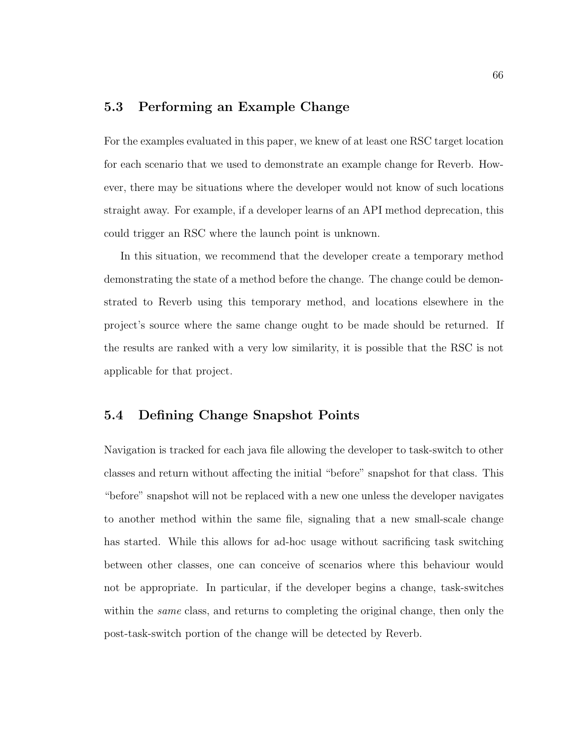## 5.3 Performing an Example Change

For the examples evaluated in this paper, we knew of at least one RSC target location for each scenario that we used to demonstrate an example change for Reverb. However, there may be situations where the developer would not know of such locations straight away. For example, if a developer learns of an API method deprecation, this could trigger an RSC where the launch point is unknown.

In this situation, we recommend that the developer create a temporary method demonstrating the state of a method before the change. The change could be demonstrated to Reverb using this temporary method, and locations elsewhere in the project's source where the same change ought to be made should be returned. If the results are ranked with a very low similarity, it is possible that the RSC is not applicable for that project.

## 5.4 Defining Change Snapshot Points

Navigation is tracked for each java file allowing the developer to task-switch to other classes and return without affecting the initial "before" snapshot for that class. This "before" snapshot will not be replaced with a new one unless the developer navigates to another method within the same file, signaling that a new small-scale change has started. While this allows for ad-hoc usage without sacrificing task switching between other classes, one can conceive of scenarios where this behaviour would not be appropriate. In particular, if the developer begins a change, task-switches within the *same* class, and returns to completing the original change, then only the post-task-switch portion of the change will be detected by Reverb.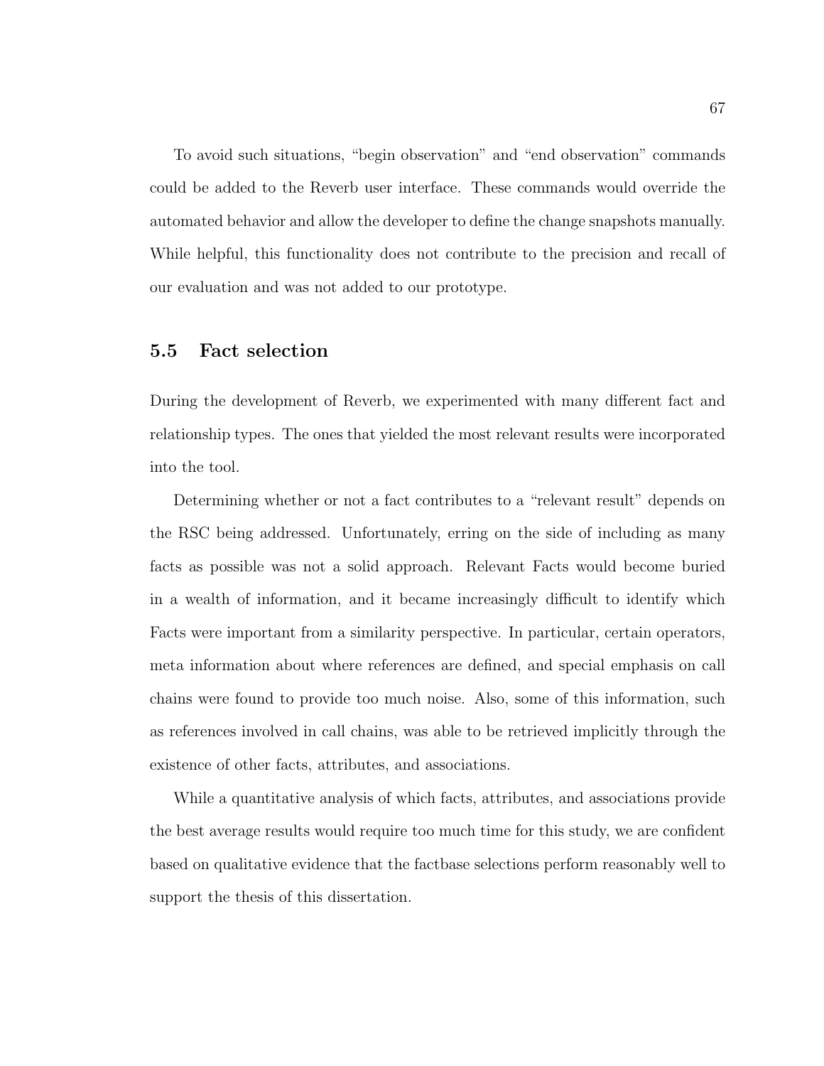To avoid such situations, "begin observation" and "end observation" commands could be added to the Reverb user interface. These commands would override the automated behavior and allow the developer to define the change snapshots manually. While helpful, this functionality does not contribute to the precision and recall of our evaluation and was not added to our prototype.

## 5.5 Fact selection

During the development of Reverb, we experimented with many different fact and relationship types. The ones that yielded the most relevant results were incorporated into the tool.

Determining whether or not a fact contributes to a "relevant result" depends on the RSC being addressed. Unfortunately, erring on the side of including as many facts as possible was not a solid approach. Relevant Facts would become buried in a wealth of information, and it became increasingly difficult to identify which Facts were important from a similarity perspective. In particular, certain operators, meta information about where references are defined, and special emphasis on call chains were found to provide too much noise. Also, some of this information, such as references involved in call chains, was able to be retrieved implicitly through the existence of other facts, attributes, and associations.

While a quantitative analysis of which facts, attributes, and associations provide the best average results would require too much time for this study, we are confident based on qualitative evidence that the factbase selections perform reasonably well to support the thesis of this dissertation.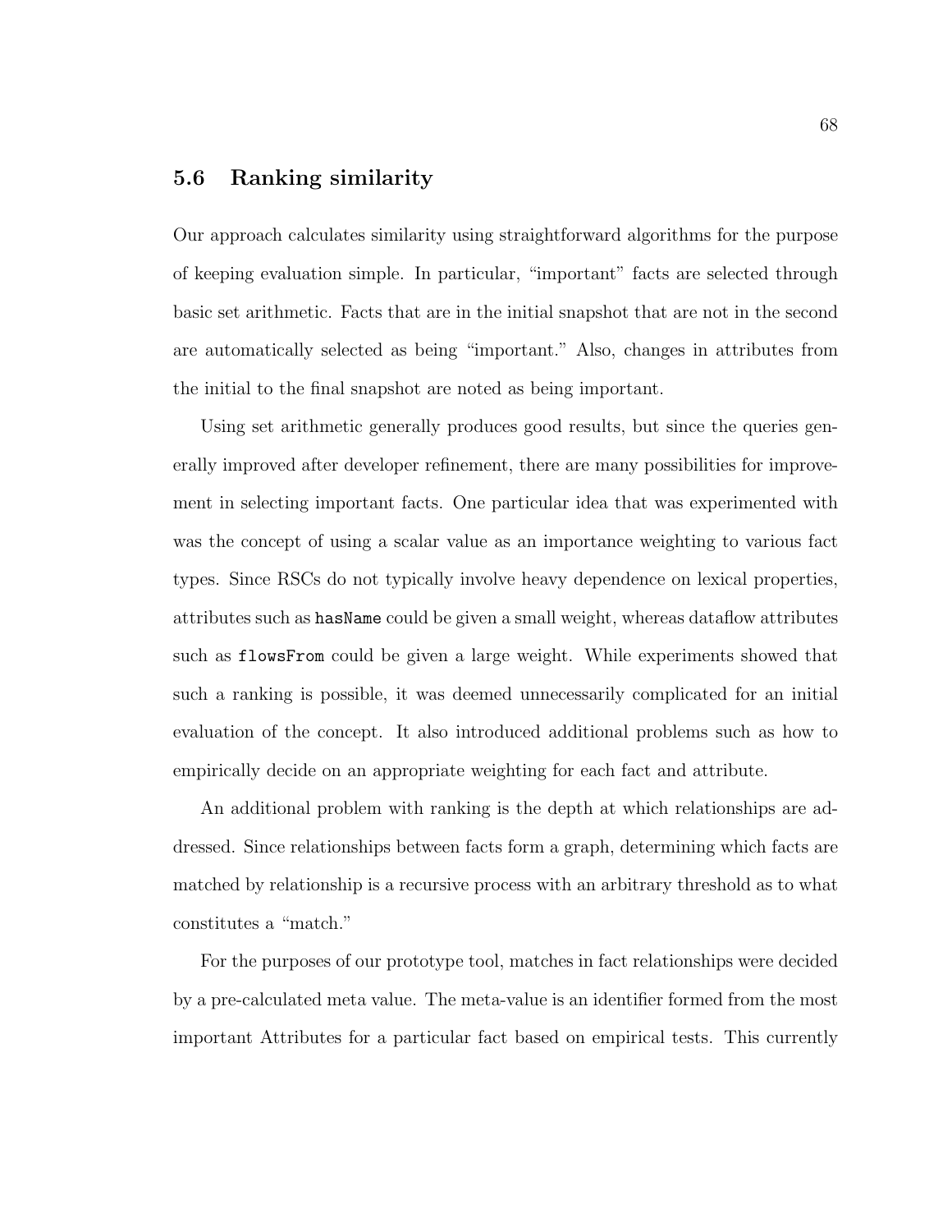## 5.6 Ranking similarity

Our approach calculates similarity using straightforward algorithms for the purpose of keeping evaluation simple. In particular, "important" facts are selected through basic set arithmetic. Facts that are in the initial snapshot that are not in the second are automatically selected as being "important." Also, changes in attributes from the initial to the final snapshot are noted as being important.

Using set arithmetic generally produces good results, but since the queries generally improved after developer refinement, there are many possibilities for improvement in selecting important facts. One particular idea that was experimented with was the concept of using a scalar value as an importance weighting to various fact types. Since RSCs do not typically involve heavy dependence on lexical properties, attributes such as `hasName` could be given a small weight, whereas dataflow attributes such as `flowsFrom` could be given a large weight. While experiments showed that such a ranking is possible, it was deemed unnecessarily complicated for an initial evaluation of the concept. It also introduced additional problems such as how to empirically decide on an appropriate weighting for each fact and attribute.

An additional problem with ranking is the depth at which relationships are addressed. Since relationships between facts form a graph, determining which facts are matched by relationship is a recursive process with an arbitrary threshold as to what constitutes a "match."

For the purposes of our prototype tool, matches in fact relationships were decided by a pre-calculated meta value. The meta-value is an identifier formed from the most important Attributes for a particular fact based on empirical tests. This currently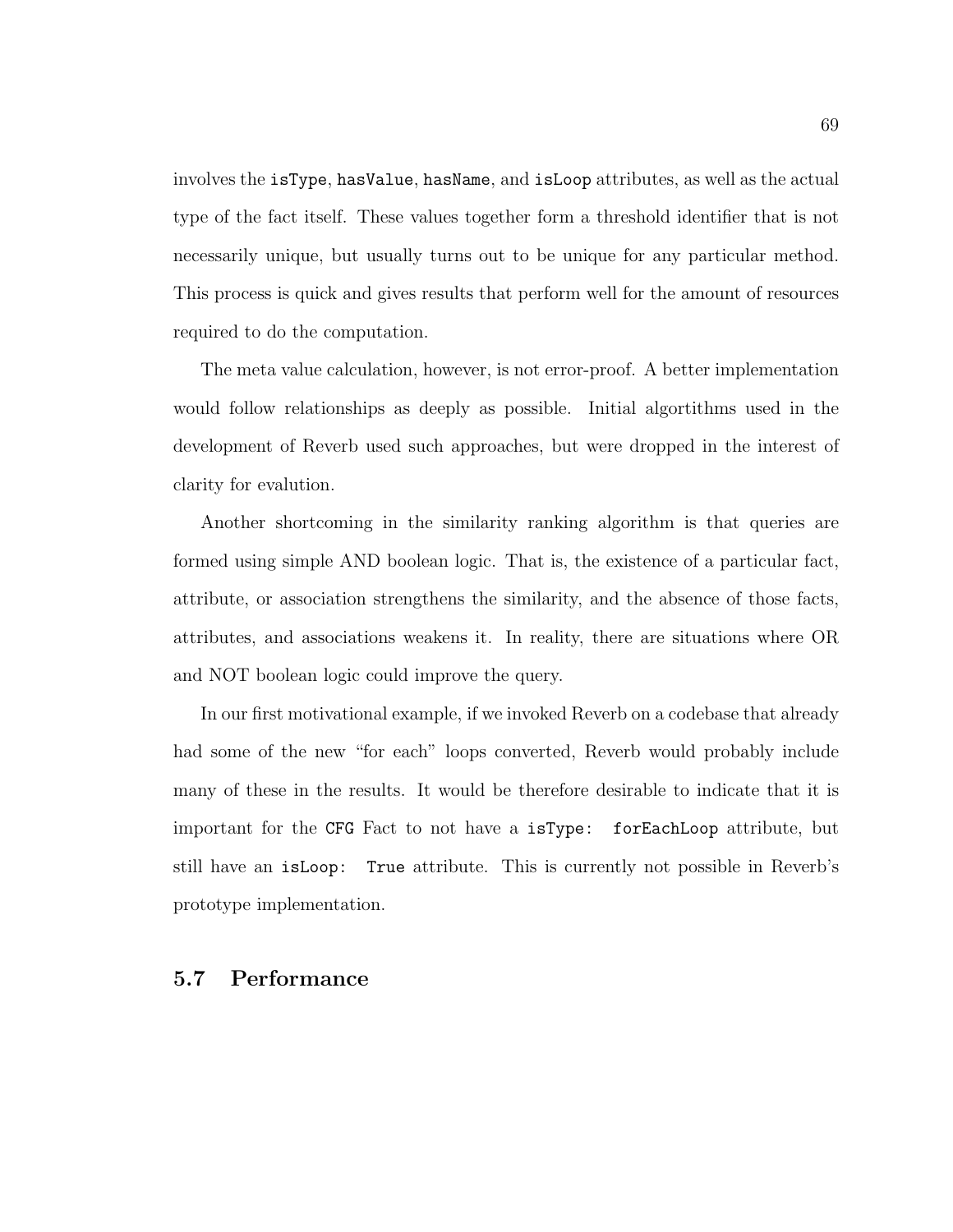involves the `isType`, `hasValue`, `hasName`, and `isLoop` attributes, as well as the actual type of the fact itself. These values together form a threshold identifier that is not necessarily unique, but usually turns out to be unique for any particular method. This process is quick and gives results that perform well for the amount of resources required to do the computation.

The meta value calculation, however, is not error-proof. A better implementation would follow relationships as deeply as possible. Initial algortithms used in the development of Reverb used such approaches, but were dropped in the interest of clarity for evalution.

Another shortcoming in the similarity ranking algorithm is that queries are formed using simple AND boolean logic. That is, the existence of a particular fact, attribute, or association strengthens the similarity, and the absence of those facts, attributes, and associations weakens it. In reality, there are situations where OR and NOT boolean logic could improve the query.

In our first motivational example, if we invoked Reverb on a codebase that already had some of the new "for each" loops converted, Reverb would probably include many of these in the results. It would be therefore desirable to indicate that it is important for the `CFG` Fact to not have a `isType: forEachLoop` attribute, but still have an `isLoop: True` attribute. This is currently not possible in Reverb's prototype implementation.

## 5.7 Performance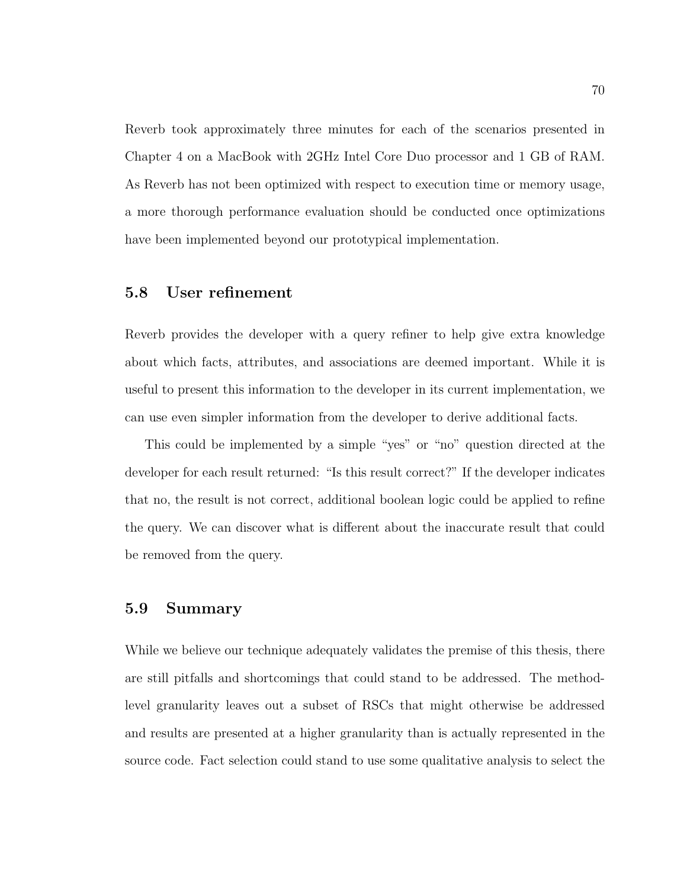Reverb took approximately three minutes for each of the scenarios presented in Chapter 4 on a MacBook with 2GHz Intel Core Duo processor and 1 GB of RAM. As Reverb has not been optimized with respect to execution time or memory usage, a more thorough performance evaluation should be conducted once optimizations have been implemented beyond our prototypical implementation.

## 5.8 User refinement

Reverb provides the developer with a query refiner to help give extra knowledge about which facts, attributes, and associations are deemed important. While it is useful to present this information to the developer in its current implementation, we can use even simpler information from the developer to derive additional facts.

This could be implemented by a simple "yes" or "no" question directed at the developer for each result returned: "Is this result correct?" If the developer indicates that no, the result is not correct, additional boolean logic could be applied to refine the query. We can discover what is different about the inaccurate result that could be removed from the query.

## 5.9 Summary

While we believe our technique adequately validates the premise of this thesis, there are still pitfalls and shortcomings that could stand to be addressed. The method-level granularity leaves out a subset of RSCs that might otherwise be addressed and results are presented at a higher granularity than is actually represented in the source code. Fact selection could stand to use some qualitative analysis to select the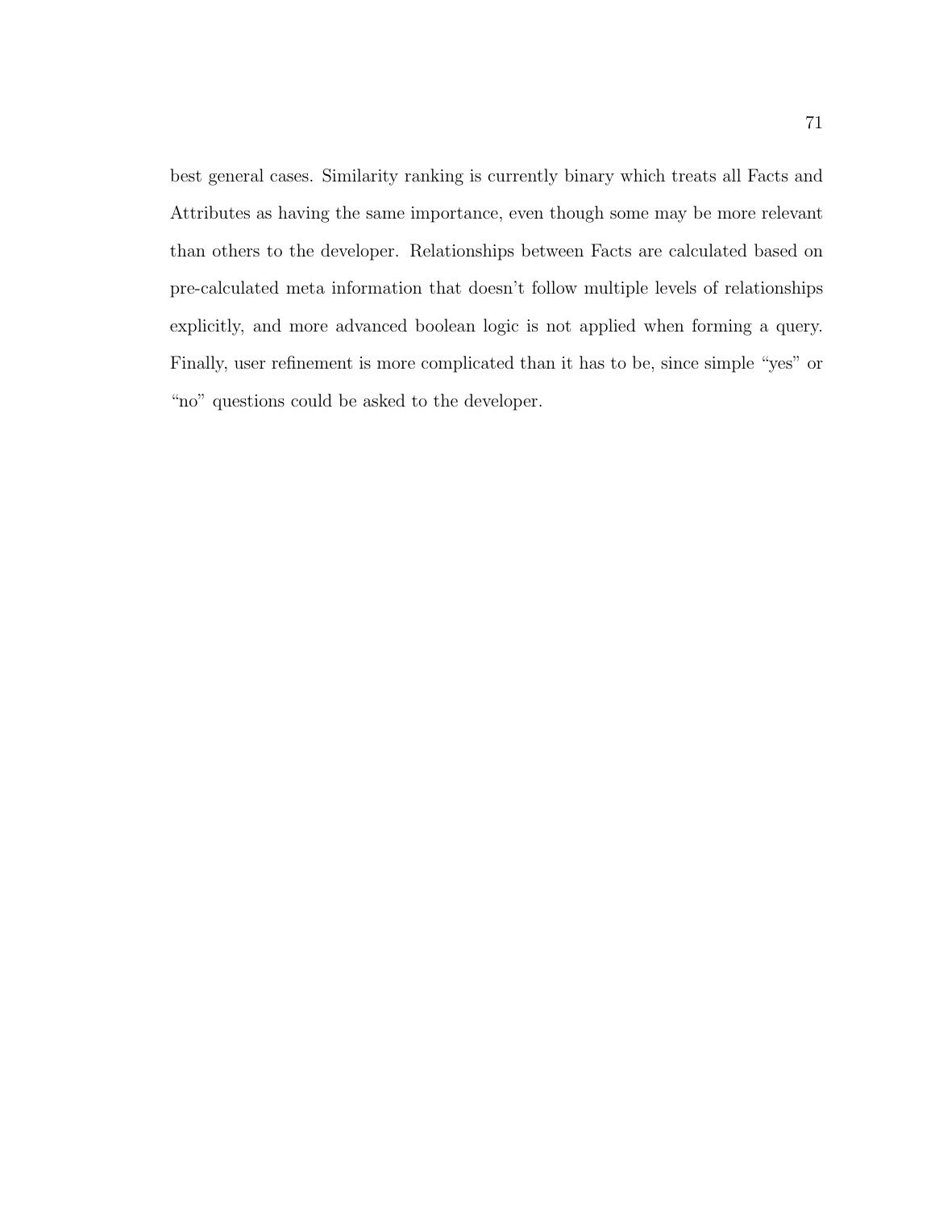best general cases. Similarity ranking is currently binary which treats all Facts and Attributes as having the same importance, even though some may be more relevant than others to the developer. Relationships between Facts are calculated based on pre-calculated meta information that doesn't follow multiple levels of relationships explicitly, and more advanced boolean logic is not applied when forming a query. Finally, user refinement is more complicated than it has to be, since simple "yes" or "no" questions could be asked to the developer.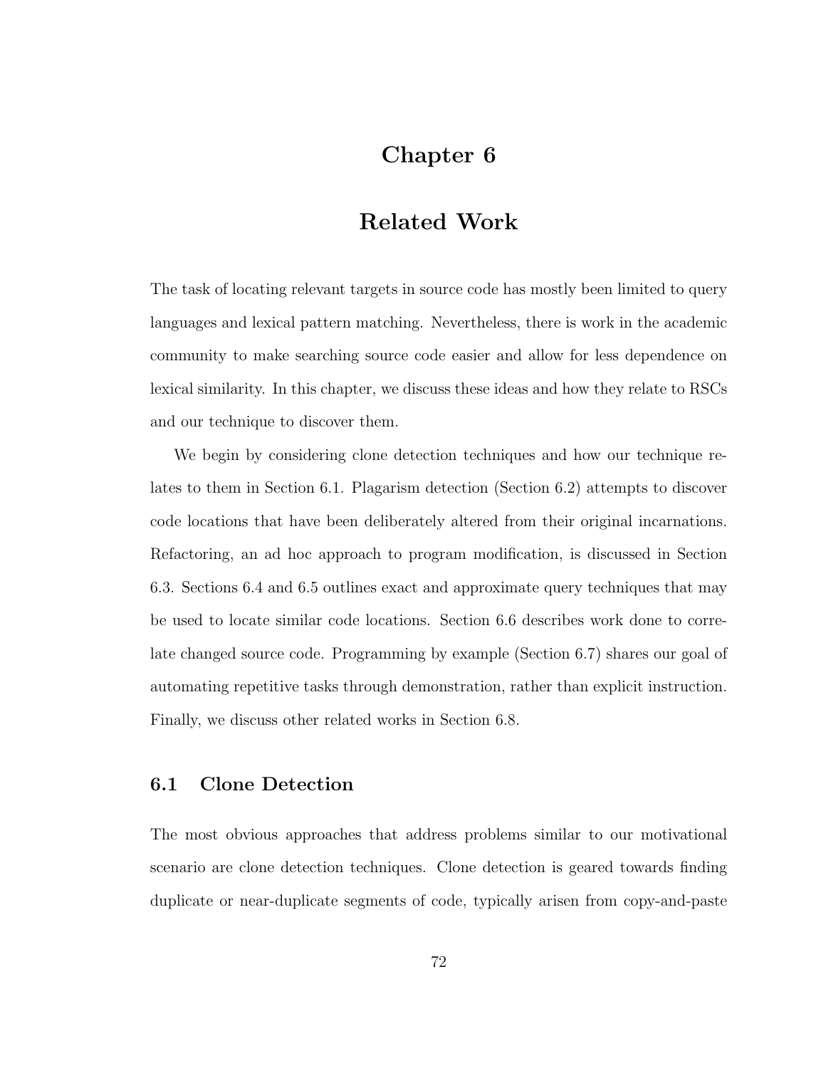# Chapter 6

# Related Work

The task of locating relevant targets in source code has mostly been limited to query languages and lexical pattern matching. Nevertheless, there is work in the academic community to make searching source code easier and allow for less dependence on lexical similarity. In this chapter, we discuss these ideas and how they relate to RSCs and our technique to discover them.

We begin by considering clone detection techniques and how our technique relates to them in Section 6.1. Plagarism detection (Section 6.2) attempts to discover code locations that have been deliberately altered from their original incarnations. Refactoring, an ad hoc approach to program modification, is discussed in Section 6.3. Sections 6.4 and 6.5 outlines exact and approximate query techniques that may be used to locate similar code locations. Section 6.6 describes work done to correlate changed source code. Programming by example (Section 6.7) shares our goal of automating repetitive tasks through demonstration, rather than explicit instruction. Finally, we discuss other related works in Section 6.8.

## 6.1 Clone Detection

The most obvious approaches that address problems similar to our motivational scenario are clone detection techniques. Clone detection is geared towards finding duplicate or near-duplicate segments of code, typically arisen from copy-and-paste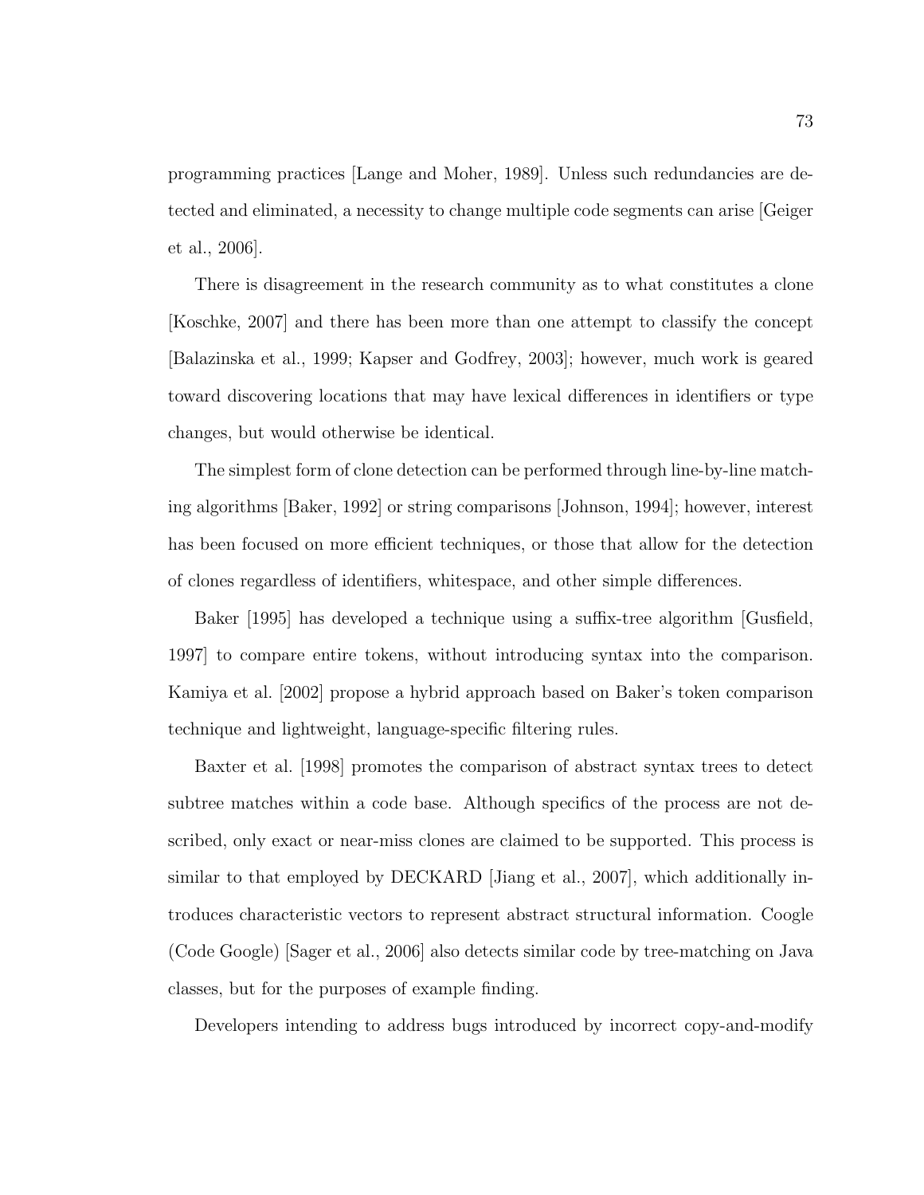programming practices [Lange and Moher, 1989]. Unless such redundancies are detected and eliminated, a necessity to change multiple code segments can arise [Geiger et al., 2006].

There is disagreement in the research community as to what constitutes a clone [Koschke, 2007] and there has been more than one attempt to classify the concept [Balazinska et al., 1999; Kapser and Godfrey, 2003]; however, much work is geared toward discovering locations that may have lexical differences in identifiers or type changes, but would otherwise be identical.

The simplest form of clone detection can be performed through line-by-line matching algorithms [Baker, 1992] or string comparisons [Johnson, 1994]; however, interest has been focused on more efficient techniques, or those that allow for the detection of clones regardless of identifiers, whitespace, and other simple differences.

Baker [1995] has developed a technique using a suffix-tree algorithm [Gusfield, 1997] to compare entire tokens, without introducing syntax into the comparison. Kamiya et al. [2002] propose a hybrid approach based on Baker's token comparison technique and lightweight, language-specific filtering rules.

Baxter et al. [1998] promotes the comparison of abstract syntax trees to detect subtree matches within a code base. Although specifics of the process are not described, only exact or near-miss clones are claimed to be supported. This process is similar to that employed by DECKARD [Jiang et al., 2007], which additionally introduces characteristic vectors to represent abstract structural information. Coogle (Code Google) [Sager et al., 2006] also detects similar code by tree-matching on Java classes, but for the purposes of example finding.

Developers intending to address bugs introduced by incorrect copy-and-modify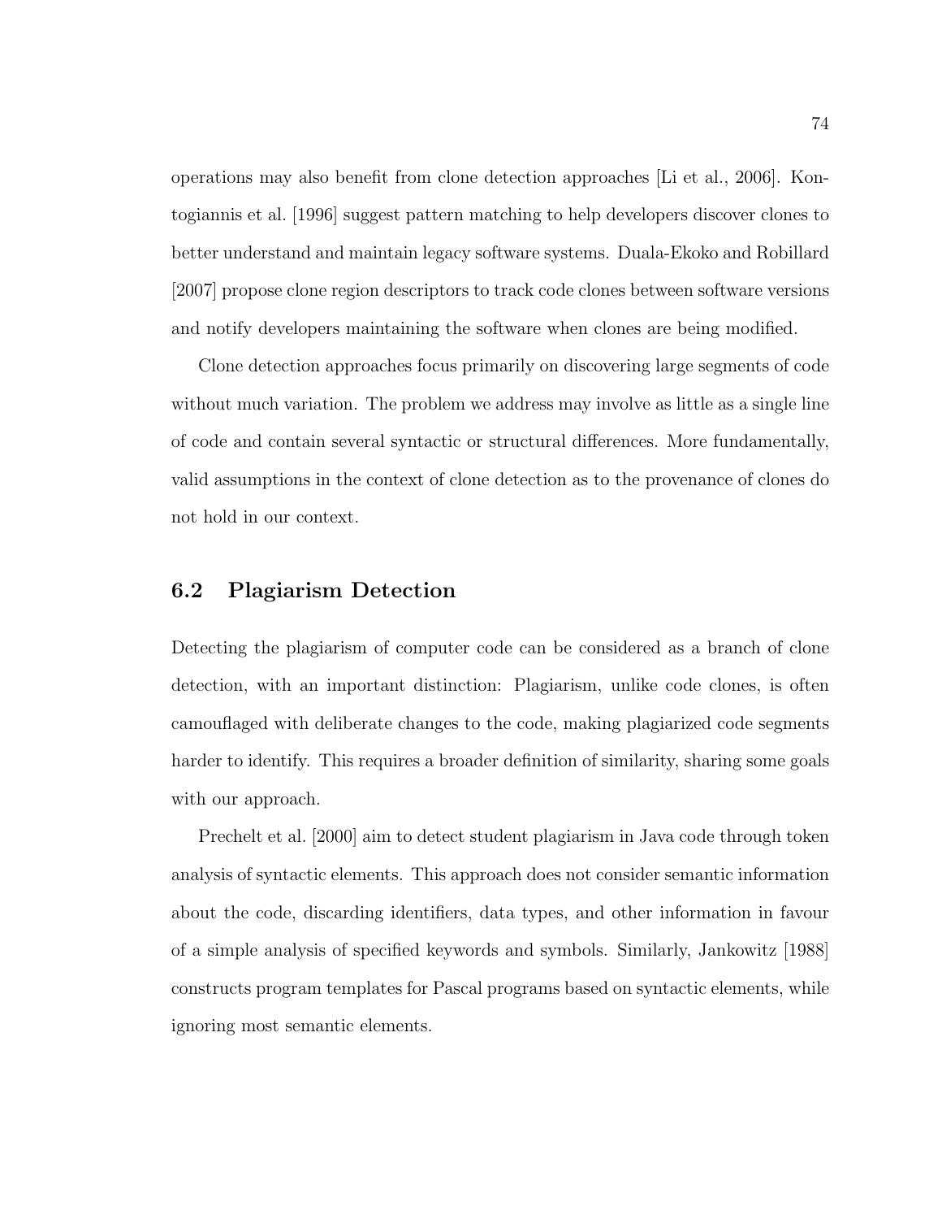operations may also benefit from clone detection approaches [Li et al., 2006]. Kontogiannis et al. [1996] suggest pattern matching to help developers discover clones to better understand and maintain legacy software systems. Duala-Ekoko and Robillard [2007] propose clone region descriptors to track code clones between software versions and notify developers maintaining the software when clones are being modified.

Clone detection approaches focus primarily on discovering large segments of code without much variation. The problem we address may involve as little as a single line of code and contain several syntactic or structural differences. More fundamentally, valid assumptions in the context of clone detection as to the provenance of clones do not hold in our context.

## 6.2 Plagiarism Detection

Detecting the plagiarism of computer code can be considered as a branch of clone detection, with an important distinction: Plagiarism, unlike code clones, is often camouflaged with deliberate changes to the code, making plagiarized code segments harder to identify. This requires a broader definition of similarity, sharing some goals with our approach.

Prechelt et al. [2000] aim to detect student plagiarism in Java code through token analysis of syntactic elements. This approach does not consider semantic information about the code, discarding identifiers, data types, and other information in favour of a simple analysis of specified keywords and symbols. Similarly, Jankowitz [1988] constructs program templates for Pascal programs based on syntactic elements, while ignoring most semantic elements.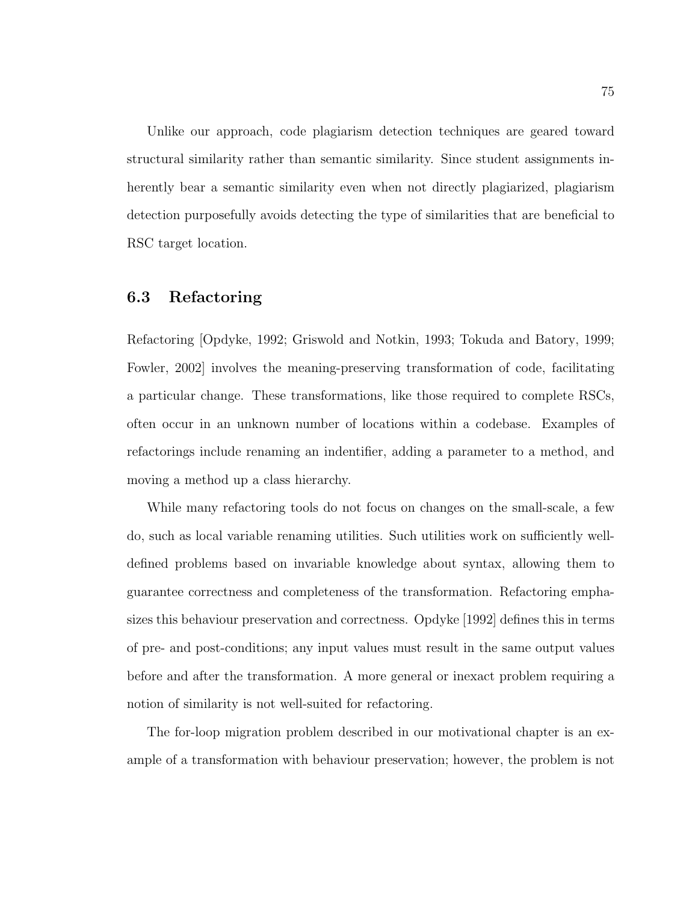Unlike our approach, code plagiarism detection techniques are geared toward structural similarity rather than semantic similarity. Since student assignments inherently bear a semantic similarity even when not directly plagiarized, plagiarism detection purposefully avoids detecting the type of similarities that are beneficial to RSC target location.

## 6.3 Refactoring

Refactoring [Opdyke, 1992; Griswold and Notkin, 1993; Tokuda and Batory, 1999; Fowler, 2002] involves the meaning-preserving transformation of code, facilitating a particular change. These transformations, like those required to complete RSCs, often occur in an unknown number of locations within a codebase. Examples of refactorings include renaming an indentifier, adding a parameter to a method, and moving a method up a class hierarchy.

While many refactoring tools do not focus on changes on the small-scale, a few do, such as local variable renaming utilities. Such utilities work on sufficiently well-defined problems based on invariable knowledge about syntax, allowing them to guarantee correctness and completeness of the transformation. Refactoring emphasizes this behaviour preservation and correctness. Opdyke [1992] defines this in terms of pre- and post-conditions; any input values must result in the same output values before and after the transformation. A more general or inexact problem requiring a notion of similarity is not well-suited for refactoring.

The for-loop migration problem described in our motivational chapter is an example of a transformation with behaviour preservation; however, the problem is not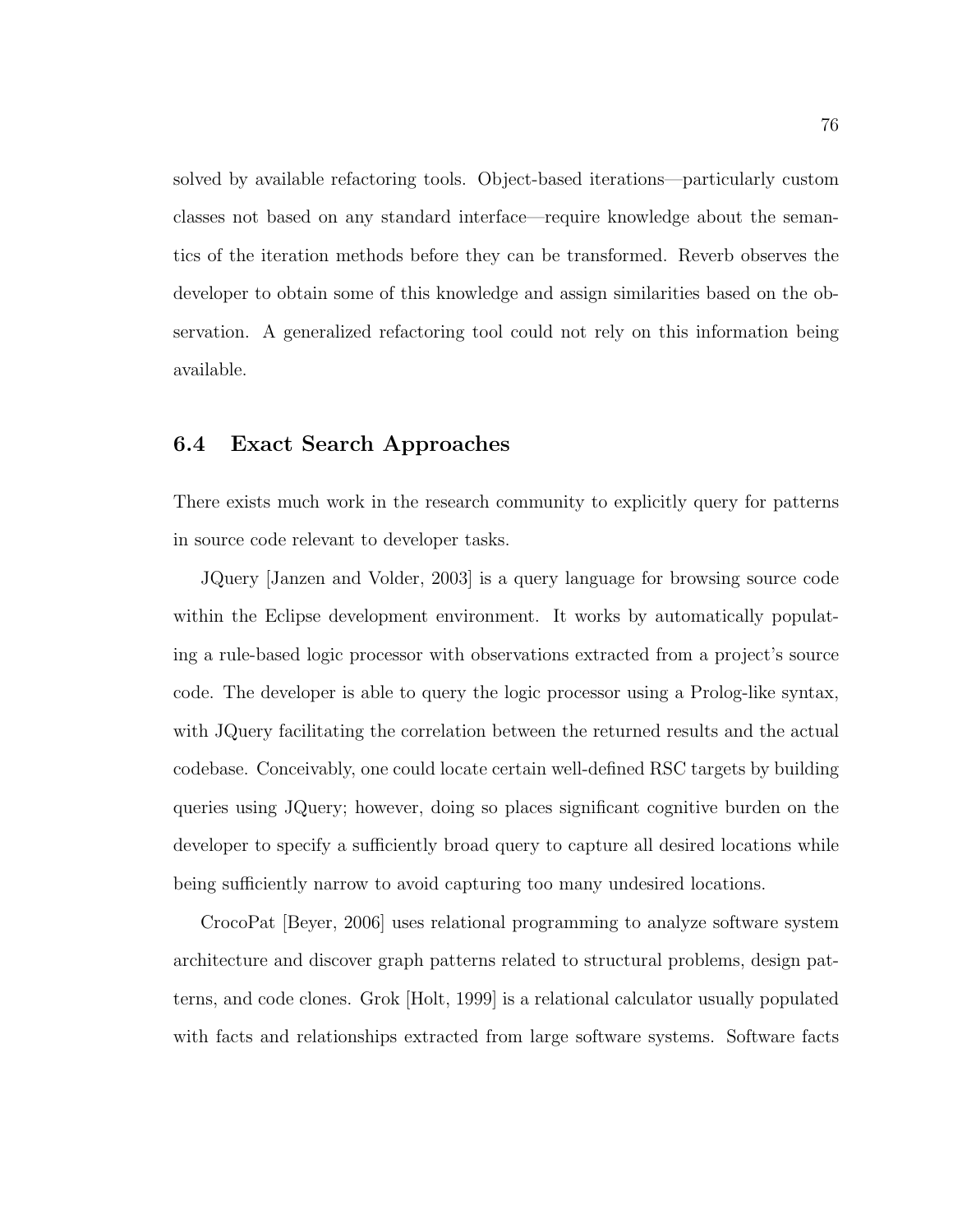solved by available refactoring tools. Object-based iterations—particularly custom classes not based on any standard interface—require knowledge about the semantics of the iteration methods before they can be transformed. Reverb observes the developer to obtain some of this knowledge and assign similarities based on the observation. A generalized refactoring tool could not rely on this information being available.

## 6.4 Exact Search Approaches

There exists much work in the research community to explicitly query for patterns in source code relevant to developer tasks.

JQuery [Janzen and Volder, 2003] is a query language for browsing source code within the Eclipse development environment. It works by automatically populating a rule-based logic processor with observations extracted from a project's source code. The developer is able to query the logic processor using a Prolog-like syntax, with JQuery facilitating the correlation between the returned results and the actual codebase. Conceivably, one could locate certain well-defined RSC targets by building queries using JQuery; however, doing so places significant cognitive burden on the developer to specify a sufficiently broad query to capture all desired locations while being sufficiently narrow to avoid capturing too many undesired locations.

CrocoPat [Beyer, 2006] uses relational programming to analyze software system architecture and discover graph patterns related to structural problems, design patterns, and code clones. Grok [Holt, 1999] is a relational calculator usually populated with facts and relationships extracted from large software systems. Software facts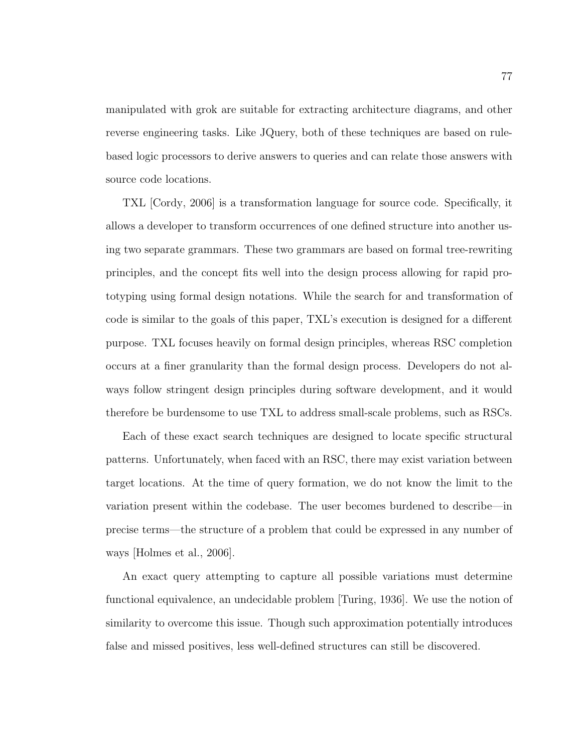manipulated with grok are suitable for extracting architecture diagrams, and other reverse engineering tasks. Like JQuery, both of these techniques are based on rule-based logic processors to derive answers to queries and can relate those answers with source code locations.

TXL [Cordy, 2006] is a transformation language for source code. Specifically, it allows a developer to transform occurrences of one defined structure into another using two separate grammars. These two grammars are based on formal tree-rewriting principles, and the concept fits well into the design process allowing for rapid prototyping using formal design notations. While the search for and transformation of code is similar to the goals of this paper, TXL's execution is designed for a different purpose. TXL focuses heavily on formal design principles, whereas RSC completion occurs at a finer granularity than the formal design process. Developers do not always follow stringent design principles during software development, and it would therefore be burdensome to use TXL to address small-scale problems, such as RSCs.

Each of these exact search techniques are designed to locate specific structural patterns. Unfortunately, when faced with an RSC, there may exist variation between target locations. At the time of query formation, we do not know the limit to the variation present within the codebase. The user becomes burdened to describe—in precise terms—the structure of a problem that could be expressed in any number of ways [Holmes et al., 2006].

An exact query attempting to capture all possible variations must determine functional equivalence, an undecidable problem [Turing, 1936]. We use the notion of similarity to overcome this issue. Though such approximation potentially introduces false and missed positives, less well-defined structures can still be discovered.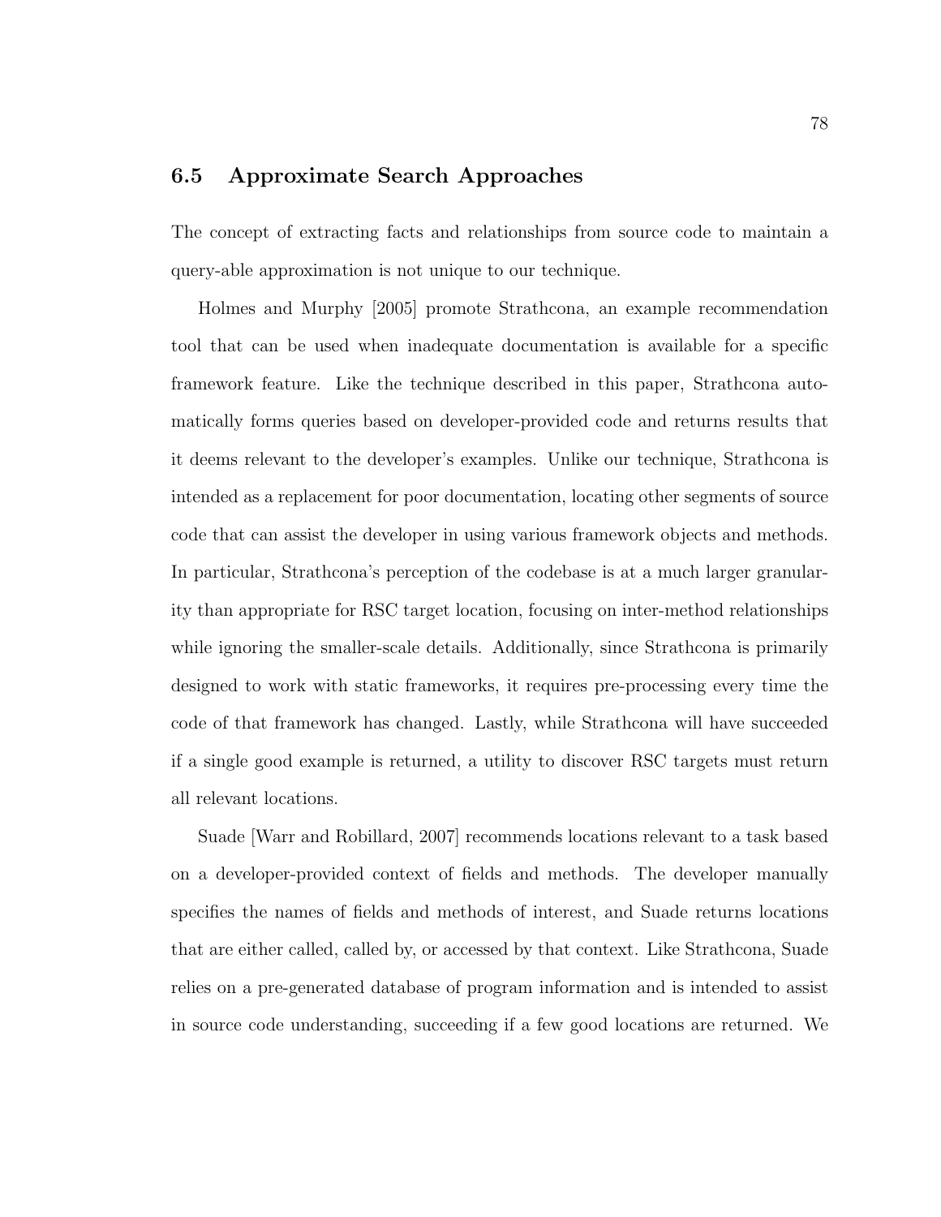## 6.5 Approximate Search Approaches

The concept of extracting facts and relationships from source code to maintain a query-able approximation is not unique to our technique.

Holmes and Murphy [2005] promote Strathcona, an example recommendation tool that can be used when inadequate documentation is available for a specific framework feature. Like the technique described in this paper, Strathcona automatically forms queries based on developer-provided code and returns results that it deems relevant to the developer's examples. Unlike our technique, Strathcona is intended as a replacement for poor documentation, locating other segments of source code that can assist the developer in using various framework objects and methods. In particular, Strathcona's perception of the codebase is at a much larger granularity than appropriate for RSC target location, focusing on inter-method relationships while ignoring the smaller-scale details. Additionally, since Strathcona is primarily designed to work with static frameworks, it requires pre-processing every time the code of that framework has changed. Lastly, while Strathcona will have succeeded if a single good example is returned, a utility to discover RSC targets must return all relevant locations.

Suade [Warr and Robillard, 2007] recommends locations relevant to a task based on a developer-provided context of fields and methods. The developer manually specifies the names of fields and methods of interest, and Suade returns locations that are either called, called by, or accessed by that context. Like Strathcona, Suade relies on a pre-generated database of program information and is intended to assist in source code understanding, succeeding if a few good locations are returned. We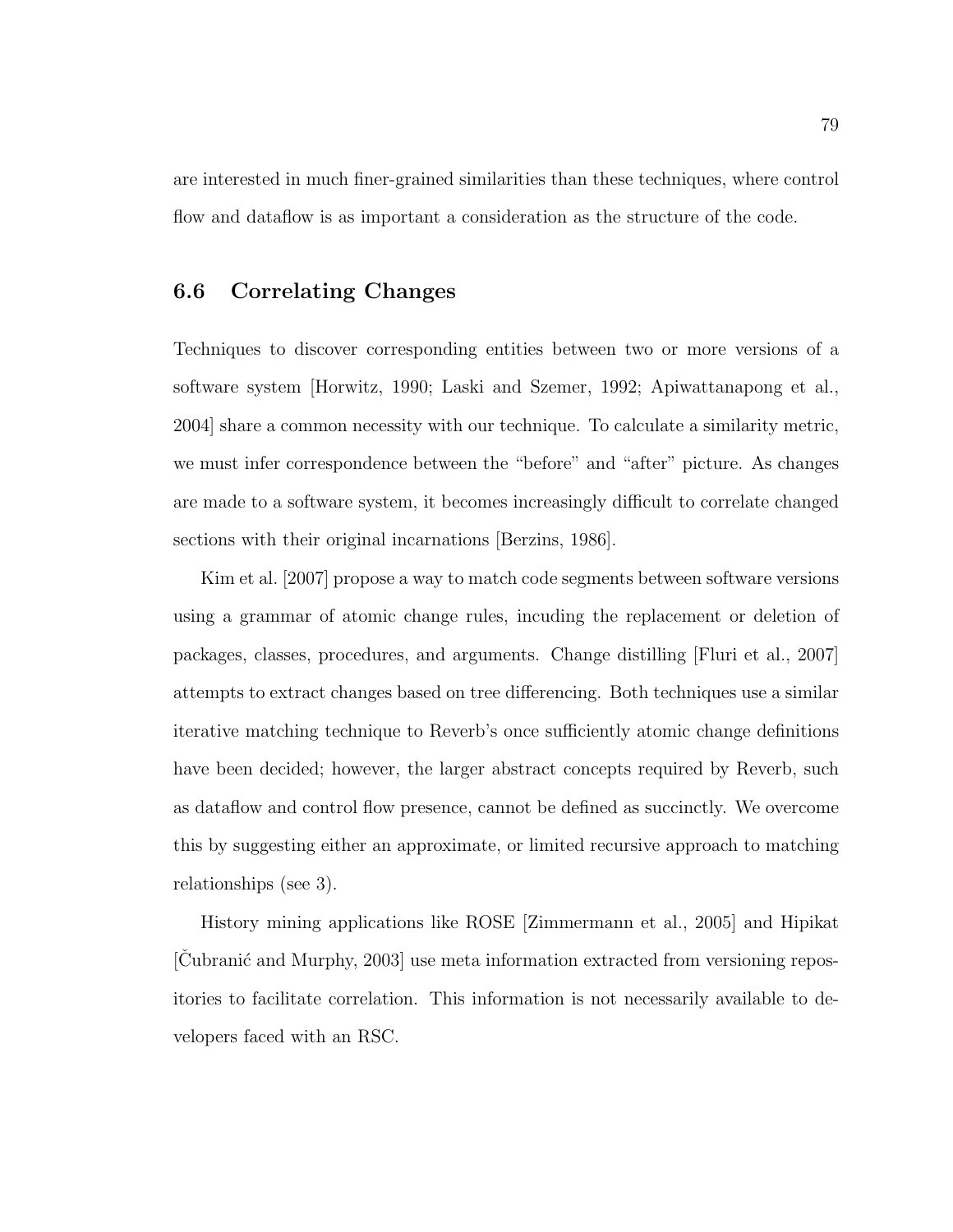are interested in much finer-grained similarities than these techniques, where control flow and dataflow is as important a consideration as the structure of the code.

## 6.6 Correlating Changes

Techniques to discover corresponding entities between two or more versions of a software system [Horwitz, 1990; Laski and Szemer, 1992; Apiwattanapong et al., 2004] share a common necessity with our technique. To calculate a similarity metric, we must infer correspondence between the "before" and "after" picture. As changes are made to a software system, it becomes increasingly difficult to correlate changed sections with their original incarnations [Berzins, 1986].

Kim et al. [2007] propose a way to match code segments between software versions using a grammar of atomic change rules, incuding the replacement or deletion of packages, classes, procedures, and arguments. Change distilling [Fluri et al., 2007] attempts to extract changes based on tree differencing. Both techniques use a similar iterative matching technique to Reverb's once sufficiently atomic change definitions have been decided; however, the larger abstract concepts required by Reverb, such as dataflow and control flow presence, cannot be defined as succinctly. We overcome this by suggesting either an approximate, or limited recursive approach to matching relationships (see 3).

History mining applications like ROSE [Zimmermann et al., 2005] and Hipikat [Čubranić and Murphy, 2003] use meta information extracted from versioning repositories to facilitate correlation. This information is not necessarily available to developers faced with an RSC.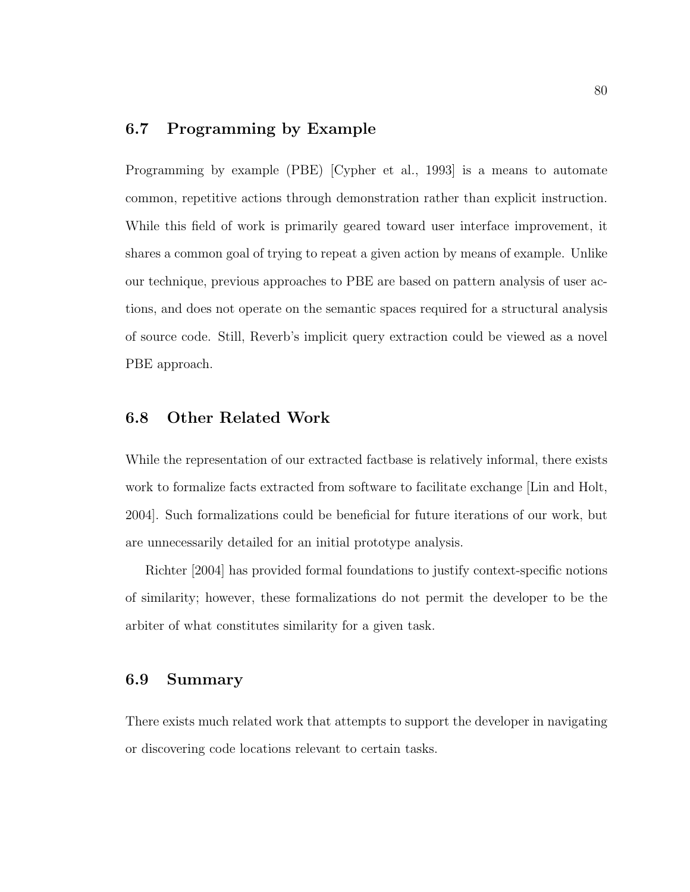## 6.7 Programming by Example

Programming by example (PBE) [Cypher et al., 1993] is a means to automate common, repetitive actions through demonstration rather than explicit instruction. While this field of work is primarily geared toward user interface improvement, it shares a common goal of trying to repeat a given action by means of example. Unlike our technique, previous approaches to PBE are based on pattern analysis of user actions, and does not operate on the semantic spaces required for a structural analysis of source code. Still, Reverb's implicit query extraction could be viewed as a novel PBE approach.

## 6.8 Other Related Work

While the representation of our extracted factbase is relatively informal, there exists work to formalize facts extracted from software to facilitate exchange [Lin and Holt, 2004]. Such formalizations could be beneficial for future iterations of our work, but are unnecessarily detailed for an initial prototype analysis.

Richter [2004] has provided formal foundations to justify context-specific notions of similarity; however, these formalizations do not permit the developer to be the arbiter of what constitutes similarity for a given task.

## 6.9 Summary

There exists much related work that attempts to support the developer in navigating or discovering code locations relevant to certain tasks.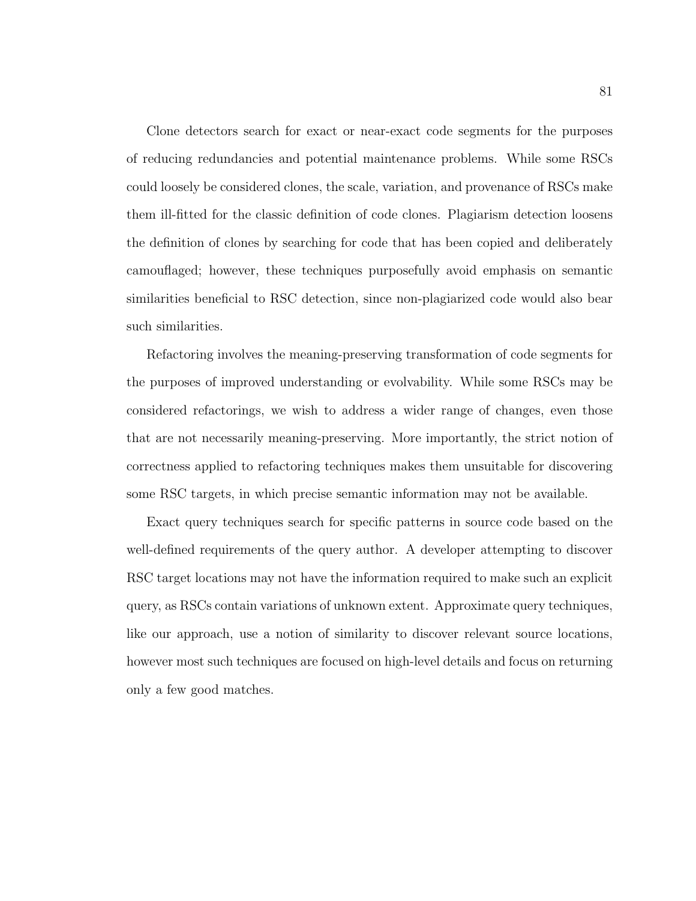Clone detectors search for exact or near-exact code segments for the purposes of reducing redundancies and potential maintenance problems. While some RSCs could loosely be considered clones, the scale, variation, and provenance of RSCs make them ill-fitted for the classic definition of code clones. Plagiarism detection loosens the definition of clones by searching for code that has been copied and deliberately camouflaged; however, these techniques purposefully avoid emphasis on semantic similarities beneficial to RSC detection, since non-plagiarized code would also bear such similarities.

Refactoring involves the meaning-preserving transformation of code segments for the purposes of improved understanding or evolvability. While some RSCs may be considered refactorings, we wish to address a wider range of changes, even those that are not necessarily meaning-preserving. More importantly, the strict notion of correctness applied to refactoring techniques makes them unsuitable for discovering some RSC targets, in which precise semantic information may not be available.

Exact query techniques search for specific patterns in source code based on the well-defined requirements of the query author. A developer attempting to discover RSC target locations may not have the information required to make such an explicit query, as RSCs contain variations of unknown extent. Approximate query techniques, like our approach, use a notion of similarity to discover relevant source locations, however most such techniques are focused on high-level details and focus on returning only a few good matches.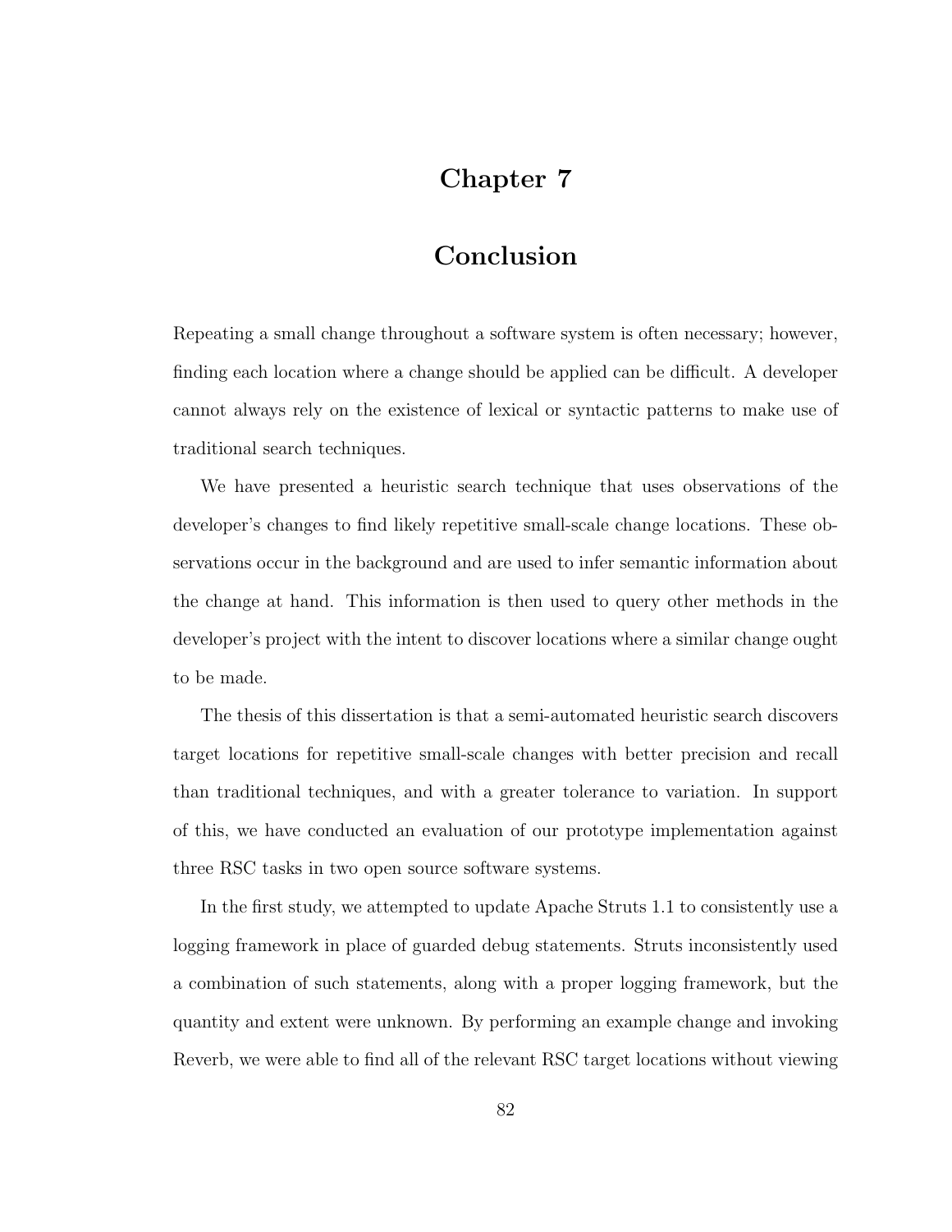# Chapter 7

# Conclusion

Repeating a small change throughout a software system is often necessary; however, finding each location where a change should be applied can be difficult. A developer cannot always rely on the existence of lexical or syntactic patterns to make use of traditional search techniques.

We have presented a heuristic search technique that uses observations of the developer's changes to find likely repetitive small-scale change locations. These observations occur in the background and are used to infer semantic information about the change at hand. This information is then used to query other methods in the developer's project with the intent to discover locations where a similar change ought to be made.

The thesis of this dissertation is that a semi-automated heuristic search discovers target locations for repetitive small-scale changes with better precision and recall than traditional techniques, and with a greater tolerance to variation. In support of this, we have conducted an evaluation of our prototype implementation against three RSC tasks in two open source software systems.

In the first study, we attempted to update Apache Struts 1.1 to consistently use a logging framework in place of guarded debug statements. Struts inconsistently used a combination of such statements, along with a proper logging framework, but the quantity and extent were unknown. By performing an example change and invoking Reverb, we were able to find all of the relevant RSC target locations without viewing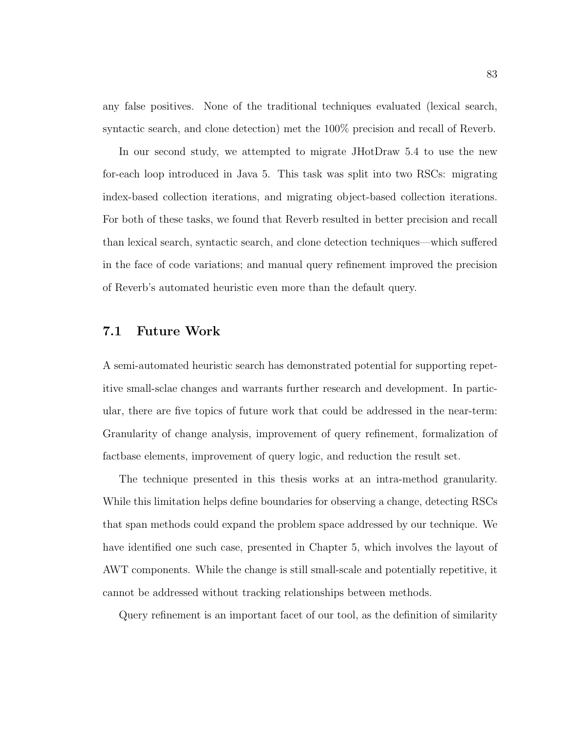any false positives. None of the traditional techniques evaluated (lexical search, syntactic search, and clone detection) met the 100% precision and recall of Reverb.

In our second study, we attempted to migrate JHotDraw 5.4 to use the new for-each loop introduced in Java 5. This task was split into two RSCs: migrating index-based collection iterations, and migrating object-based collection iterations. For both of these tasks, we found that Reverb resulted in better precision and recall than lexical search, syntactic search, and clone detection techniques—which suffered in the face of code variations; and manual query refinement improved the precision of Reverb's automated heuristic even more than the default query.

## 7.1 Future Work

A semi-automated heuristic search has demonstrated potential for supporting repetitive small-sclae changes and warrants further research and development. In particular, there are five topics of future work that could be addressed in the near-term: Granularity of change analysis, improvement of query refinement, formalization of factbase elements, improvement of query logic, and reduction the result set.

The technique presented in this thesis works at an intra-method granularity. While this limitation helps define boundaries for observing a change, detecting RSCs that span methods could expand the problem space addressed by our technique. We have identified one such case, presented in Chapter 5, which involves the layout of AWT components. While the change is still small-scale and potentially repetitive, it cannot be addressed without tracking relationships between methods.

Query refinement is an important facet of our tool, as the definition of similarity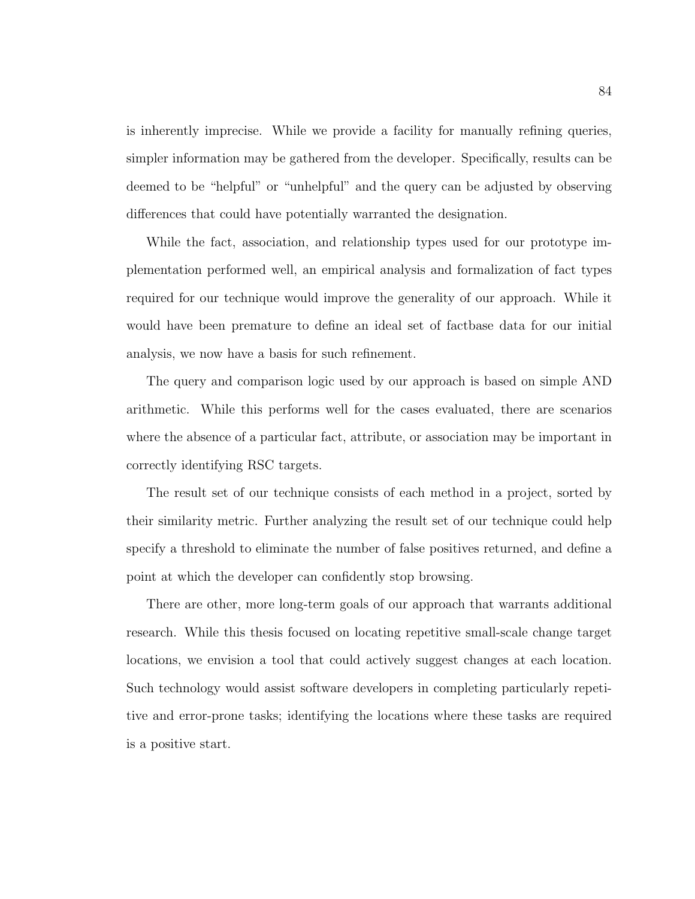is inherently imprecise. While we provide a facility for manually refining queries, simpler information may be gathered from the developer. Specifically, results can be deemed to be "helpful" or "unhelpful" and the query can be adjusted by observing differences that could have potentially warranted the designation.

While the fact, association, and relationship types used for our prototype implementation performed well, an empirical analysis and formalization of fact types required for our technique would improve the generality of our approach. While it would have been premature to define an ideal set of factbase data for our initial analysis, we now have a basis for such refinement.

The query and comparison logic used by our approach is based on simple AND arithmetic. While this performs well for the cases evaluated, there are scenarios where the absence of a particular fact, attribute, or association may be important in correctly identifying RSC targets.

The result set of our technique consists of each method in a project, sorted by their similarity metric. Further analyzing the result set of our technique could help specify a threshold to eliminate the number of false positives returned, and define a point at which the developer can confidently stop browsing.

There are other, more long-term goals of our approach that warrants additional research. While this thesis focused on locating repetitive small-scale change target locations, we envision a tool that could actively suggest changes at each location. Such technology would assist software developers in completing particularly repetitive and error-prone tasks; identifying the locations where these tasks are required is a positive start.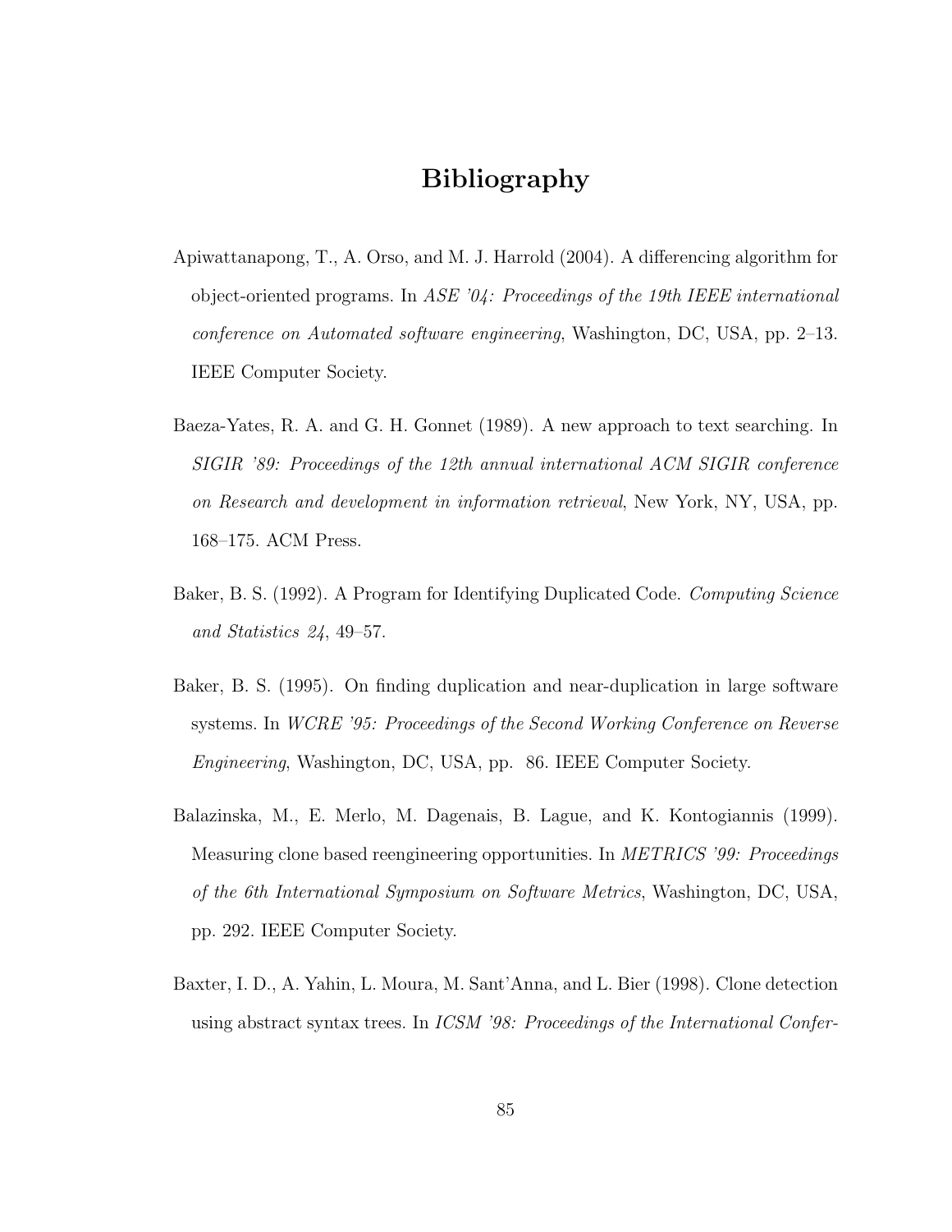# Bibliography

Apiwattanapong, T., A. Orso, and M. J. Harrold (2004). A differencing algorithm for object-oriented programs. In *ASE '04: Proceedings of the 19th IEEE international conference on Automated software engineering*, Washington, DC, USA, pp. 2–13. IEEE Computer Society.

Baeza-Yates, R. A. and G. H. Gonnet (1989). A new approach to text searching. In *SIGIR '89: Proceedings of the 12th annual international ACM SIGIR conference on Research and development in information retrieval*, New York, NY, USA, pp. 168–175. ACM Press.

Baker, B. S. (1992). A Program for Identifying Duplicated Code. *Computing Science and Statistics 24*, 49–57.

Baker, B. S. (1995). On finding duplication and near-duplication in large software systems. In *WCRE '95: Proceedings of the Second Working Conference on Reverse Engineering*, Washington, DC, USA, pp. 86. IEEE Computer Society.

Balazinska, M., E. Merlo, M. Dagenais, B. Lague, and K. Kontogiannis (1999). Measuring clone based reengineering opportunities. In *METRICS '99: Proceedings of the 6th International Symposium on Software Metrics*, Washington, DC, USA, pp. 292. IEEE Computer Society.

Baxter, I. D., A. Yahin, L. Moura, M. Sant'Anna, and L. Bier (1998). Clone detection using abstract syntax trees. In *ICSM '98: Proceedings of the International Confer-*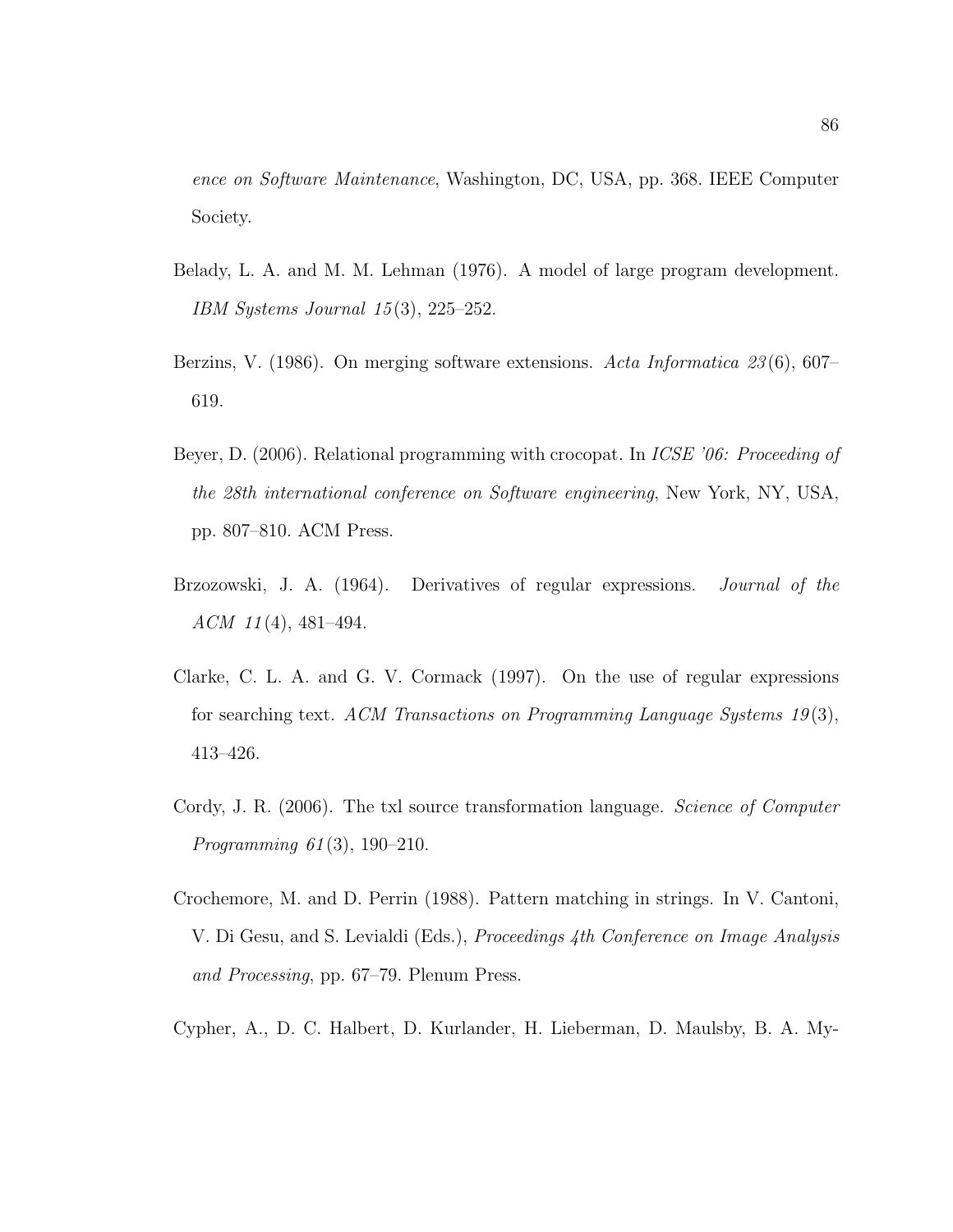*ence on Software Maintenance*, Washington, DC, USA, pp. 368. IEEE Computer Society.

Belady, L. A. and M. M. Lehman (1976). A model of large program development. *IBM Systems Journal 15*(3), 225–252.

Berzins, V. (1986). On merging software extensions. *Acta Informatica 23*(6), 607–619.

Beyer, D. (2006). Relational programming with crocopat. In *ICSE '06: Proceeding of the 28th international conference on Software engineering*, New York, NY, USA, pp. 807–810. ACM Press.

Brzozowski, J. A. (1964). Derivatives of regular expressions. *Journal of the ACM 11*(4), 481–494.

Clarke, C. L. A. and G. V. Cormack (1997). On the use of regular expressions for searching text. *ACM Transactions on Programming Language Systems 19*(3), 413–426.

Cordy, J. R. (2006). The txl source transformation language. *Science of Computer Programming 61*(3), 190–210.

Crochemore, M. and D. Perrin (1988). Pattern matching in strings. In V. Cantoni, V. Di Gesu, and S. Levialdi (Eds.), *Proceedings 4th Conference on Image Analysis and Processing*, pp. 67–79. Plenum Press.

Cypher, A., D. C. Halbert, D. Kurlander, H. Lieberman, D. Maulsby, B. A. My-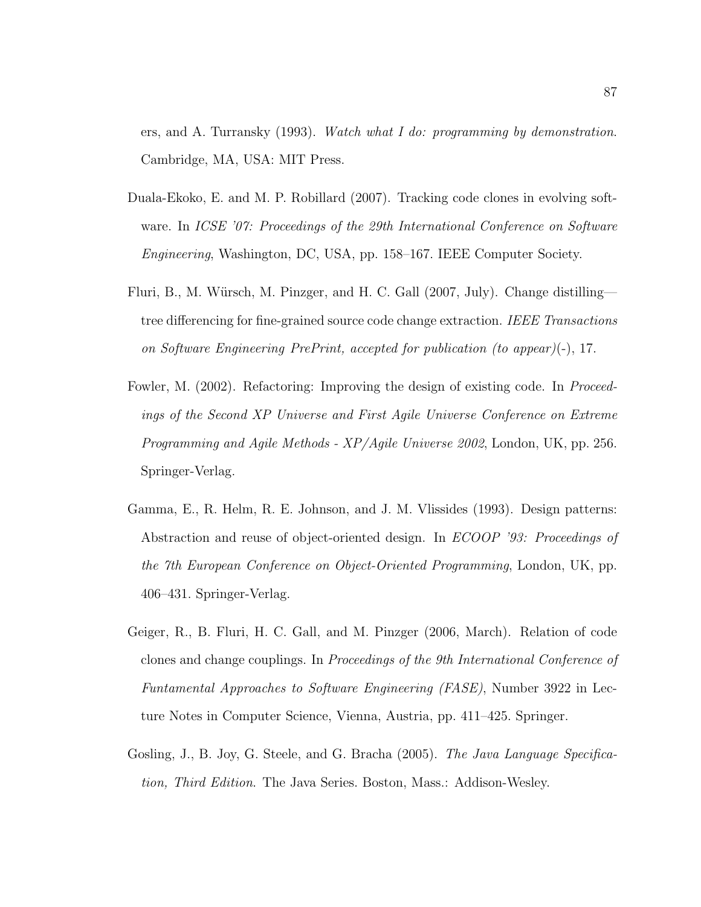ers, and A. Turransky (1993). *Watch what I do: programming by demonstration*. Cambridge, MA, USA: MIT Press.

Duala-Ekoko, E. and M. P. Robillard (2007). Tracking code clones in evolving software. In *ICSE '07: Proceedings of the 29th International Conference on Software Engineering*, Washington, DC, USA, pp. 158–167. IEEE Computer Society.

Fluri, B., M. Würsch, M. Pinzger, and H. C. Gall (2007, July). Change distilling—tree differencing for fine-grained source code change extraction. *IEEE Transactions on Software Engineering PrePrint, accepted for publication (to appear)*(-), 17.

Fowler, M. (2002). Refactoring: Improving the design of existing code. In *Proceedings of the Second XP Universe and First Agile Universe Conference on Extreme Programming and Agile Methods - XP/Agile Universe 2002*, London, UK, pp. 256. Springer-Verlag.

Gamma, E., R. Helm, R. E. Johnson, and J. M. Vlissides (1993). Design patterns: Abstraction and reuse of object-oriented design. In *ECOOP '93: Proceedings of the 7th European Conference on Object-Oriented Programming*, London, UK, pp. 406–431. Springer-Verlag.

Geiger, R., B. Fluri, H. C. Gall, and M. Pinzger (2006, March). Relation of code clones and change couplings. In *Proceedings of the 9th International Conference of Funtamental Approaches to Software Engineering (FASE)*, Number 3922 in Lecture Notes in Computer Science, Vienna, Austria, pp. 411–425. Springer.

Gosling, J., B. Joy, G. Steele, and G. Bracha (2005). *The Java Language Specification, Third Edition*. The Java Series. Boston, Mass.: Addison-Wesley.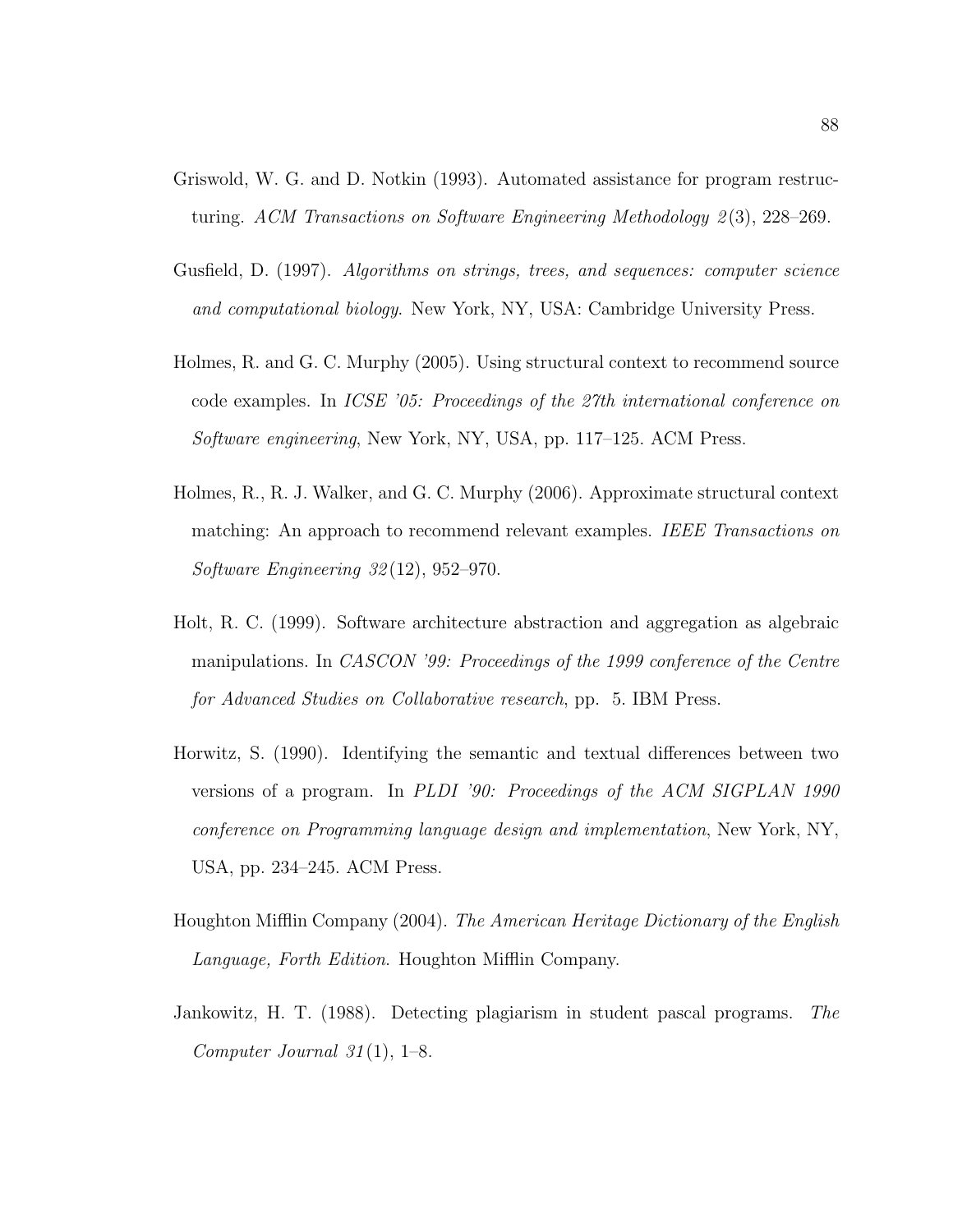Griswold, W. G. and D. Notkin (1993). Automated assistance for program restructuring. *ACM Transactions on Software Engineering Methodology 2*(3), 228–269.

Gusfield, D. (1997). *Algorithms on strings, trees, and sequences: computer science and computational biology*. New York, NY, USA: Cambridge University Press.

Holmes, R. and G. C. Murphy (2005). Using structural context to recommend source code examples. In *ICSE '05: Proceedings of the 27th international conference on Software engineering*, New York, NY, USA, pp. 117–125. ACM Press.

Holmes, R., R. J. Walker, and G. C. Murphy (2006). Approximate structural context matching: An approach to recommend relevant examples. *IEEE Transactions on Software Engineering 32*(12), 952–970.

Holt, R. C. (1999). Software architecture abstraction and aggregation as algebraic manipulations. In *CASCON '99: Proceedings of the 1999 conference of the Centre for Advanced Studies on Collaborative research*, pp. 5. IBM Press.

Horwitz, S. (1990). Identifying the semantic and textual differences between two versions of a program. In *PLDI '90: Proceedings of the ACM SIGPLAN 1990 conference on Programming language design and implementation*, New York, NY, USA, pp. 234–245. ACM Press.

Houghton Mifflin Company (2004). *The American Heritage Dictionary of the English Language, Forth Edition*. Houghton Mifflin Company.

Jankowitz, H. T. (1988). Detecting plagiarism in student pascal programs. *The Computer Journal 31*(1), 1–8.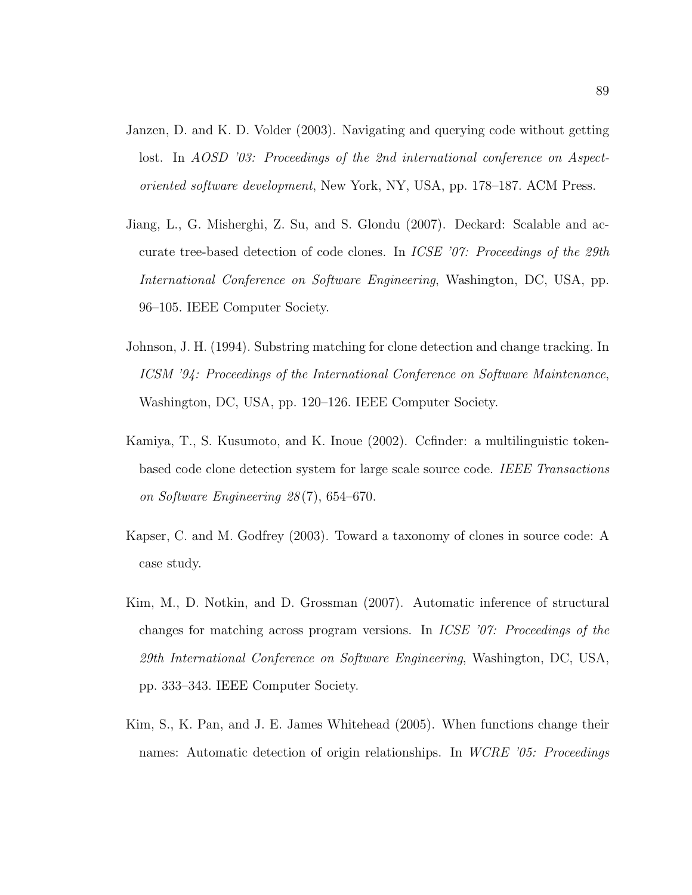Janzen, D. and K. D. Volder (2003). Navigating and querying code without getting lost. In *AOSD '03: Proceedings of the 2nd international conference on Aspect-oriented software development*, New York, NY, USA, pp. 178–187. ACM Press.

Jiang, L., G. Misherghi, Z. Su, and S. Glondu (2007). Deckard: Scalable and accurate tree-based detection of code clones. In *ICSE '07: Proceedings of the 29th International Conference on Software Engineering*, Washington, DC, USA, pp. 96–105. IEEE Computer Society.

Johnson, J. H. (1994). Substring matching for clone detection and change tracking. In *ICSM '94: Proceedings of the International Conference on Software Maintenance*, Washington, DC, USA, pp. 120–126. IEEE Computer Society.

Kamiya, T., S. Kusumoto, and K. Inoue (2002). Ccfinder: a multilinguistic token-based code clone detection system for large scale source code. *IEEE Transactions on Software Engineering 28*(7), 654–670.

Kapser, C. and M. Godfrey (2003). Toward a taxonomy of clones in source code: A case study.

Kim, M., D. Notkin, and D. Grossman (2007). Automatic inference of structural changes for matching across program versions. In *ICSE '07: Proceedings of the 29th International Conference on Software Engineering*, Washington, DC, USA, pp. 333–343. IEEE Computer Society.

Kim, S., K. Pan, and J. E. James Whitehead (2005). When functions change their names: Automatic detection of origin relationships. In *WCRE '05: Proceedings*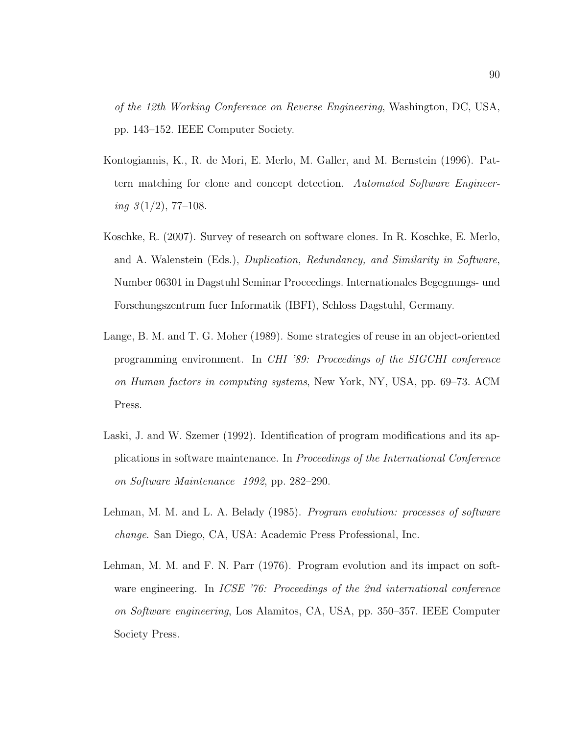*of the 12th Working Conference on Reverse Engineering*, Washington, DC, USA, pp. 143–152. IEEE Computer Society.

Kontogiannis, K., R. de Mori, E. Merlo, M. Galler, and M. Bernstein (1996). Pattern matching for clone and concept detection. *Automated Software Engineering 3*(1/2), 77–108.

Koschke, R. (2007). Survey of research on software clones. In R. Koschke, E. Merlo, and A. Walenstein (Eds.), *Duplication, Redundancy, and Similarity in Software*, Number 06301 in Dagstuhl Seminar Proceedings. Internationales Begegnungs- und Forschungszentrum fuer Informatik (IBFI), Schloss Dagstuhl, Germany.

Lange, B. M. and T. G. Moher (1989). Some strategies of reuse in an object-oriented programming environment. In *CHI '89: Proceedings of the SIGCHI conference on Human factors in computing systems*, New York, NY, USA, pp. 69–73. ACM Press.

Laski, J. and W. Szemer (1992). Identification of program modifications and its applications in software maintenance. In *Proceedings of the International Conference on Software Maintenance 1992*, pp. 282–290.

Lehman, M. M. and L. A. Belady (1985). *Program evolution: processes of software change*. San Diego, CA, USA: Academic Press Professional, Inc.

Lehman, M. M. and F. N. Parr (1976). Program evolution and its impact on software engineering. In *ICSE '76: Proceedings of the 2nd international conference on Software engineering*, Los Alamitos, CA, USA, pp. 350–357. IEEE Computer Society Press.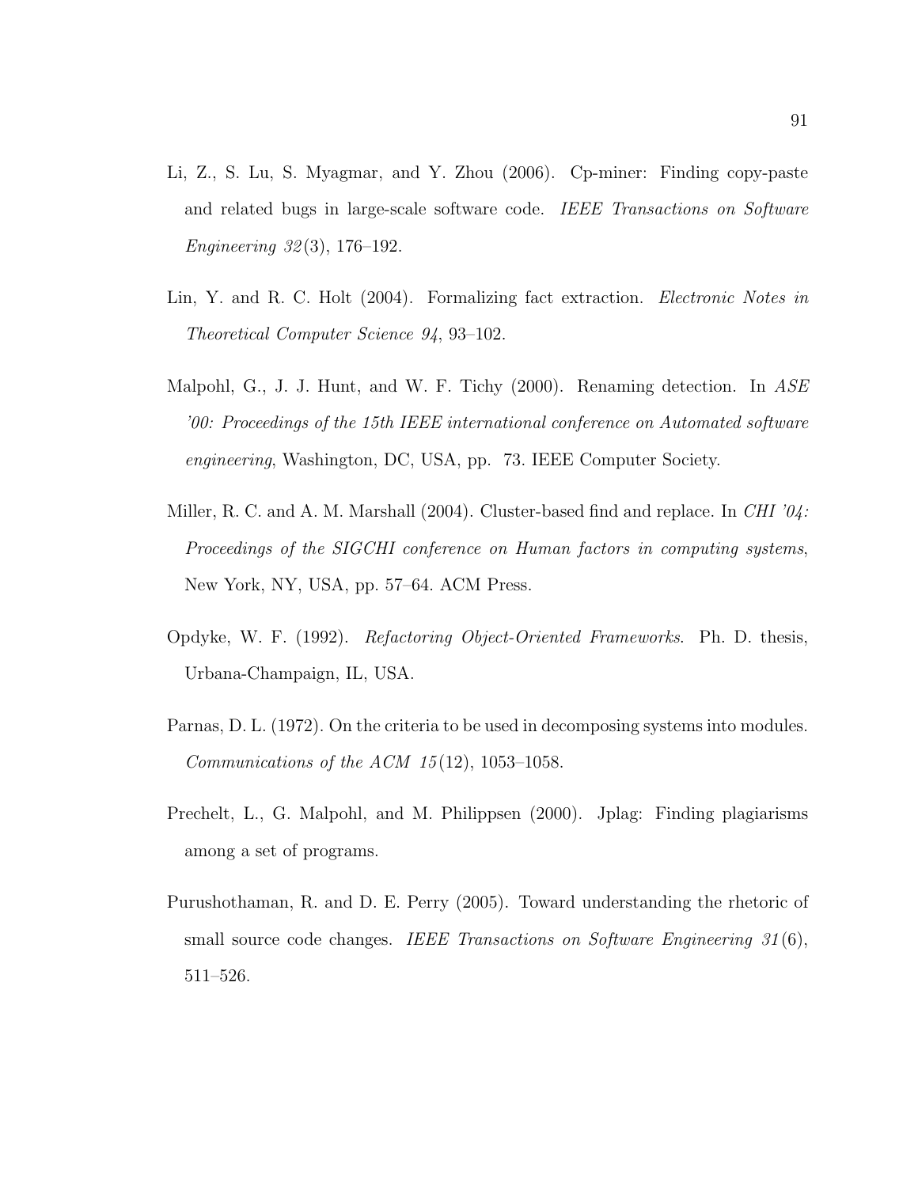Li, Z., S. Lu, S. Myagmar, and Y. Zhou (2006). Cp-miner: Finding copy-paste and related bugs in large-scale software code. *IEEE Transactions on Software Engineering 32*(3), 176–192.

Lin, Y. and R. C. Holt (2004). Formalizing fact extraction. *Electronic Notes in Theoretical Computer Science 94*, 93–102.

Malpohl, G., J. J. Hunt, and W. F. Tichy (2000). Renaming detection. In *ASE '00: Proceedings of the 15th IEEE international conference on Automated software engineering*, Washington, DC, USA, pp. 73. IEEE Computer Society.

Miller, R. C. and A. M. Marshall (2004). Cluster-based find and replace. In *CHI '04: Proceedings of the SIGCHI conference on Human factors in computing systems*, New York, NY, USA, pp. 57–64. ACM Press.

Opdyke, W. F. (1992). *Refactoring Object-Oriented Frameworks*. Ph. D. thesis, Urbana-Champaign, IL, USA.

Parnas, D. L. (1972). On the criteria to be used in decomposing systems into modules. *Communications of the ACM 15*(12), 1053–1058.

Prechelt, L., G. Malpohl, and M. Philippsen (2000). Jplag: Finding plagiarisms among a set of programs.

Purushothaman, R. and D. E. Perry (2005). Toward understanding the rhetoric of small source code changes. *IEEE Transactions on Software Engineering 31*(6), 511–526.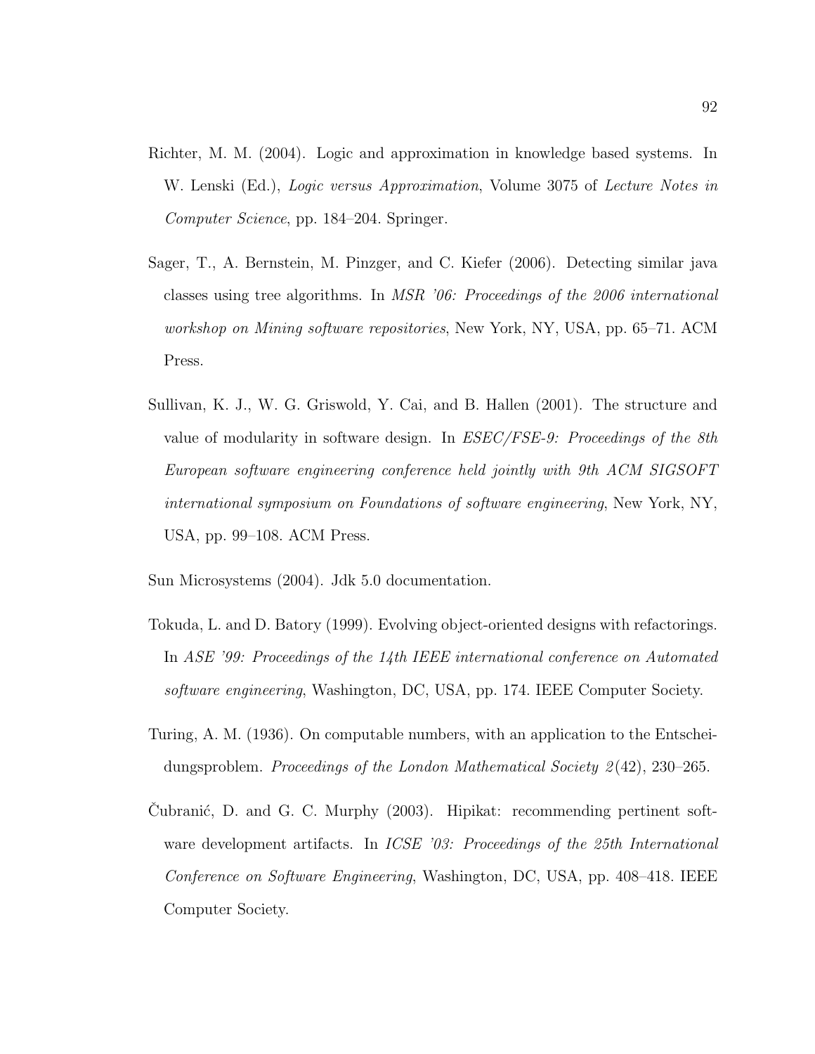Richter, M. M. (2004). Logic and approximation in knowledge based systems. In W. Lenski (Ed.), *Logic versus Approximation*, Volume 3075 of *Lecture Notes in Computer Science*, pp. 184–204. Springer.

Sager, T., A. Bernstein, M. Pinzger, and C. Kiefer (2006). Detecting similar java classes using tree algorithms. In *MSR '06: Proceedings of the 2006 international workshop on Mining software repositories*, New York, NY, USA, pp. 65–71. ACM Press.

Sullivan, K. J., W. G. Griswold, Y. Cai, and B. Hallen (2001). The structure and value of modularity in software design. In *ESEC/FSE-9: Proceedings of the 8th European software engineering conference held jointly with 9th ACM SIGSOFT international symposium on Foundations of software engineering*, New York, NY, USA, pp. 99–108. ACM Press.

Sun Microsystems (2004). Jdk 5.0 documentation.

Tokuda, L. and D. Batory (1999). Evolving object-oriented designs with refactorings. In *ASE '99: Proceedings of the 14th IEEE international conference on Automated software engineering*, Washington, DC, USA, pp. 174. IEEE Computer Society.

Turing, A. M. (1936). On computable numbers, with an application to the Entscheidungsproblem. *Proceedings of the London Mathematical Society 2*(42), 230–265.

Čubranić, D. and G. C. Murphy (2003). Hipikat: recommending pertinent software development artifacts. In *ICSE '03: Proceedings of the 25th International Conference on Software Engineering*, Washington, DC, USA, pp. 408–418. IEEE Computer Society.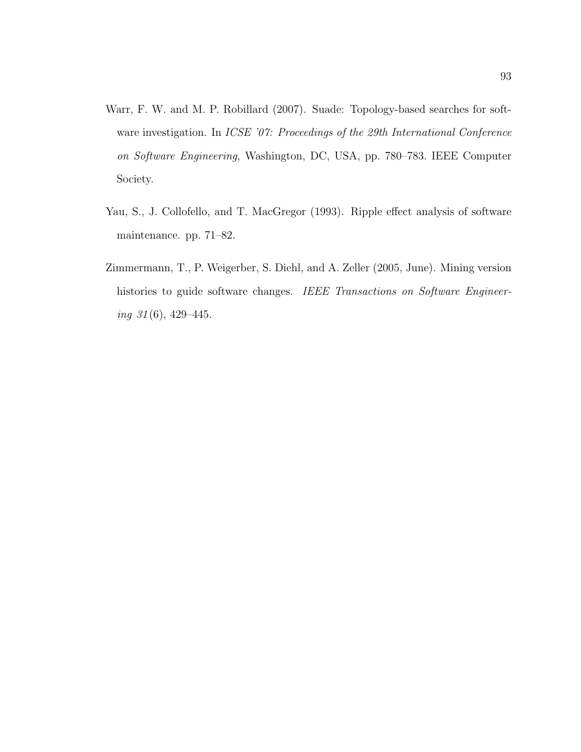Warr, F. W. and M. P. Robillard (2007). Suade: Topology-based searches for software investigation. In *ICSE '07: Proceedings of the 29th International Conference on Software Engineering*, Washington, DC, USA, pp. 780–783. IEEE Computer Society.

Yau, S., J. Collofello, and T. MacGregor (1993). Ripple effect analysis of software maintenance. pp. 71–82.

Zimmermann, T., P. Weigerber, S. Diehl, and A. Zeller (2005, June). Mining version histories to guide software changes. *IEEE Transactions on Software Engineering 31*(6), 429–445.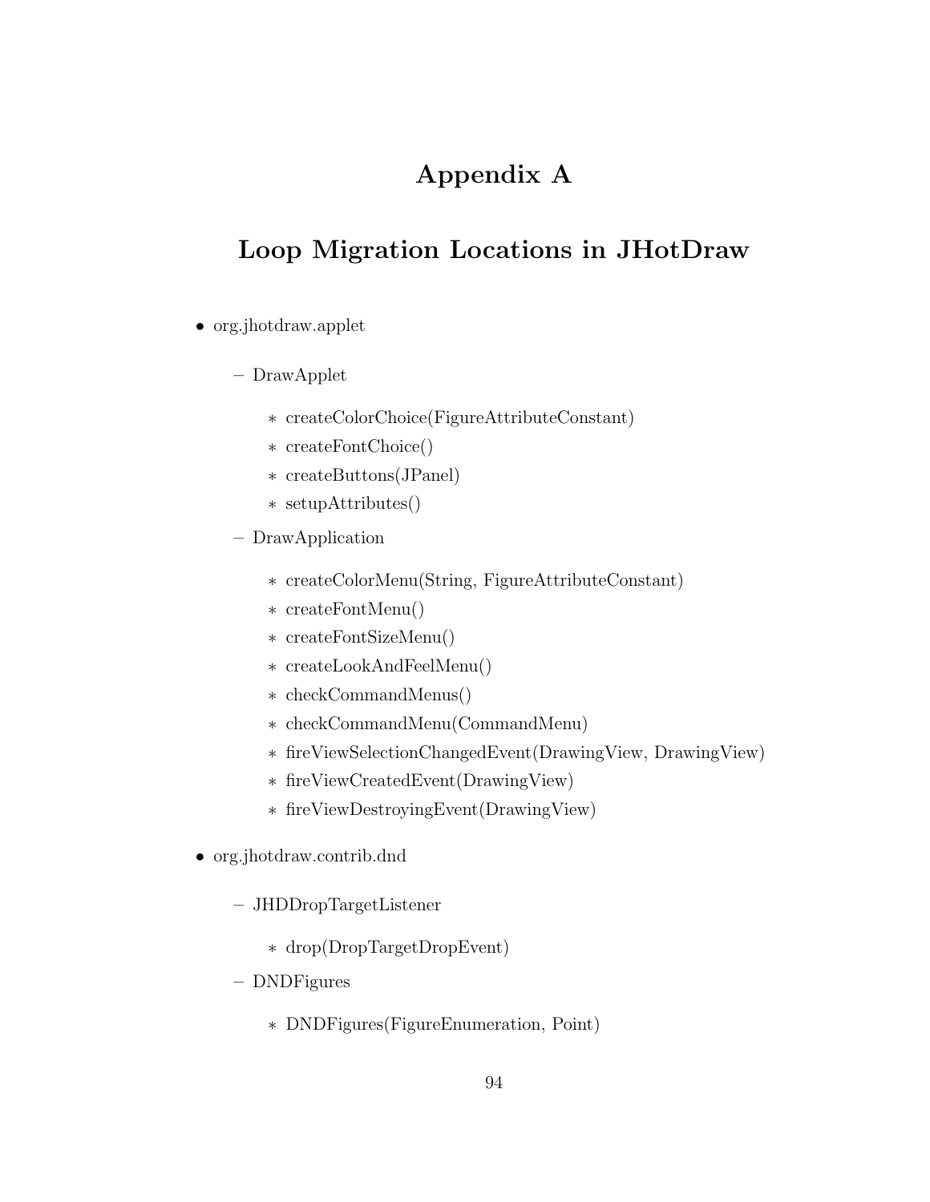# Appendix A

# Loop Migration Locations in JHotDraw

- org.jhotdraw.applet
  - DrawApplet
    - createColorChoice(FigureAttributeConstant)
    - createFontChoice()
    - createButtons(JPanel)
    - setupAttributes()
  - DrawApplication
    - createColorMenu(String, FigureAttributeConstant)
    - createFontMenu()
    - createFontSizeMenu()
    - createLookAndFeelMenu()
    - checkCommandMenus()
    - checkCommandMenu(CommandMenu)
    - fireViewSelectionChangedEvent(DrawingView, DrawingView)
    - fireViewCreatedEvent(DrawingView)
    - fireViewDestroyingEvent(DrawingView)
- org.jhotdraw.contrib.dnd
  - JHDDropTargetListener
    - drop(DropTargetDropEvent)
  - DNDFigures
    - DNDFigures(FigureEnumeration, Point)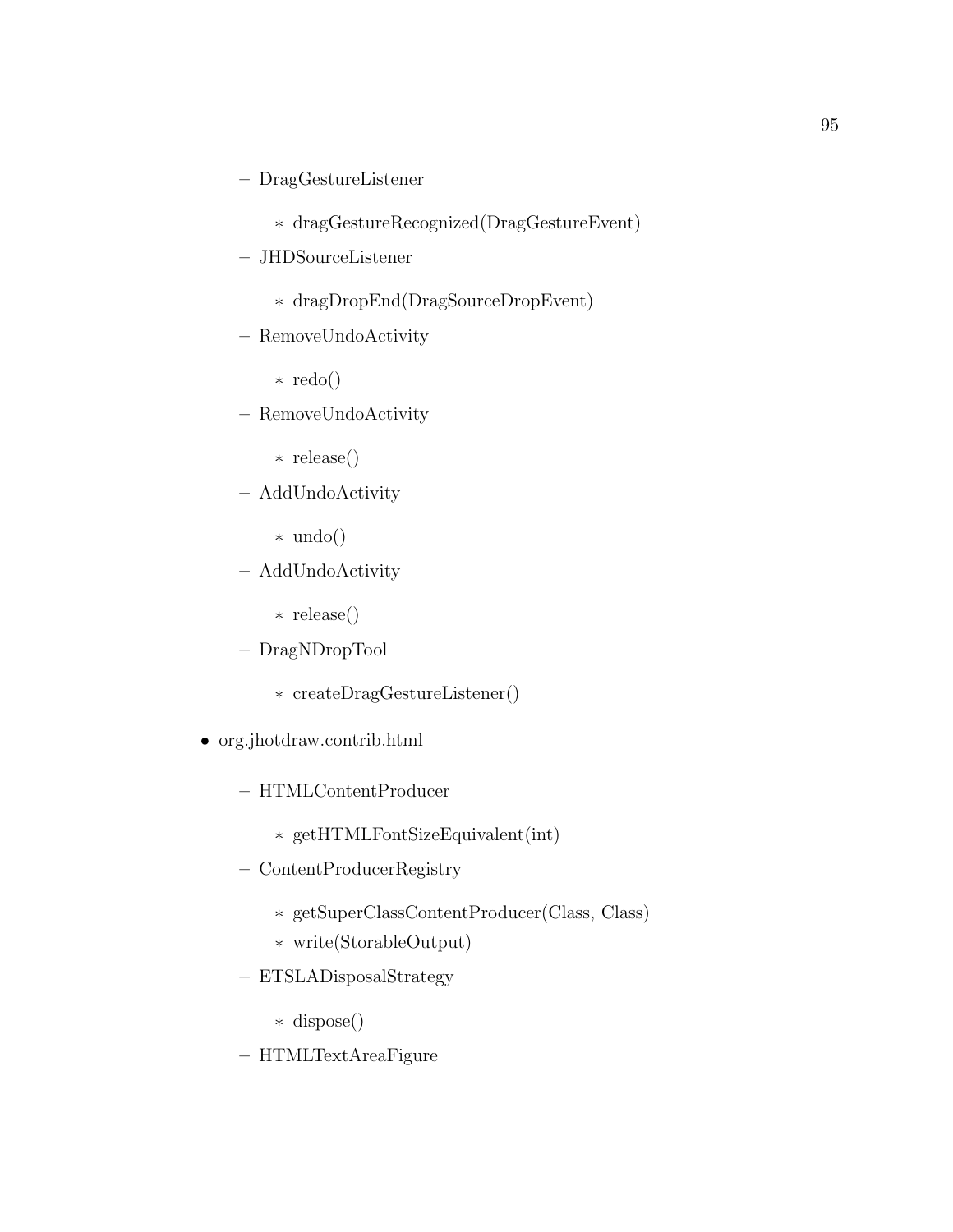- DragGestureListener
    - dragGestureRecognized(DragGestureEvent)
  - JHDSourceListener
    - dragDropEnd(DragSourceDropEvent)
  - RemoveUndoActivity
    - redo()
  - RemoveUndoActivity
    - release()
  - AddUndoActivity
    - undo()
  - AddUndoActivity
    - release()
  - DragNDropTool
    - createDragGestureListener()
- org.jhotdraw.contrib.html
  - HTMLContentProducer
    - getHTMLFontSizeEquivalent(int)
  - ContentProducerRegistry
    - getSuperClassContentProducer(Class, Class)
    - write(StorableOutput)
  - ETSLADisposalStrategy
    - dispose()
  - HTMLTextAreaFigure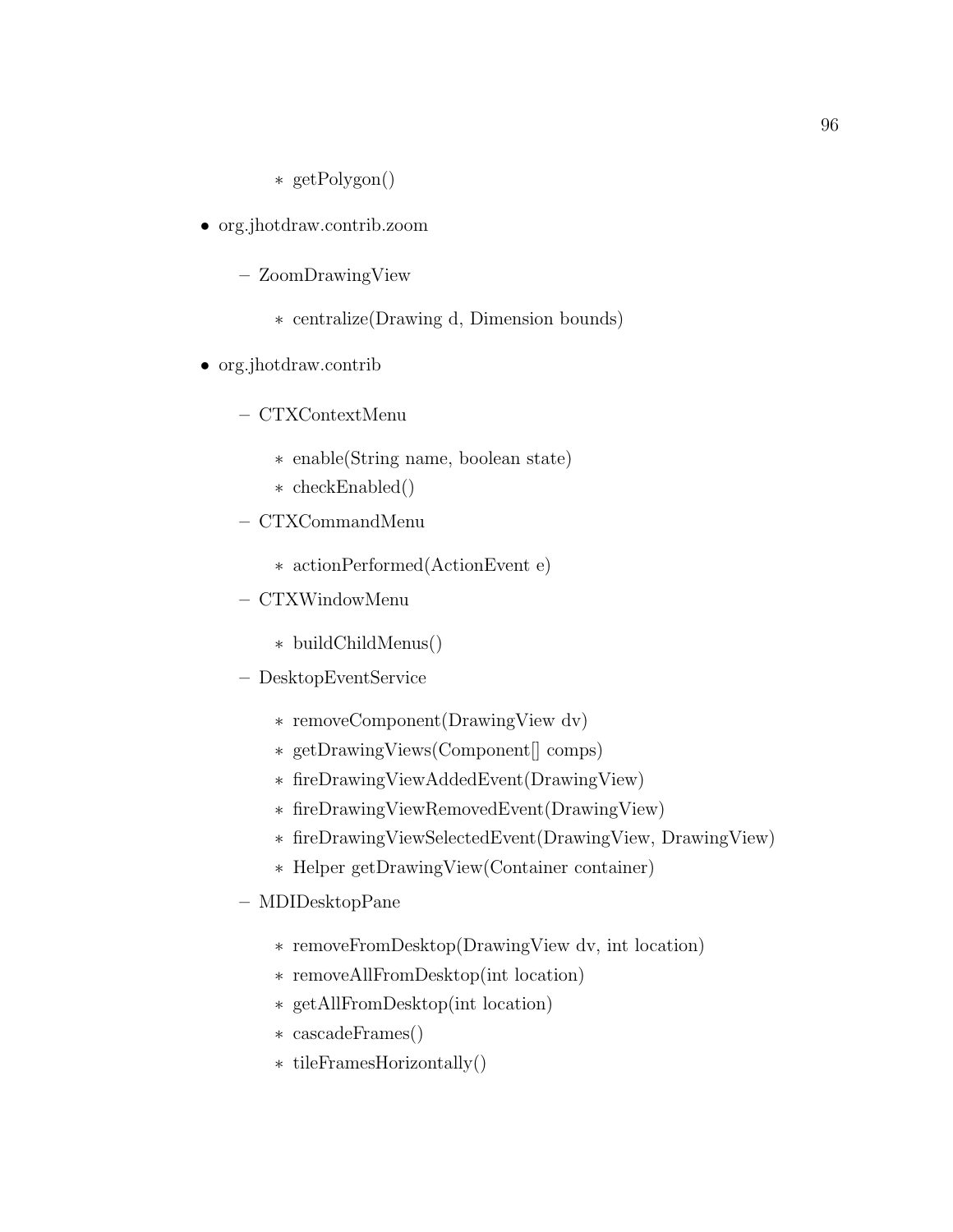- getPolygon()

- org.jhotdraw.contrib.zoom
  - ZoomDrawingView
    - centralize(Drawing d, Dimension bounds)

- org.jhotdraw.contrib
  - CTXContextMenu
    - enable(String name, boolean state)
    - checkEnabled()
  - CTXCommandMenu
    - actionPerformed(ActionEvent e)
  - CTXWindowMenu
    - buildChildMenus()
  - DesktopEventService
    - removeComponent(DrawingView dv)
    - getDrawingViews(Component[] comps)
    - fireDrawingViewAddedEvent(DrawingView)
    - fireDrawingViewRemovedEvent(DrawingView)
    - fireDrawingViewSelectedEvent(DrawingView, DrawingView)
    - Helper getDrawingView(Container container)
  - MDIDesktopPane
    - removeFromDesktop(DrawingView dv, int location)
    - removeAllFromDesktop(int location)
    - getAllFromDesktop(int location)
    - cascadeFrames()
    - tileFramesHorizontally()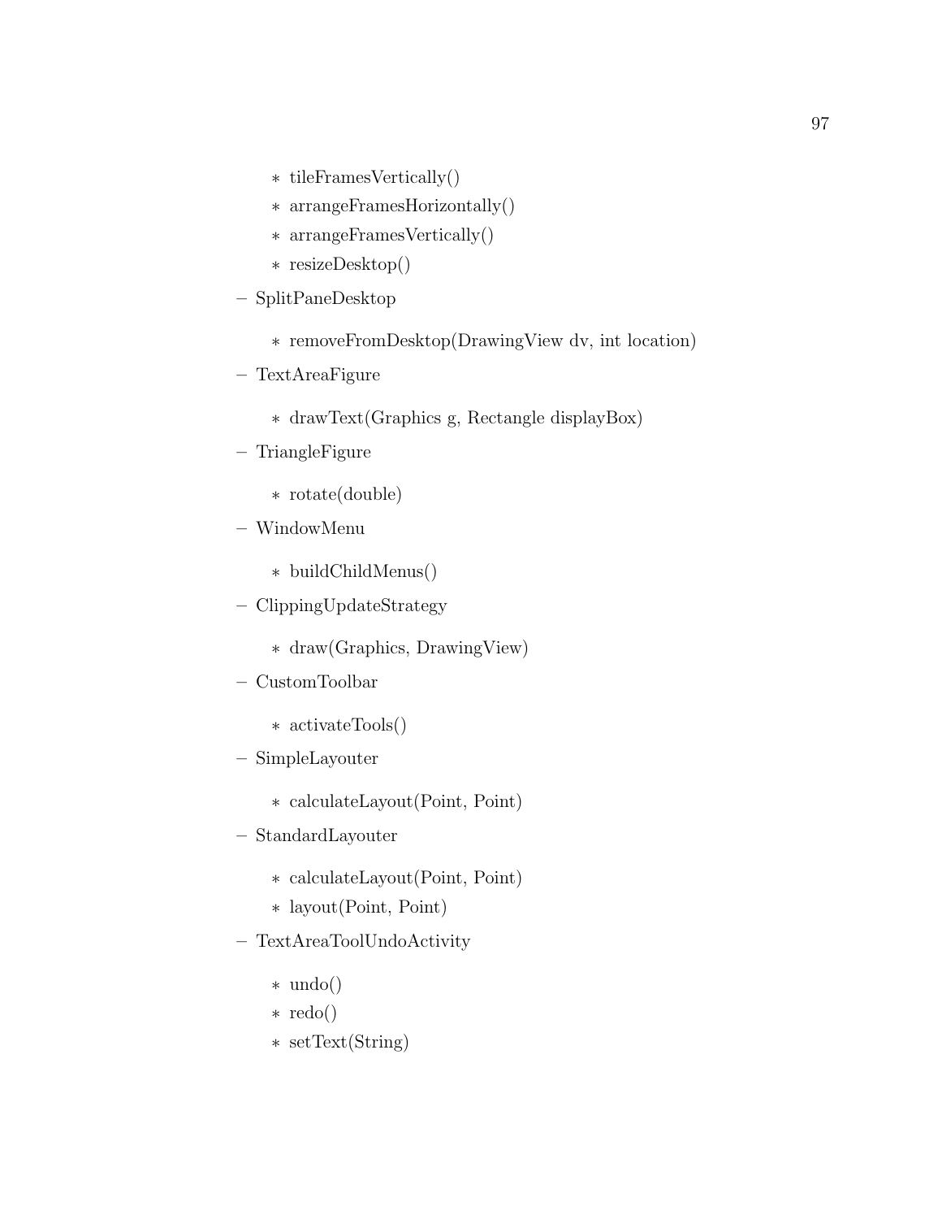- tileFramesVertically()
    - arrangeFramesHorizontally()
    - arrangeFramesVertically()
    - resizeDesktop()
- SplitPaneDesktop
    - removeFromDesktop(DrawingView dv, int location)
- TextAreaFigure
    - drawText(Graphics g, Rectangle displayBox)
- TriangleFigure
    - rotate(double)
- WindowMenu
    - buildChildMenus()
- ClippingUpdateStrategy
    - draw(Graphics, DrawingView)
- CustomToolbar
    - activateTools()
- SimpleLayouter
    - calculateLayout(Point, Point)
- StandardLayouter
    - calculateLayout(Point, Point)
    - layout(Point, Point)
- TextAreaToolUndoActivity
    - undo()
    - redo()
    - setText(String)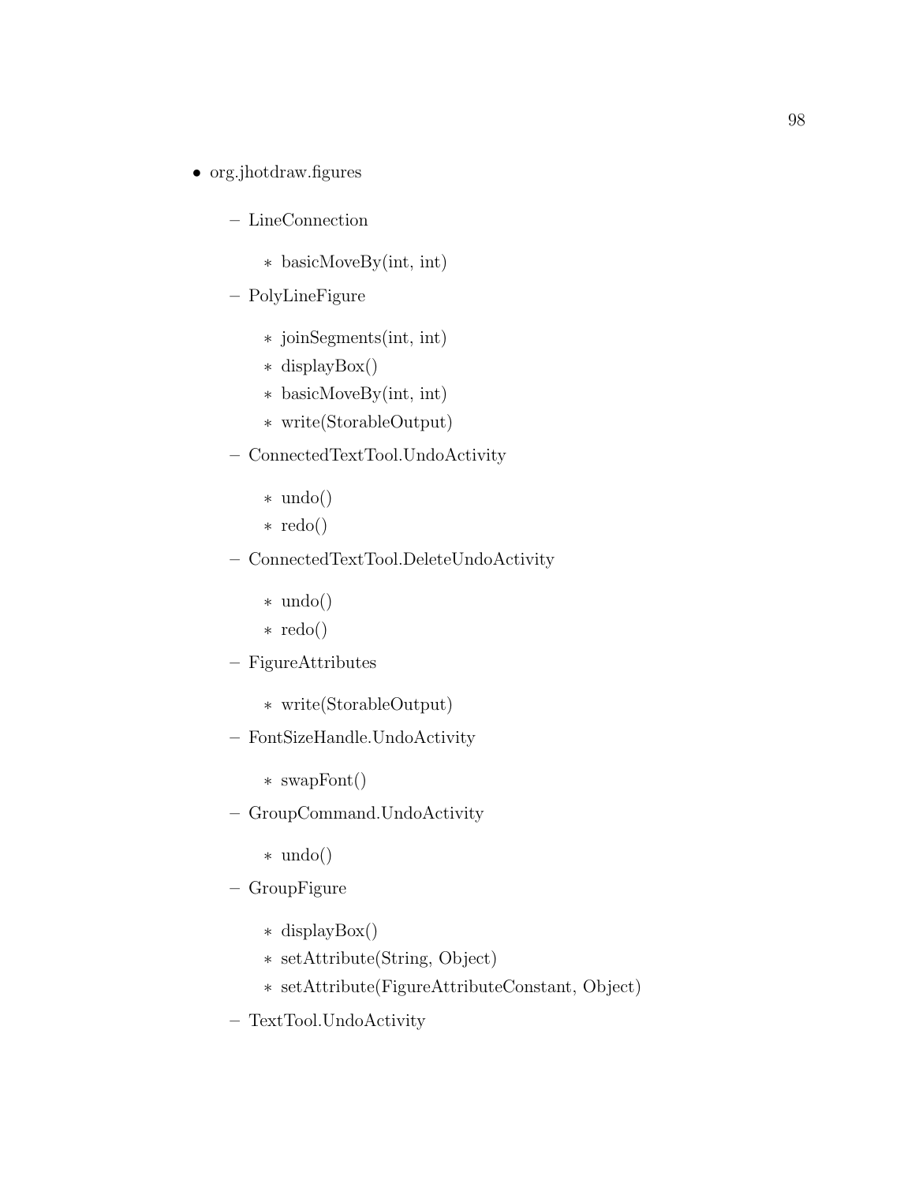- org.jhotdraw.figures
  - LineConnection
    - basicMoveBy(int, int)
  - PolyLineFigure
    - joinSegments(int, int)
    - displayBox()
    - basicMoveBy(int, int)
    - write(StorableOutput)
  - ConnectedTextTool.UndoActivity
    - undo()
    - redo()
  - ConnectedTextTool.DeleteUndoActivity
    - undo()
    - redo()
  - FigureAttributes
    - write(StorableOutput)
  - FontSizeHandle.UndoActivity
    - swapFont()
  - GroupCommand.UndoActivity
    - undo()
  - GroupFigure
    - displayBox()
    - setAttribute(String, Object)
    - setAttribute(FigureAttributeConstant, Object)
  - TextTool.UndoActivity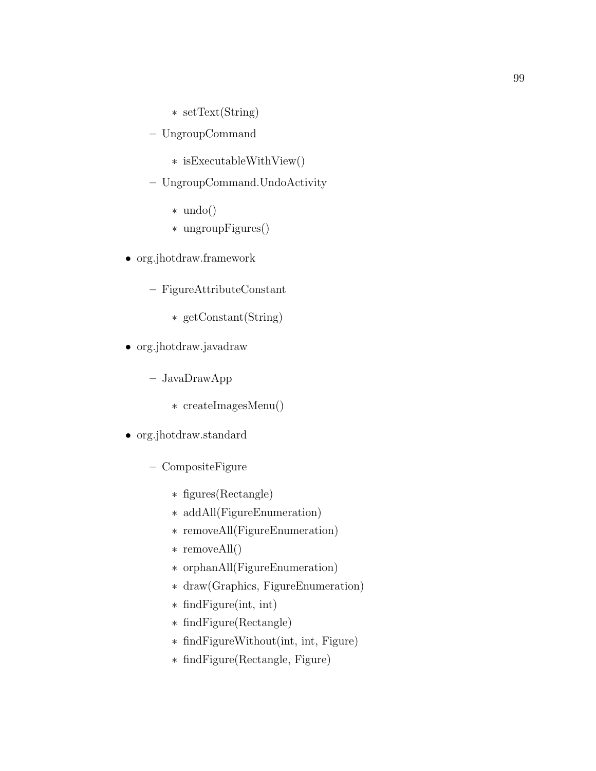- setText(String)
  - UngroupCommand
    - isExecutableWithView()
  - UngroupCommand.UndoActivity
    - undo()
    - ungroupFigures()
- org.jhotdraw.framework
  - FigureAttributeConstant
    - getConstant(String)
- org.jhotdraw.javadraw
  - JavaDrawApp
    - createImagesMenu()
- org.jhotdraw.standard
  - CompositeFigure
    - figures(Rectangle)
    - addAll(FigureEnumeration)
    - removeAll(FigureEnumeration)
    - removeAll()
    - orphanAll(FigureEnumeration)
    - draw(Graphics, FigureEnumeration)
    - findFigure(int, int)
    - findFigure(Rectangle)
    - findFigureWithout(int, int, Figure)
    - findFigure(Rectangle, Figure)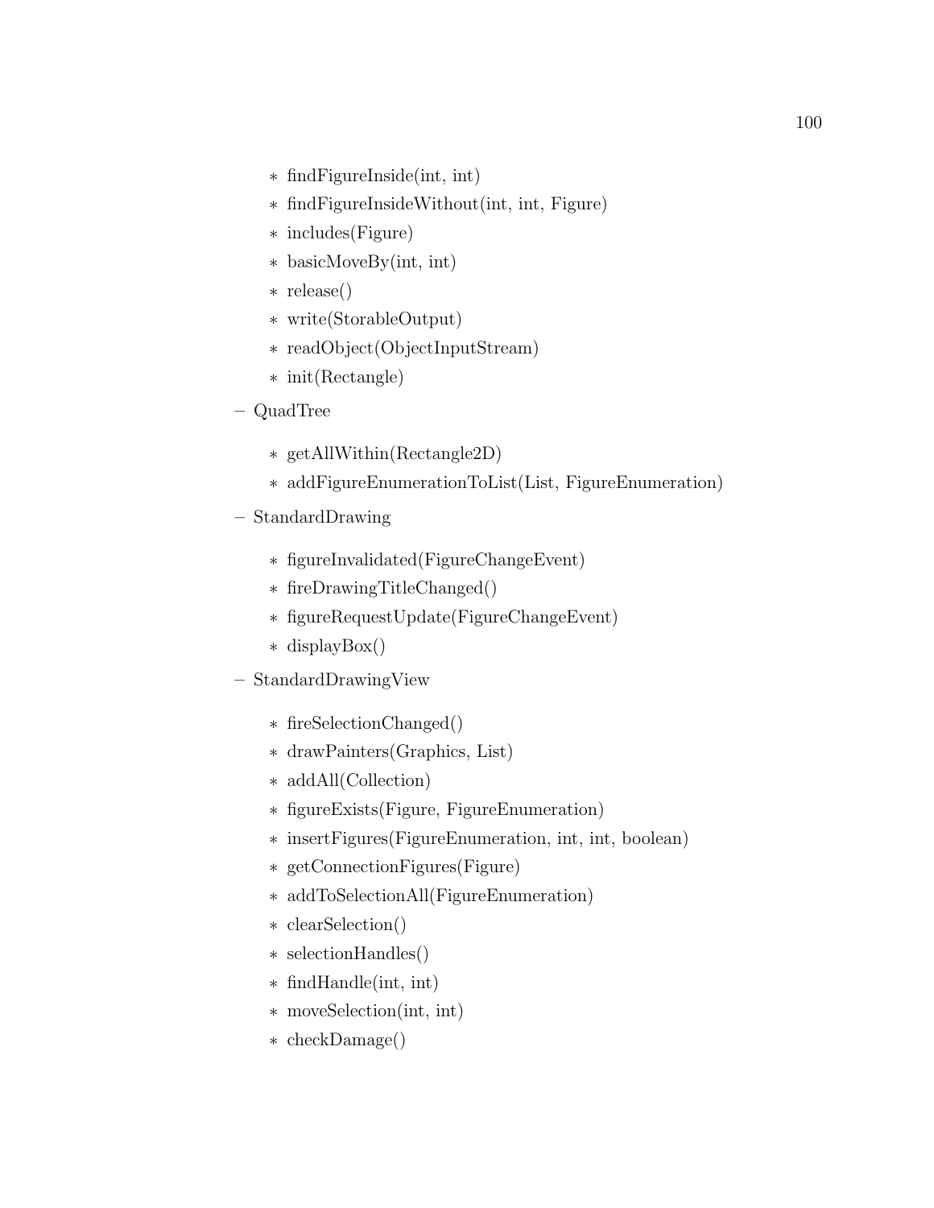- findFigureInside(int, int)
    - findFigureInsideWithout(int, int, Figure)
    - includes(Figure)
    - basicMoveBy(int, int)
    - release()
    - write(StorableOutput)
    - readObject(ObjectInputStream)
    - init(Rectangle)
  - QuadTree
    - getAllWithin(Rectangle2D)
    - addFigureEnumerationToList(List, FigureEnumeration)
  - StandardDrawing
    - figureInvalidated(FigureChangeEvent)
    - fireDrawingTitleChanged()
    - figureRequestUpdate(FigureChangeEvent)
    - displayBox()
  - StandardDrawingView
    - fireSelectionChanged()
    - drawPainters(Graphics, List)
    - addAll(Collection)
    - figureExists(Figure, FigureEnumeration)
    - insertFigures(FigureEnumeration, int, int, boolean)
    - getConnectionFigures(Figure)
    - addToSelectionAll(FigureEnumeration)
    - clearSelection()
    - selectionHandles()
    - findHandle(int, int)
    - moveSelection(int, int)
    - checkDamage()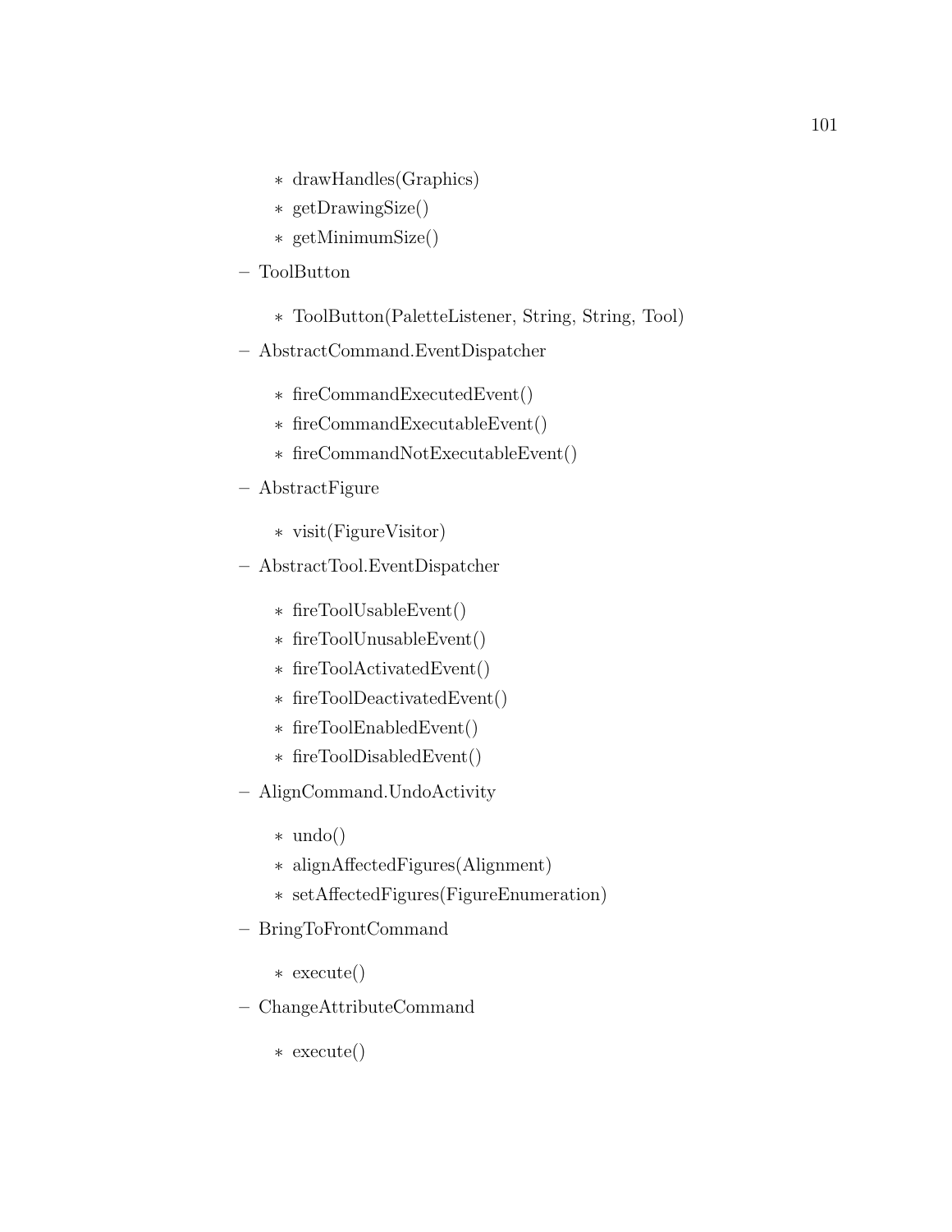- drawHandles(Graphics)
    - getDrawingSize()
    - getMinimumSize()
- ToolButton
    - ToolButton(PaletteListener, String, String, Tool)
- AbstractCommand.EventDispatcher
    - fireCommandExecutedEvent()
    - fireCommandExecutableEvent()
    - fireCommandNotExecutableEvent()
- AbstractFigure
    - visit(FigureVisitor)
- AbstractTool.EventDispatcher
    - fireToolUsableEvent()
    - fireToolUnusableEvent()
    - fireToolActivatedEvent()
    - fireToolDeactivatedEvent()
    - fireToolEnabledEvent()
    - fireToolDisabledEvent()
- AlignCommand.UndoActivity
    - undo()
    - alignAffectedFigures(Alignment)
    - setAffectedFigures(FigureEnumeration)
- BringToFrontCommand
    - execute()
- ChangeAttributeCommand
    - execute()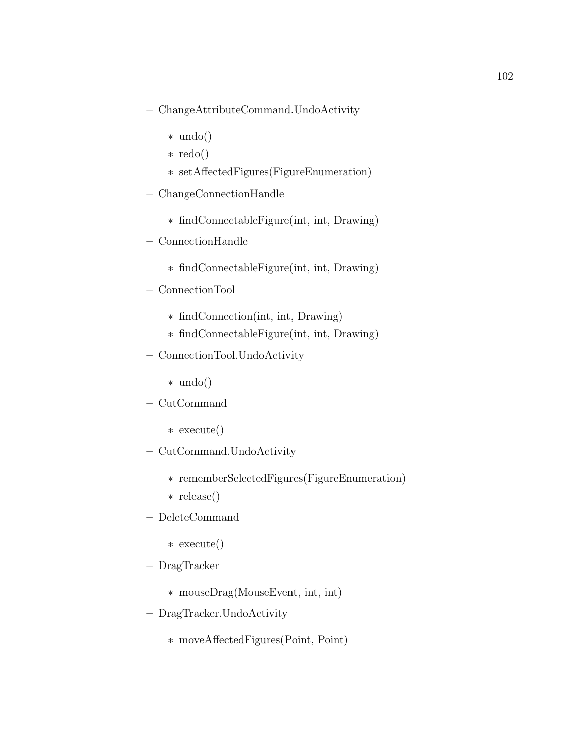- ChangeAttributeCommand.UndoActivity
  * undo()
  * redo()
  * setAffectedFigures(FigureEnumeration)
- ChangeConnectionHandle
  * findConnectableFigure(int, int, Drawing)
- ConnectionHandle
  * findConnectableFigure(int, int, Drawing)
- ConnectionTool
  * findConnection(int, int, Drawing)
  * findConnectableFigure(int, int, Drawing)
- ConnectionTool.UndoActivity
  * undo()
- CutCommand
  * execute()
- CutCommand.UndoActivity
  * rememberSelectedFigures(FigureEnumeration)
  * release()
- DeleteCommand
  * execute()
- DragTracker
  * mouseDrag(MouseEvent, int, int)
- DragTracker.UndoActivity
  * moveAffectedFigures(Point, Point)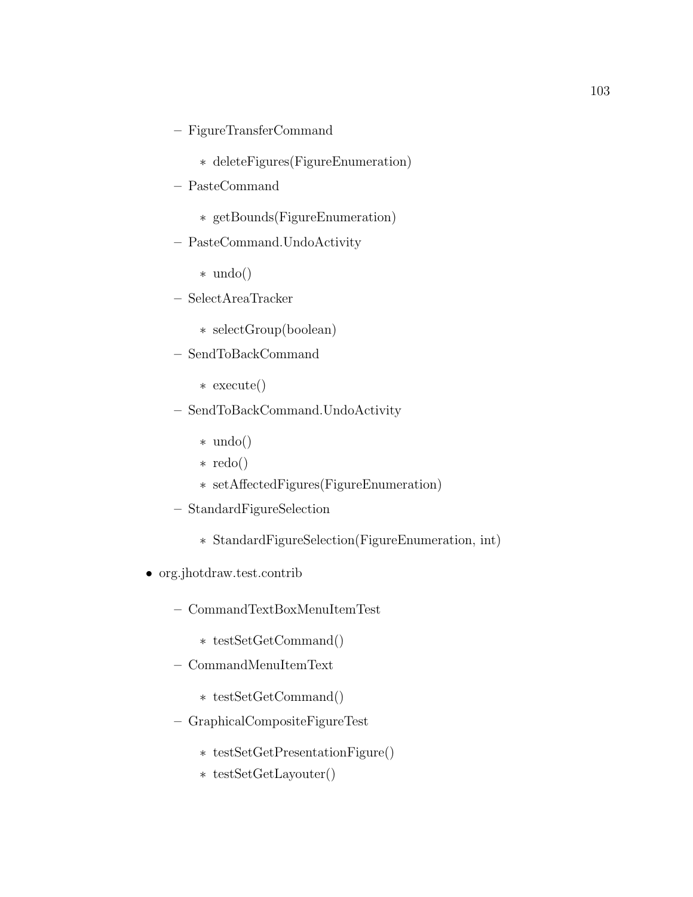- FigureTransferCommand
    * deleteFigures(FigureEnumeration)
  - PasteCommand
    * getBounds(FigureEnumeration)
  - PasteCommand.UndoActivity
    * undo()
  - SelectAreaTracker
    * selectGroup(boolean)
  - SendToBackCommand
    * execute()
  - SendToBackCommand.UndoActivity
    * undo()
    * redo()
    * setAffectedFigures(FigureEnumeration)
  - StandardFigureSelection
    * StandardFigureSelection(FigureEnumeration, int)

- org.jhotdraw.test.contrib
  - CommandTextBoxMenuItemTest
    * testSetGetCommand()
  - CommandMenuItemText
    * testSetGetCommand()
  - GraphicalCompositeFigureTest
    * testSetGetPresentationFigure()
    * testSetGetLayouter()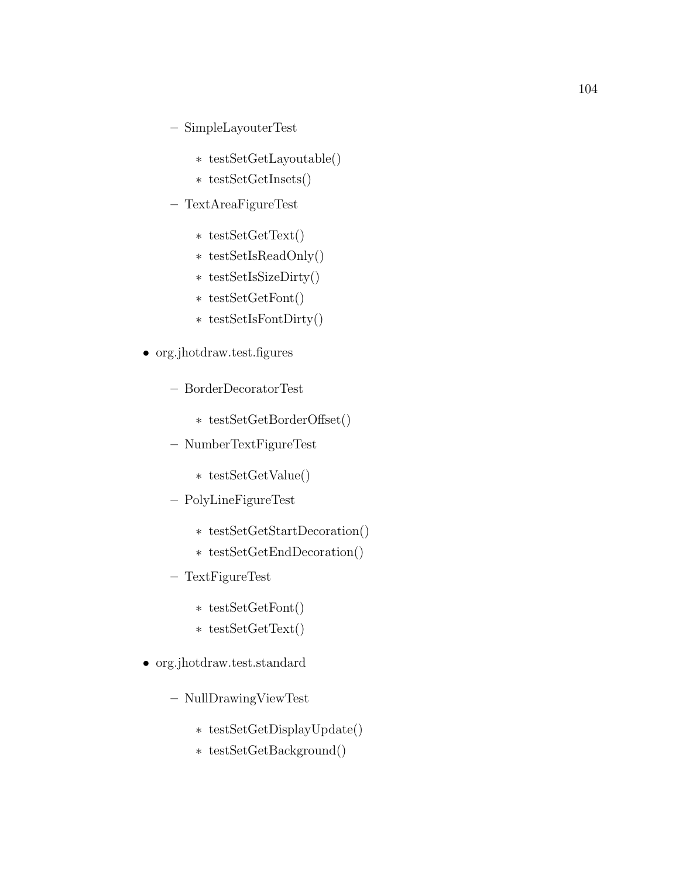- SimpleLayouterTest
    * testSetGetLayoutable()
    * testSetGetInsets()
  - TextAreaFigureTest
    * testSetGetText()
    * testSetIsReadOnly()
    * testSetIsSizeDirty()
    * testSetGetFont()
    * testSetIsFontDirty()

- org.jhotdraw.test.figures
  - BorderDecoratorTest
    * testSetGetBorderOffset()
  - NumberTextFigureTest
    * testSetGetValue()
  - PolyLineFigureTest
    * testSetGetStartDecoration()
    * testSetGetEndDecoration()
  - TextFigureTest
    * testSetGetFont()
    * testSetGetText()

- org.jhotdraw.test.standard
  - NullDrawingViewTest
    * testSetGetDisplayUpdate()
    * testSetGetBackground()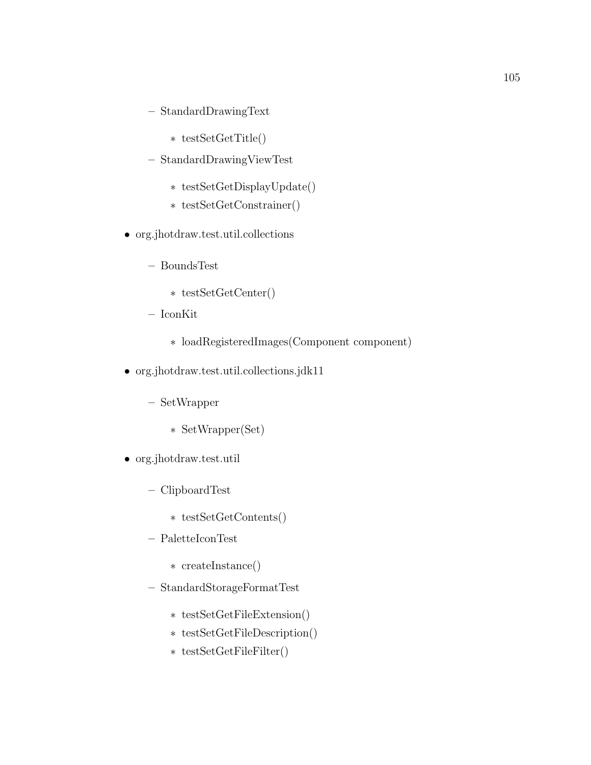- StandardDrawingText
    - testSetGetTitle()
- StandardDrawingViewTest
    - testSetGetDisplayUpdate()
    - testSetGetConstrainer()

- org.jhotdraw.test.util.collections
    - BoundsTest
        - testSetGetCenter()
    - IconKit
        - loadRegisteredImages(Component component)

- org.jhotdraw.test.util.collections.jdk11
    - SetWrapper
        - SetWrapper(Set)

- org.jhotdraw.test.util
    - ClipboardTest
        - testSetGetContents()
    - PaletteIconTest
        - createInstance()
    - StandardStorageFormatTest
        - testSetGetFileExtension()
        - testSetGetFileDescription()
        - testSetGetFileFilter()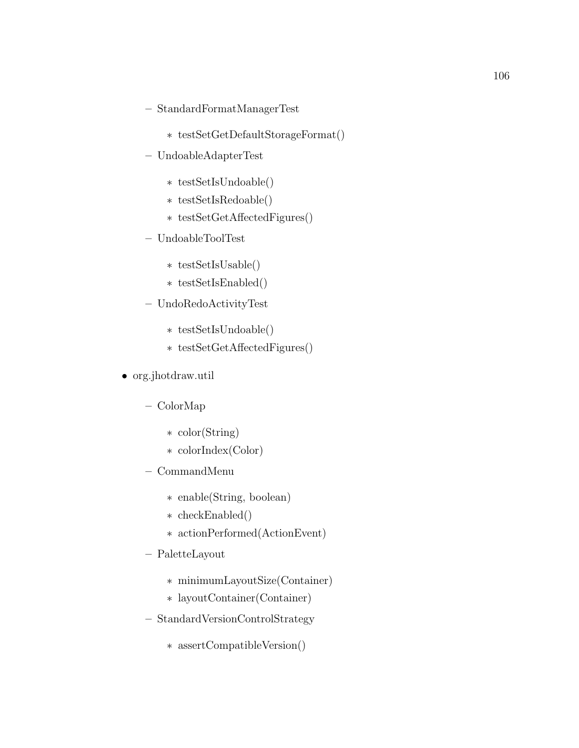- StandardFormatManagerTest
  - testSetGetDefaultStorageFormat()
- UndoableAdapterTest
  - testSetIsUndoable()
  - testSetIsRedoable()
  - testSetGetAffectedFigures()
- UndoableToolTest
  - testSetIsUsable()
  - testSetIsEnabled()
- UndoRedoActivityTest
  - testSetIsUndoable()
  - testSetGetAffectedFigures()

- org.jhotdraw.util
  - ColorMap
    - color(String)
    - colorIndex(Color)
  - CommandMenu
    - enable(String, boolean)
    - checkEnabled()
    - actionPerformed(ActionEvent)
  - PaletteLayout
    - minimumLayoutSize(Container)
    - layoutContainer(Container)
  - StandardVersionControlStrategy
    - assertCompatibleVersion()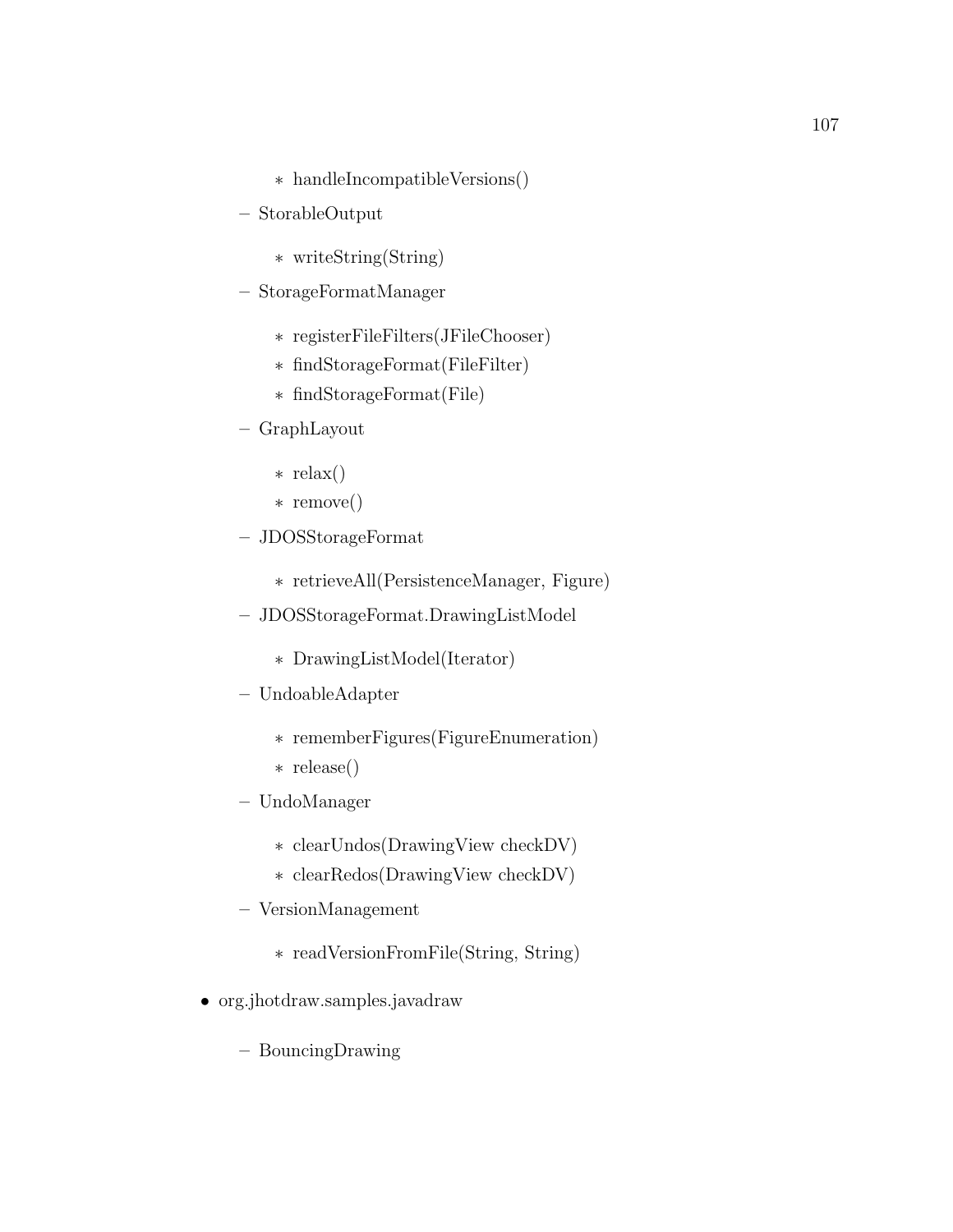- handleIncompatibleVersions()
    - StorableOutput
        - writeString(String)
    - StorageFormatManager
        - registerFileFilters(JFileChooser)
        - findStorageFormat(FileFilter)
        - findStorageFormat(File)
    - GraphLayout
        - relax()
        - remove()
    - JDOSStorageFormat
        - retrieveAll(PersistenceManager, Figure)
    - JDOSStorageFormat.DrawingListModel
        - DrawingListModel(Iterator)
    - UndoableAdapter
        - rememberFigures(FigureEnumeration)
        - release()
    - UndoManager
        - clearUndos(DrawingView checkDV)
        - clearRedos(DrawingView checkDV)
    - VersionManagement
        - readVersionFromFile(String, String)
- org.jhotdraw.samples.javadraw
    - BouncingDrawing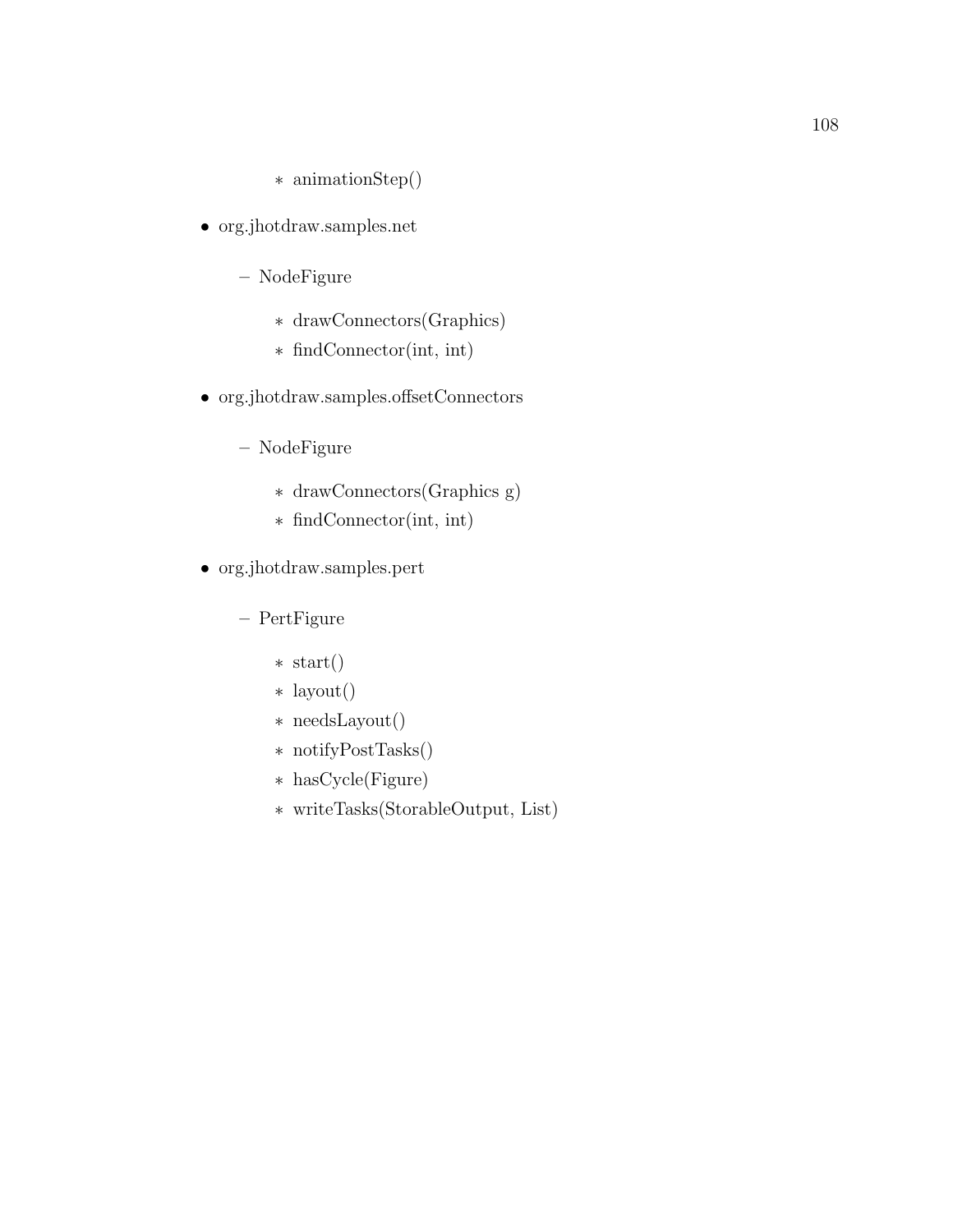- animationStep()

- org.jhotdraw.samples.net
  - NodeFigure
    - drawConnectors(Graphics)
    - findConnector(int, int)

- org.jhotdraw.samples.offsetConnectors
  - NodeFigure
    - drawConnectors(Graphics g)
    - findConnector(int, int)

- org.jhotdraw.samples.pert
  - PertFigure
    - start()
    - layout()
    - needsLayout()
    - notifyPostTasks()
    - hasCycle(Figure)
    - writeTasks(StorableOutput, List)